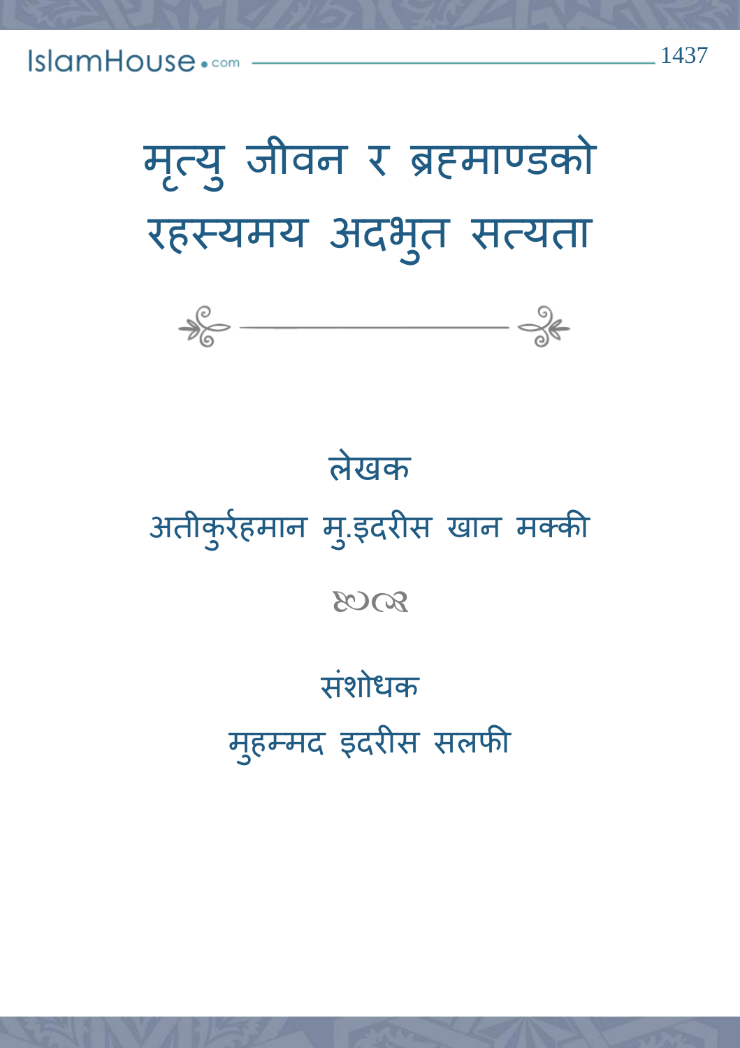# मृत्यु जीवन र ब्रह्माण्डको रहस्यमय अदभुत सत्यता

लेखक

अतीकुर्रहमान मु.इदरीस खान मक्की

संशोधक

मुहम्मद इदरीस सलफी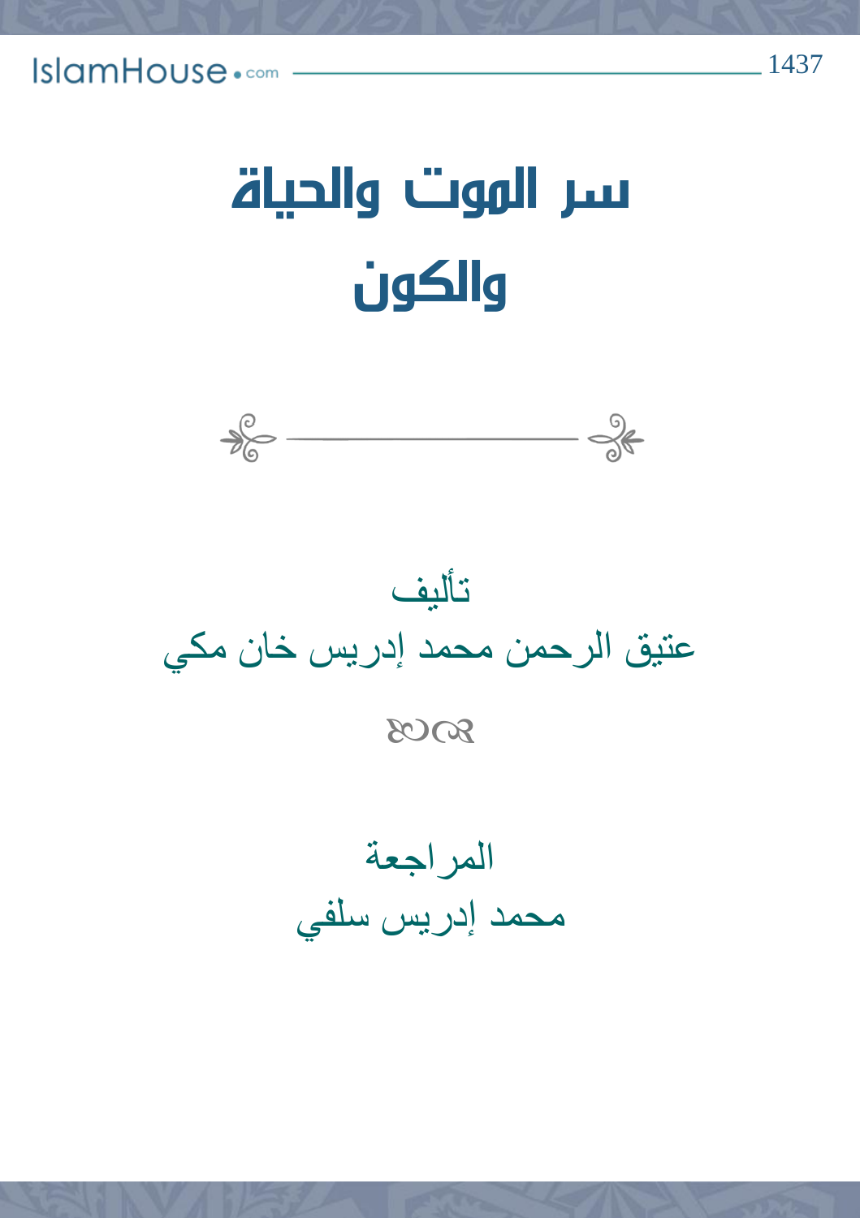# سر الموت والحياة والكون

تأليف

عتيق الرحمن محمد إدريس خان مكي

المراجعة

محمد إدريس سلفي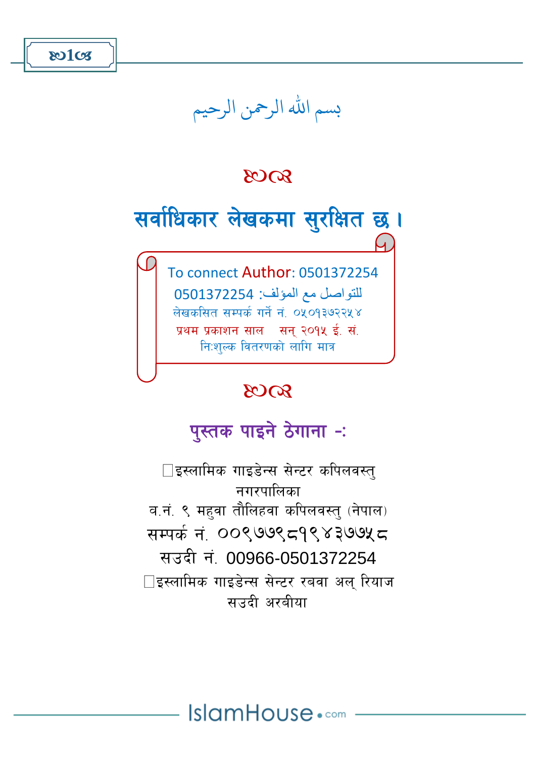بسم الله الرحمن الرحيم

## सर्वाधिकार लेखकमा सुरक्षित छ।

To connect Author: 0501372254

للتواصل مع المؤلف: 0501372254

लेखकसित सम्पर्क गर्ने नं. ०५०१३७२२५४

प्रथम प्रकाशन साल सन् २०१५ ई. सं.

नि:शुल्क वितरणको लागि मात्र

### पुस्तक पाइने ठेगाना -:

इस्लामिक गाइडेन्स सेन्टर कपिलवस्तु नगरपालिका
व.नं. ९ महुवा तौलिहवा कपिलवस्तु (नेपाल)
सम्पर्क नं. ००९७७९८१९४३७७५८
सउदी नं. 00966-0501372254

इस्लामिक गाइडेन्स सेन्टर रबवा अल् रियाज सउदी अरबीया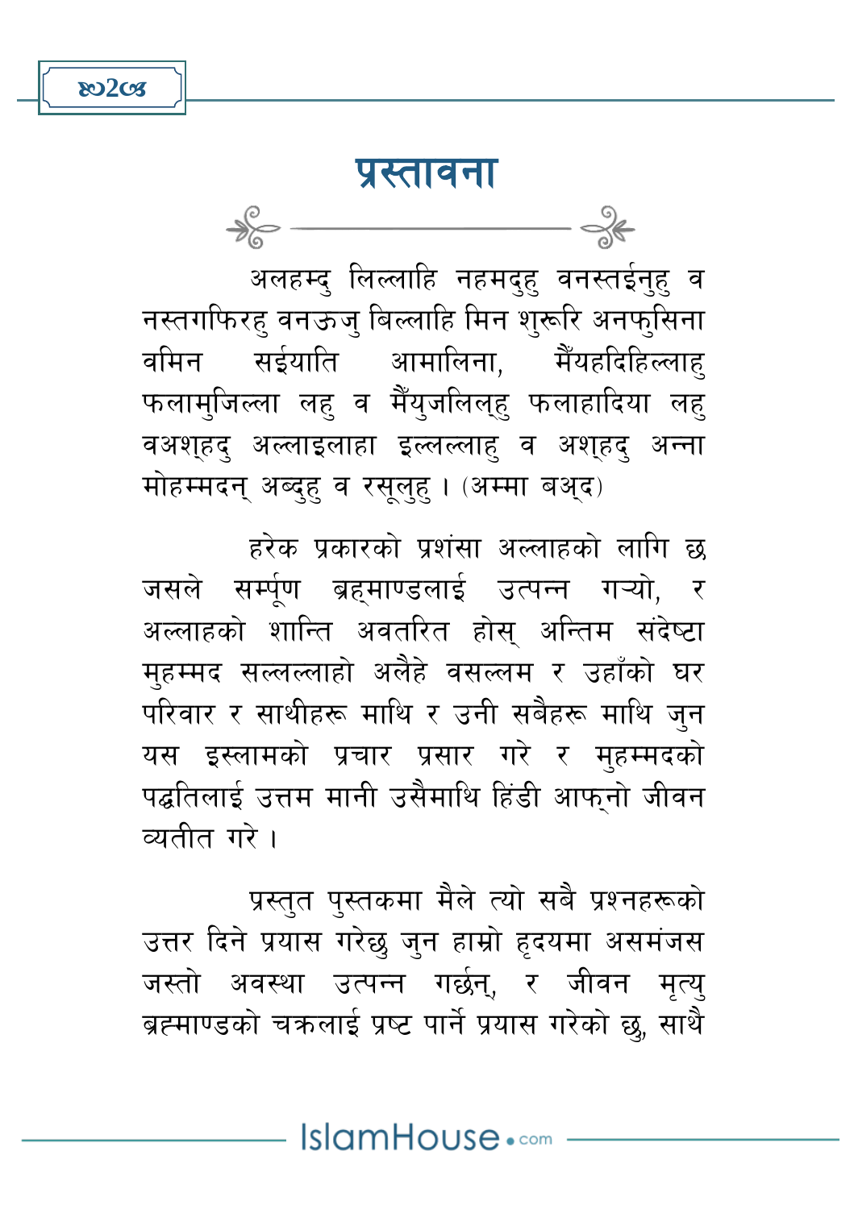# प्रस्तावना

अलहम्दु लिल्लाहि नहमदुहु वनस्तईनुहु व नस्तगफिरहु वनऊजु बिल्लाहि मिन शुरूरि अनफुसिना वमिन सईयाति आमालिना, मैंयहदिहिल्लाहु फलामुजिल्ला लहु व मैंयुजलिल्हु फलाहादिया लहु वअश्हदु अल्लाइलाहा इल्लल्लाहु व अश्हदु अन्ना मोहम्मदन् अब्दुहु व रसूलुहु । (अम्मा बअ्द)

हरेक प्रकारको प्रशंसा अल्लाहको लागि छ जसले सर्म्पूण ब्रह्माण्डलाई उत्पन्न गऱ्यो, र अल्लाहको शान्ति अवतरित होस् अन्तिम संदेष्टा मुहम्मद सल्लल्लाहो अलैहे वसल्लम र उहाँको घर परिवार र साथीहरू माथि र उनी सबैहरू माथि जुन यस इस्लामको प्रचार प्रसार गरे र मुहम्मदको पद्धतिलाई उत्तम मानी उसैमाथि हिंडी आफ्नो जीवन व्यतीत गरे ।

प्रस्तुत पुस्तकमा मैले त्यो सबै प्रश्नहरूको उत्तर दिने प्रयास गरेछु जुन हाम्रो हृदयमा असमंजस जस्तो अवस्था उत्पन्न गर्छन्, र जीवन मृत्यु ब्रह्माण्डको चक्रलाई प्रष्ट पार्ने प्रयास गरेको छु, साथै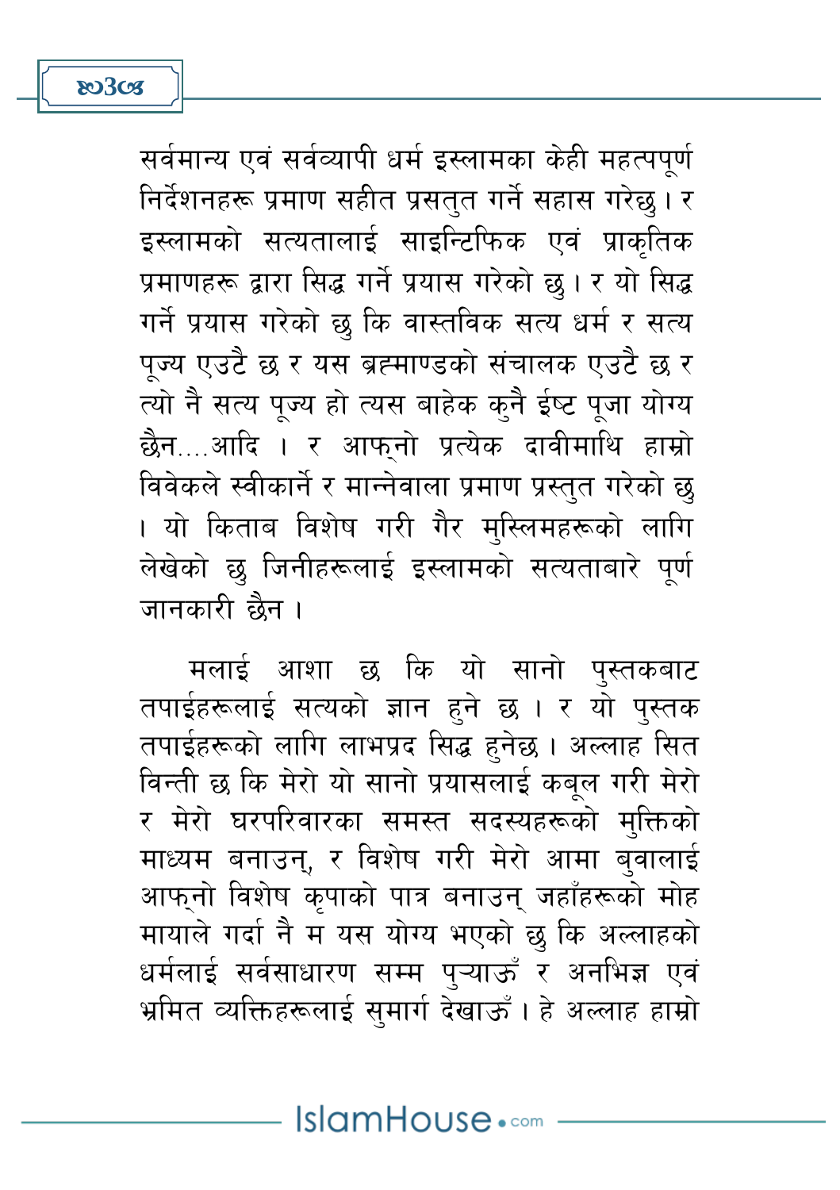सर्वमान्य एवं सर्वव्यापी धर्म इस्लामका केही महत्पपूर्ण निर्देशनहरू प्रमाण सहीत प्रसतुत गर्ने सहास गरेछु। र इस्लामको सत्यतालाई साइन्टिफिक एवं प्राकृतिक प्रमाणहरू द्वारा सिद्ध गर्ने प्रयास गरेको छु। र यो सिद्ध गर्ने प्रयास गरेको छु कि वास्तविक सत्य धर्म र सत्य पूज्य एउटै छ र यस ब्रह्माण्डको संचालक एउटै छ र त्यो नै सत्य पूज्य हो त्यस बाहेक कुनै ईष्ट पूजा योग्य छैन....आदि । र आफ्नो प्रत्येक दावीमाथि हाम्रो विवेकले स्वीकार्ने र मान्नेवाला प्रमाण प्रस्तुत गरेको छु । यो किताब विशेष गरी गैर मुस्लिमहरूको लागि लेखेको छु जिनीहरूलाई इस्लामको सत्यताबारे पूर्ण जानकारी छैन ।

मलाई आशा छ कि यो सानो पुस्तकबाट तपाईहरूलाई सत्यको ज्ञान हुने छ । र यो पुस्तक तपाईहरूको लागि लाभप्रद सिद्ध हुनेछ। अल्लाह सित विन्ती छ कि मेरो यो सानो प्रयासलाई कबूल गरी मेरो र मेरो घरपरिवारका समस्त सदस्यहरूको मुक्तिको माध्यम बनाउन्, र विशेष गरी मेरो आमा बुवालाई आफ्नो विशेष कृपाको पात्र बनाउन् जहाँहरूको मोह मायाले गर्दा नै म यस योग्य भएको छु कि अल्लाहको धर्मलाई सर्वसाधारण सम्म पुऱ्याऊँ र अनभिज्ञ एवं भ्रमित व्यक्तिहरूलाई सुमार्ग देखाऊँ। हे अल्लाह हाम्रो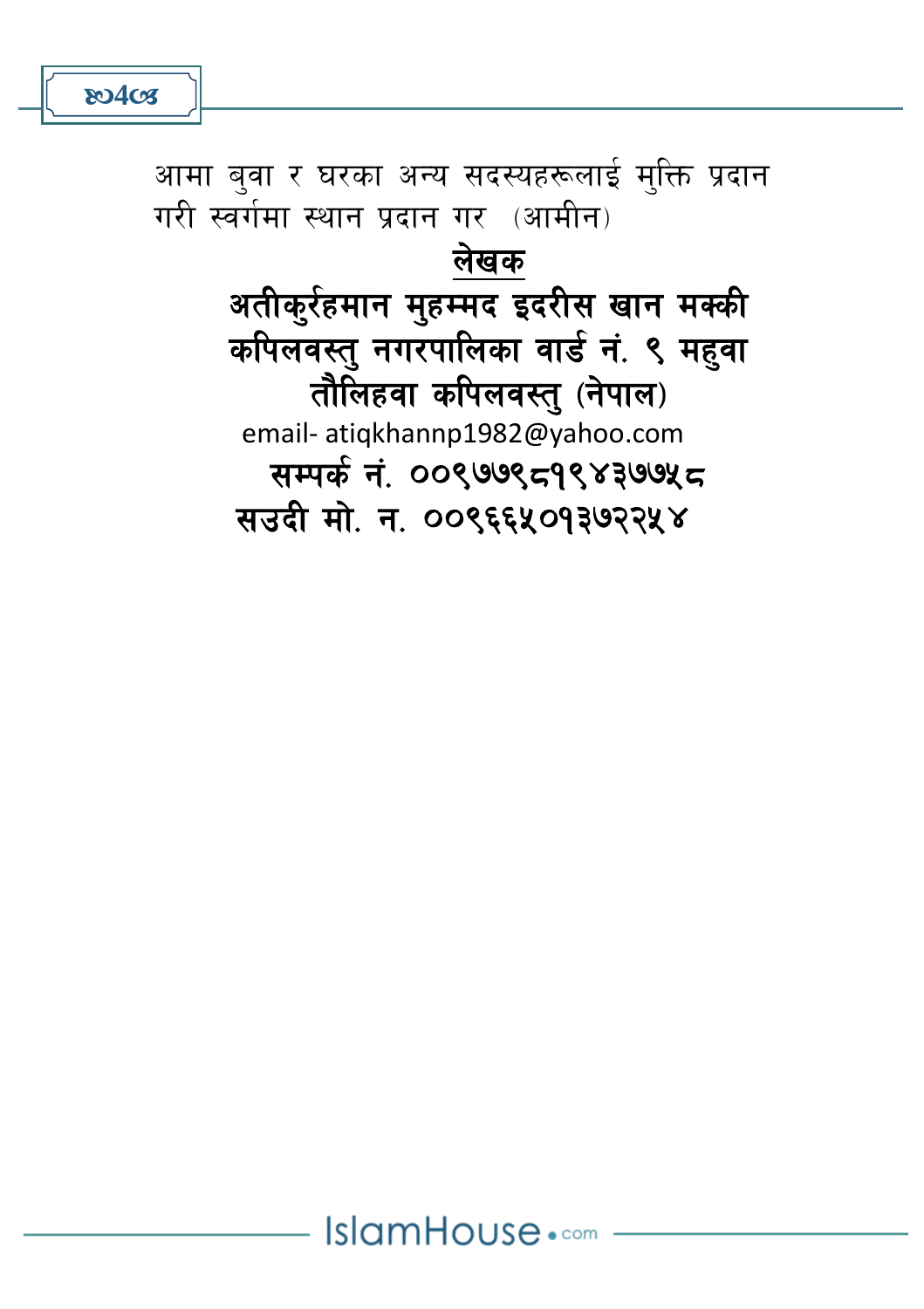आमा बुवा र घरका अन्य सदस्यहरूलाई मुक्ति प्रदान गरी स्वर्गमा स्थान प्रदान गर (आमीन)

**लेखक**

**अतीकुर्रहमान मुहम्मद इदरीस खान मक्की**
**कपिलवस्तु नगरपालिका वार्ड नं. ९ महुवा**
**तौलिहवा कपिलवस्तु (नेपाल)**

email- atiqkhannp1982@yahoo.com

**सम्पर्क नं. ००९७७९८१९४३७७५८**
**सउदी मो. न. ००९६६५०१३७२२५४**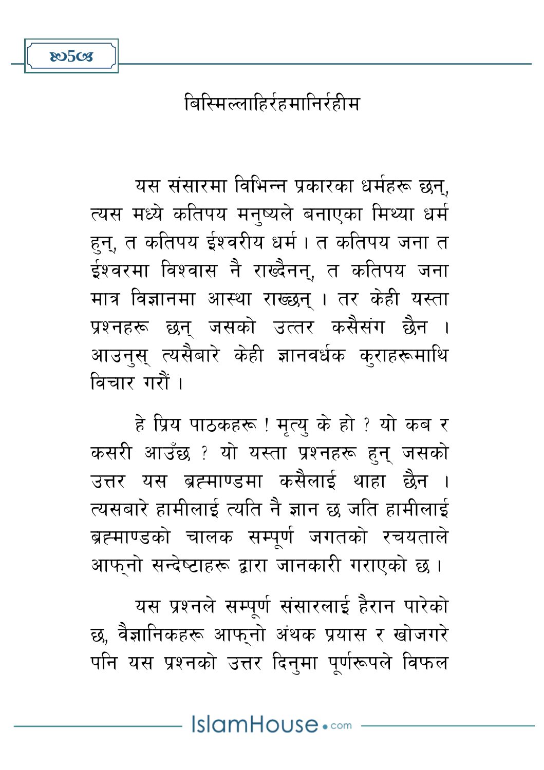बिस्मिल्लाहिर्रहमानिर्रहीम

यस संसारमा विभिन्न प्रकारका धर्महरू छन्, त्यस मध्ये कतिपय मनुष्यले बनाएका मिथ्या धर्म हुन्, त कतिपय ईश्वरीय धर्म । त कतिपय जना त ईश्वरमा विश्वास नै राख्दैनन्, त कतिपय जना मात्र विज्ञानमा आस्था राख्छन् । तर केही यस्ता प्रश्नहरू छन् जसको उत्तर कसैसंग छैन । आउनुस् त्यसैबारे केही ज्ञानवर्धक कुराहरूमाथि विचार गरौं ।

हे प्रिय पाठकहरू ! मृत्यु के हो ? यो कब र कसरी आउँछ ? यो यस्ता प्रश्नहरू हुन् जसको उत्तर यस ब्रह्माण्डमा कसैलाई थाहा छैन । त्यसबारे हामीलाई त्यति नै ज्ञान छ जति हामीलाई ब्रह्माण्डको चालक सम्पूर्ण जगतको रचयताले आफ्नो सन्देष्टाहरू द्वारा जानकारी गराएको छ ।

यस प्रश्नले सम्पूर्ण संसारलाई हैरान पारेको छ, वैज्ञानिकहरू आफ्नो अंथक प्रयास र खोजगरे पनि यस प्रश्नको उत्तर दिनुमा पूर्णरूपले विफल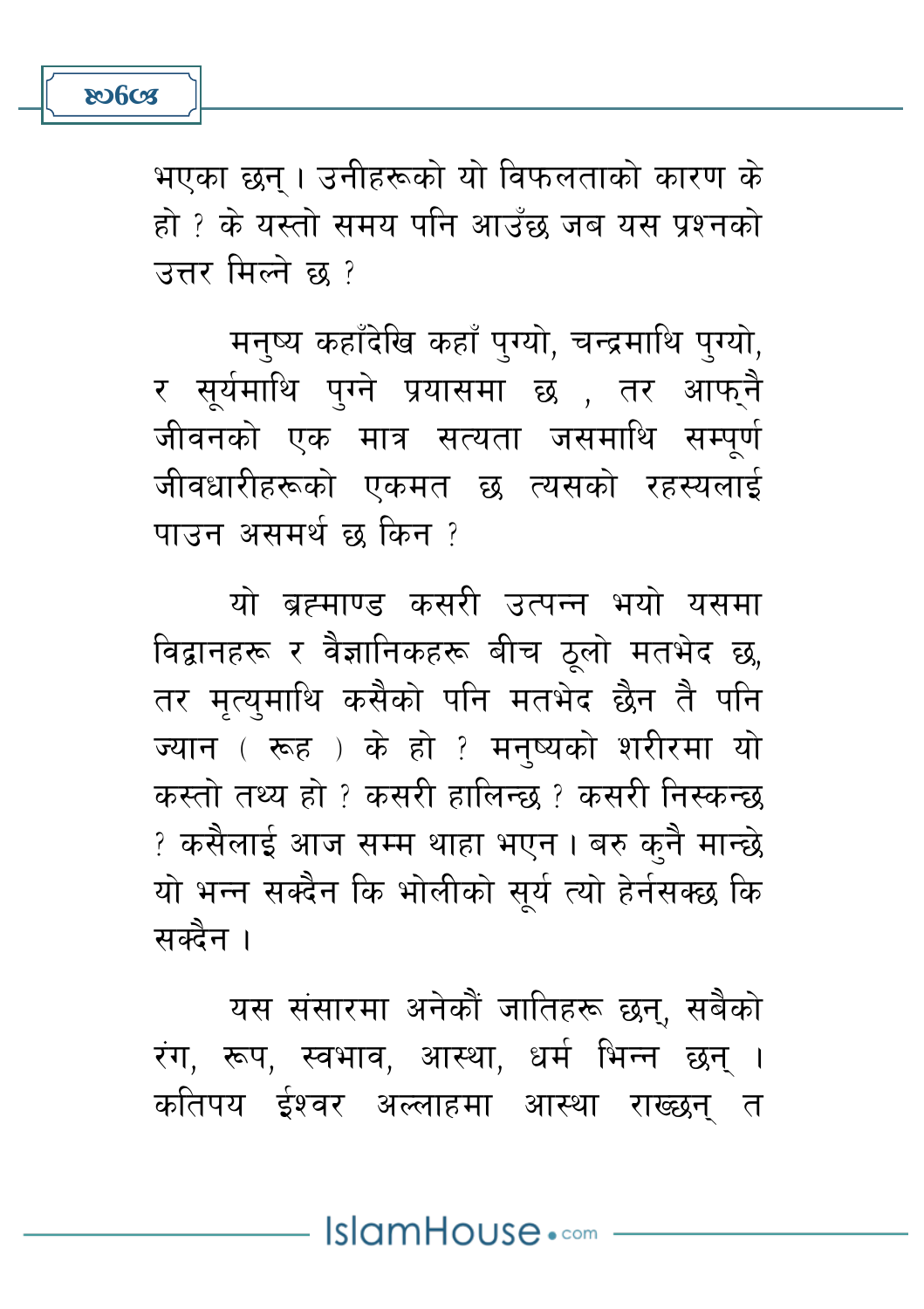भएका छन् । उनीहरूको यो विफलताको कारण के हो ? के यस्तो समय पनि आउँछ जब यस प्रश्नको उत्तर मिल्ने छ ?

मनुष्य कहाँदेखि कहाँ पुग्यो, चन्द्रमाथि पुग्यो, र सूर्यमाथि पुग्ने प्रयासमा छ , तर आफ्नै जीवनको एक मात्र सत्यता जसमाथि सम्पूर्ण जीवधारीहरूको एकमत छ त्यसको रहस्यलाई पाउन असमर्थ छ किन ?

यो ब्रह्माण्ड कसरी उत्पन्न भयो यसमा विद्वानहरू र वैज्ञानिकहरू बीच ठूलो मतभेद छ, तर मृत्युमाथि कसैको पनि मतभेद छैन तै पनि ज्यान ( रूह ) के हो ? मनुष्यको शरीरमा यो कस्तो तथ्य हो ? कसरी हालिन्छ ? कसरी निस्कन्छ ? कसैलाई आज सम्म थाहा भएन । बरु कुनै मान्छे यो भन्न सक्दैन कि भोलीको सूर्य त्यो हेर्नसक्छ कि सक्दैन ।

यस संसारमा अनेकौं जातिहरू छन्, सबैको रंग, रूप, स्वभाव, आस्था, धर्म भिन्न छन् । कतिपय ईश्वर अल्लाहमा आस्था राख्छन् त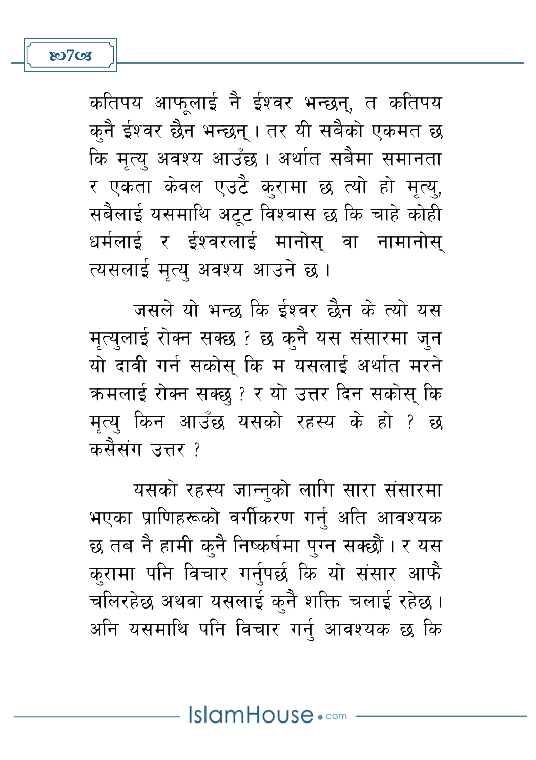कतिपय आफूलाई नै ईश्वर भन्छन्, त कतिपय कुनै ईश्वर छैन भन्छन् । तर यी सबैको एकमत छ कि मृत्यु अवश्य आउँछ । अर्थात सबैमा समानता र एकता केवल एउटै कुरामा छ त्यो हो मृत्यु, सबैलाई यसमाथि अटूट विश्वास छ कि चाहे कोही धर्मलाई र ईश्वरलाई मानोस् वा नामानोस् त्यसलाई मृत्यु अवश्य आउने छ ।

जसले यो भन्छ कि ईश्वर छैन के त्यो यस मृत्युलाई रोक्न सक्छ ? छ कुनै यस संसारमा जुन यो दावी गर्न सकोस् कि म यसलाई अर्थात मरने क्रमलाई रोक्न सक्छु ? र यो उत्तर दिन सकोस् कि मृत्यु किन आउँछ यसको रहस्य के हो ? छ कसैसंग उत्तर ?

यसको रहस्य जान्नुको लागि सारा संसारमा भएका प्राणिहरूको वर्गीकरण गर्नु अति आवश्यक छ तब नै हामी कुनै निष्कर्षमा पुग्न सक्छौं । र यस कुरामा पनि विचार गर्नुपर्छ कि यो संसार आफै चलिरहेछ अथवा यसलाई कुनै शक्ति चलाई रहेछ । अनि यसमाथि पनि विचार गर्नु आवश्यक छ कि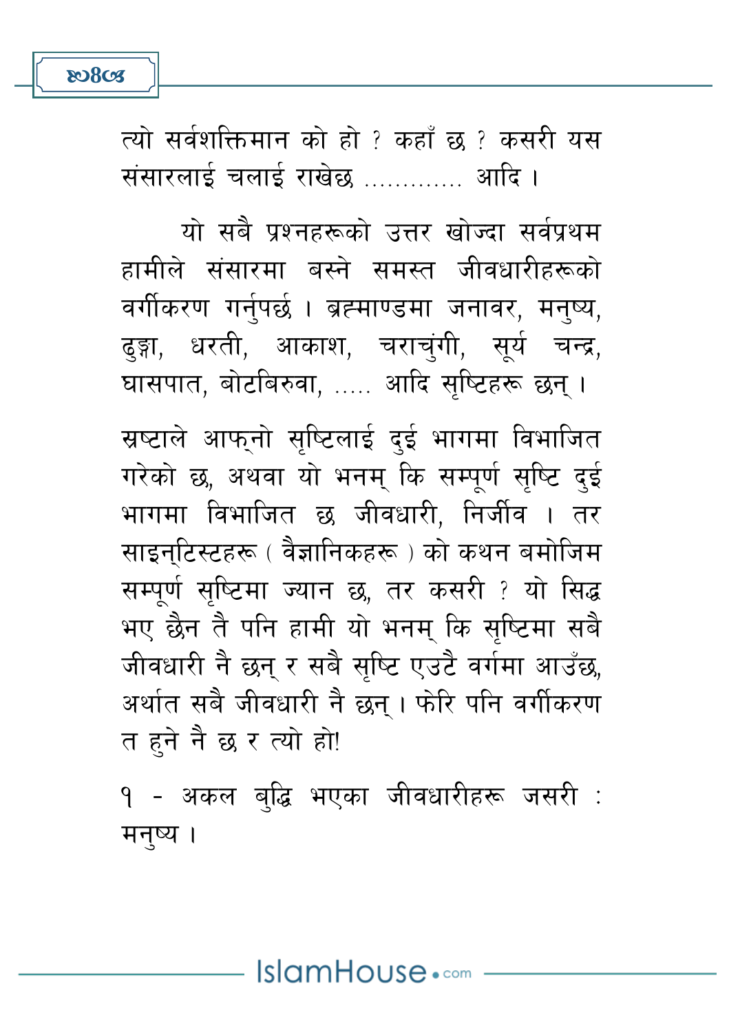त्यो सर्वशक्तिमान को हो ? कहाँ छ ? कसरी यस संसारलाई चलाई राखेछ ............. आदि ।

यो सबै प्रश्नहरूको उत्तर खोज्दा सर्वप्रथम हामीले संसारमा बस्ने समस्त जीवधारीहरूको वर्गीकरण गर्नुपर्छ । ब्रह्माण्डमा जनावर, मनुष्य, ढुङ्गा, धरती, आकाश, चराचुंगी, सूर्य चन्द्र, घासपात, बोटबिरुवा, ..... आदि सृष्टिहरू छन् ।

स्रष्टाले आफ्नो सृष्टिलाई दुई भागमा विभाजित गरेको छ, अथवा यो भनम् कि सम्पूर्ण सृष्टि दुई भागमा विभाजित छ जीवधारी, निर्जीव । तर साइन्टिस्टहरू ( वैज्ञानिकहरू ) को कथन बमोजिम सम्पूर्ण सृष्टिमा ज्यान छ, तर कसरी ? यो सिद्ध भए छैन तै पनि हामी यो भनम् कि सृष्टिमा सबै जीवधारी नै छन् र सबै सृष्टि एउटै वर्गमा आउँछ, अर्थात सबै जीवधारी नै छन् । फेरि पनि वर्गीकरण त हुने नै छ र त्यो हो!

१ - अकल बुद्धि भएका जीवधारीहरू जसरी : मनुष्य ।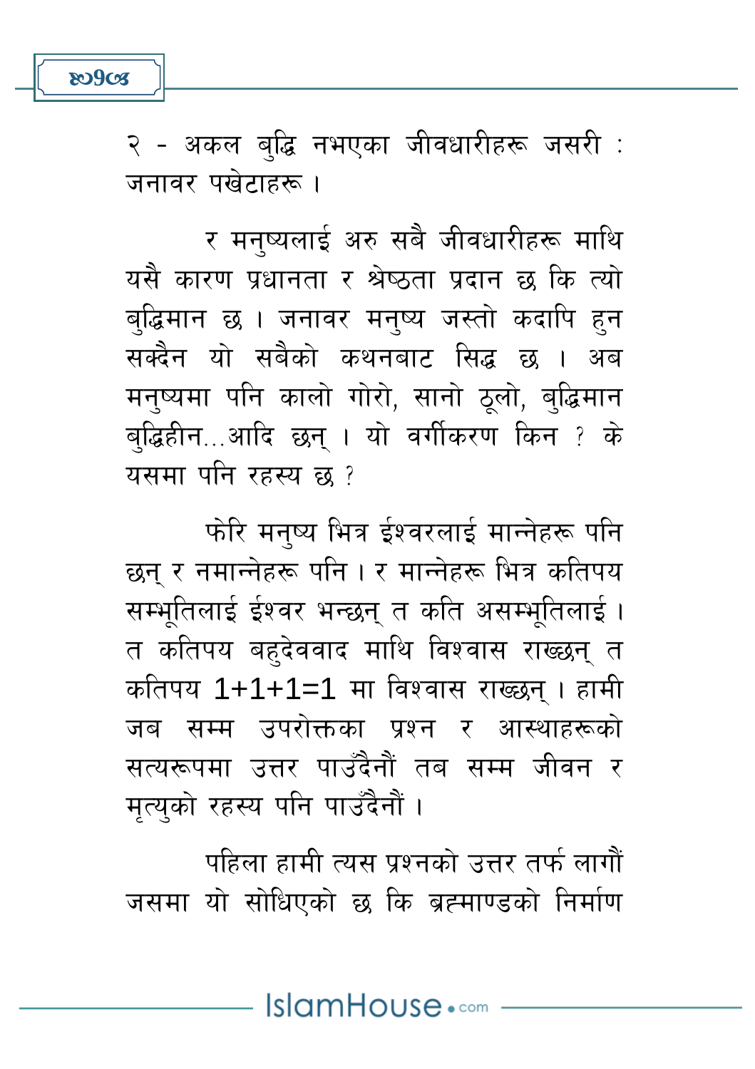२ - अकल बुद्धि नभएका जीवधारीहरू जसरी : जनावर पखेटाहरू ।

र मनुष्यलाई अरु सबै जीवधारीहरू माथि यसै कारण प्रधानता र श्रेष्ठता प्रदान छ कि त्यो बुद्धिमान छ । जनावर मनुष्य जस्तो कदापि हुन सक्दैन यो सबैको कथनबाट सिद्ध छ । अब मनुष्यमा पनि कालो गोरो, सानो ठूलो, बुद्धिमान बुद्धिहीन...आदि छन् । यो वर्गीकरण किन ? के यसमा पनि रहस्य छ ?

फेरि मनुष्य भित्र ईश्वरलाई मान्नेहरू पनि छन् र नमान्नेहरू पनि । र मान्नेहरू भित्र कतिपय सम्भूतिलाई ईश्वर भन्छन् त कति असम्भूतिलाई । त कतिपय बहुदेववाद माथि विश्वास राख्छन् त कतिपय 1+1+1=1 मा विश्वास राख्छन् । हामी जब सम्म उपरोक्तका प्रश्न र आस्थाहरूको सत्यरूपमा उत्तर पाउँदैनौं तब सम्म जीवन र मृत्युको रहस्य पनि पाउँदैनौं ।

पहिला हामी त्यस प्रश्नको उत्तर तर्फ लागौं जसमा यो सोधिएको छ कि ब्रह्माण्डको निर्माण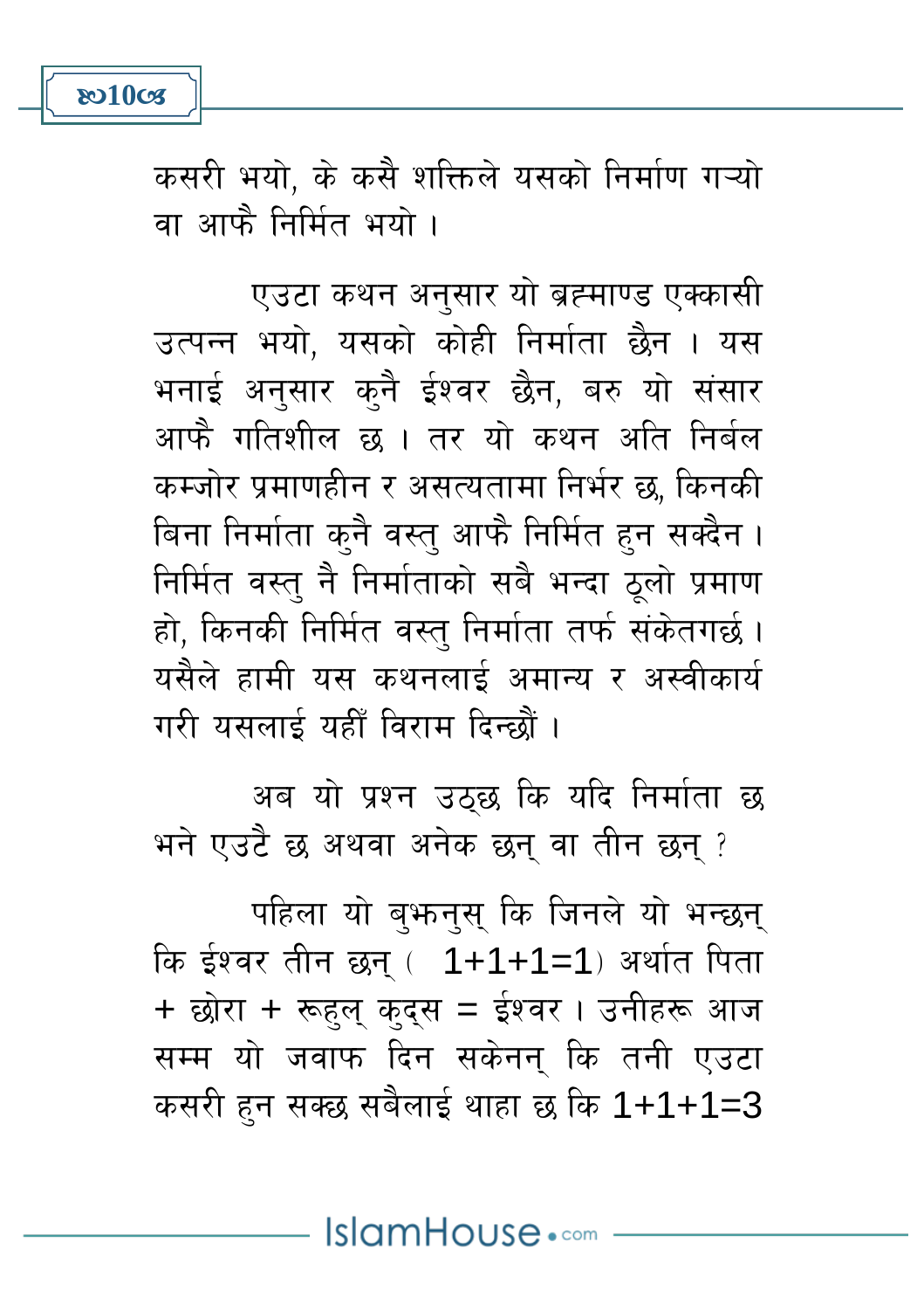कसरी भयो, के कसै शक्तिले यसको निर्माण गऱ्यो वा आफै निर्मित भयो ।

एउटा कथन अनुसार यो ब्रह्माण्ड एक्कासी उत्पन्न भयो, यसको कोही निर्माता छैन । यस भनाई अनुसार कुनै ईश्वर छैन, बरु यो संसार आफै गतिशील छ । तर यो कथन अति निर्बल कम्जोर प्रमाणहीन र असत्यतामा निर्भर छ, किनकी बिना निर्माता कुनै वस्तु आफै निर्मित हुन सक्दैन । निर्मित वस्तु नै निर्माताको सबै भन्दा ठूलो प्रमाण हो, किनकी निर्मित वस्तु निर्माता तर्फ संकेतगर्छ । यसैले हामी यस कथनलाई अमान्य र अस्वीकार्य गरी यसलाई यहीँ विराम दिन्छौं ।

अब यो प्रश्न उठ्छ कि यदि निर्माता छ भने एउटै छ अथवा अनेक छन् वा तीन छन् ?

पहिला यो बुझ्नुस् कि जिनले यो भन्छन् कि ईश्वर तीन छन् ( 1+1+1=1) अर्थात पिता + छोरा + रूहुल् कुद्स = ईश्वर । उनीहरू आज सम्म यो जवाफ दिन सकेनन् कि तनी एउटा कसरी हुन सक्छ सबैलाई थाहा छ कि 1+1+1=3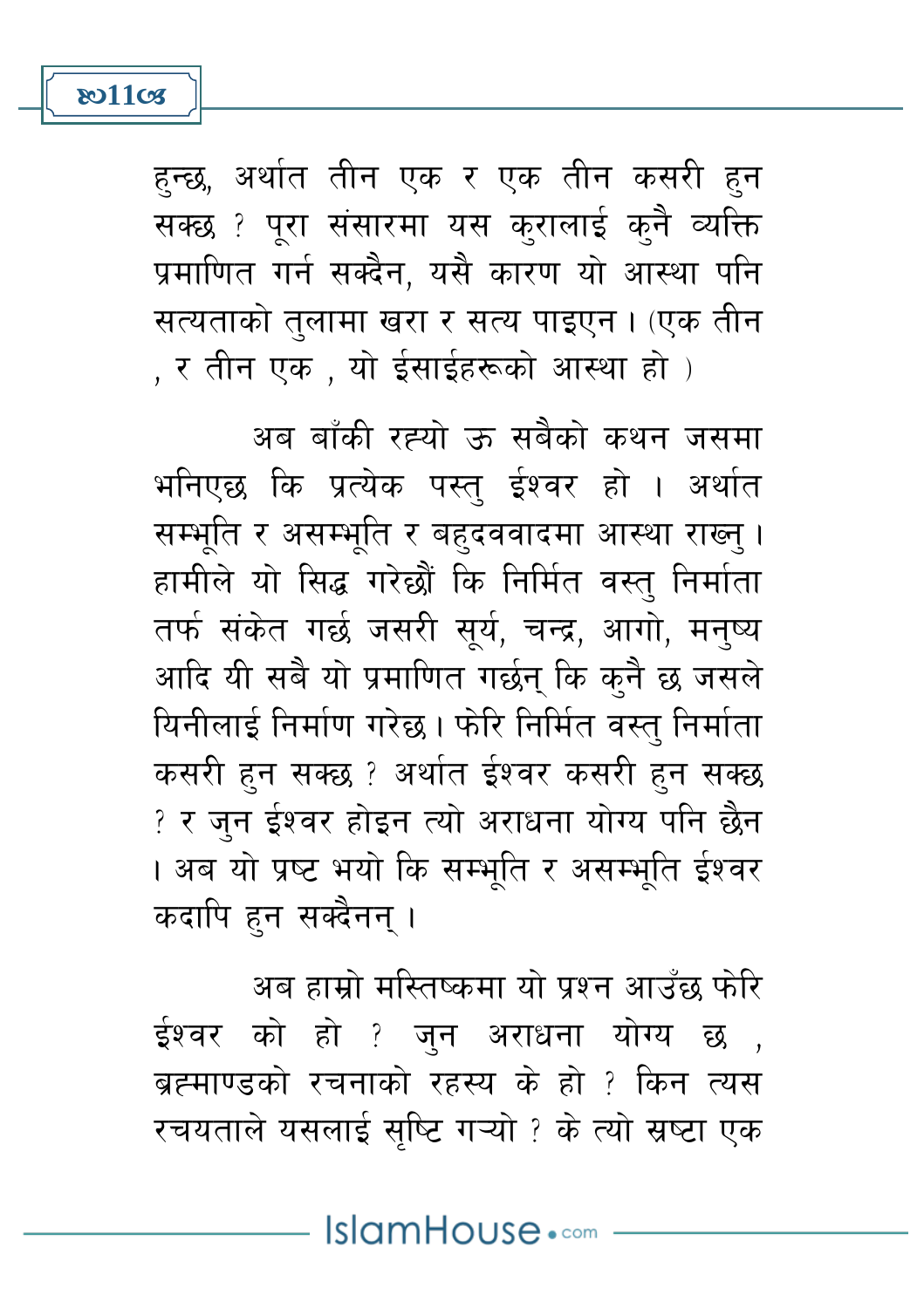हुन्छ, अर्थात तीन एक र एक तीन कसरी हुन सक्छ ? पूरा संसारमा यस कुरालाई कुनै व्यक्ति प्रमाणित गर्न सक्दैन, यसै कारण यो आस्था पनि सत्यताको तुलामा खरा र सत्य पाइएन। (एक तीन , र तीन एक , यो ईसाईहरूको आस्था हो )

अब बाँकी रह्यो ऊ सबैको कथन जसमा भनिएछ कि प्रत्येक पस्तु ईश्वर हो । अर्थात सम्भूति र असम्भूति र बहुदववादमा आस्था राख्नु। हामीले यो सिद्ध गरेछौं कि निर्मित वस्तु निर्माता तर्फ संकेत गर्छ जसरी सूर्य, चन्द्र, आगो, मनुष्य आदि यी सबै यो प्रमाणित गर्छन् कि कुनै छ जसले यिनीलाई निर्माण गरेछ। फेरि निर्मित वस्तु निर्माता कसरी हुन सक्छ ? अर्थात ईश्वर कसरी हुन सक्छ ? र जुन ईश्वर होइन त्यो अराधना योग्य पनि छैन । अब यो प्रष्ट भयो कि सम्भूति र असम्भूति ईश्वर कदापि हुन सक्दैनन् ।

अब हाम्रो मस्तिष्कमा यो प्रश्न आउँछ फेरि ईश्वर को हो ? जुन अराधना योग्य छ , ब्रह्माण्डको रचनाको रहस्य के हो ? किन त्यस रचयताले यसलाई सृष्टि गऱ्यो ? के त्यो स्रष्टा एक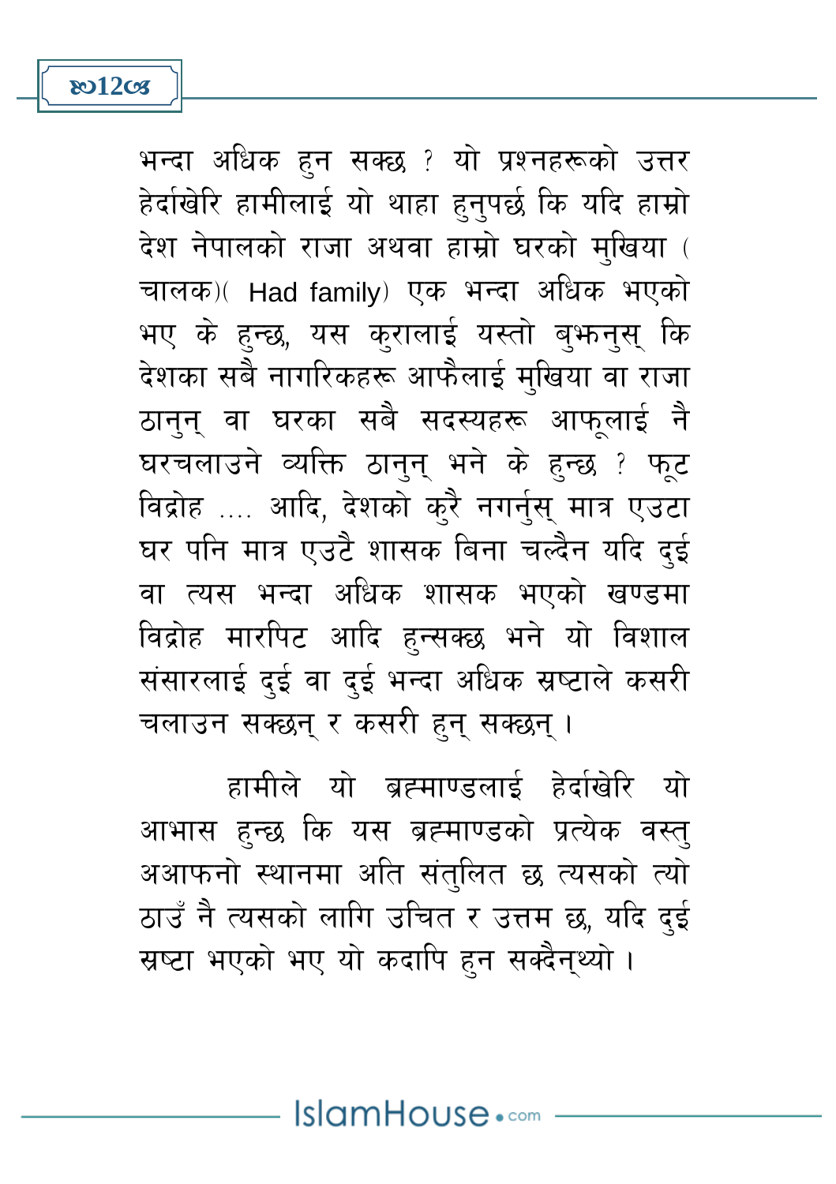भन्दा अधिक हुन सक्छ ? यो प्रश्नहरूको उत्तर हेर्दाखेरि हामीलाई यो थाहा हुनुपर्छ कि यदि हाम्रो देश नेपालको राजा अथवा हाम्रो घरको मुखिया (चालक)( Had family) एक भन्दा अधिक भएको भए के हुन्छ, यस कुरालाई यस्तो बुझनुस् कि देशका सबै नागरिकहरू आफैलाई मुखिया वा राजा ठानुन् वा घरका सबै सदस्यहरू आफूलाई नै घरचलाउने व्यक्ति ठानुन् भने के हुन्छ ? फूट विद्रोह .... आदि, देशको कुरै नगर्नुस् मात्र एउटा घर पनि मात्र एउटै शासक बिना चल्दैन यदि दुई वा त्यस भन्दा अधिक शासक भएको खण्डमा विद्रोह मारपिट आदि हुन्सक्छ भने यो विशाल संसारलाई दुई वा दुई भन्दा अधिक स्रष्टाले कसरी चलाउन सक्छन् र कसरी हुन् सक्छन् ।

हामीले यो ब्रह्माण्डलाई हेर्दाखेरि यो आभास हुन्छ कि यस ब्रह्माण्डको प्रत्येक वस्तु अआफनो स्थानमा अति संतुलित छ त्यसको त्यो ठाउँ नै त्यसको लागि उचित र उत्तम छ, यदि दुई स्रष्टा भएको भए यो कदापि हुन सक्दैन्थ्यो ।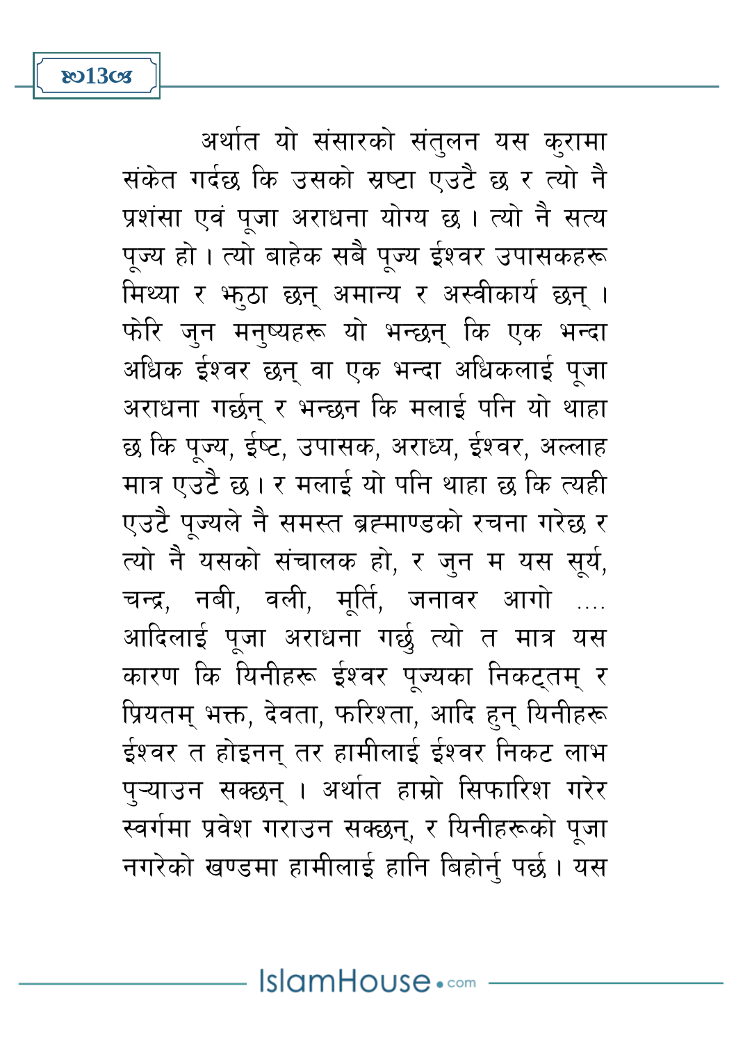अर्थात यो संसारको संतुलन यस कुरामा संकेत गर्दछ कि उसको स्रष्टा एउटै छ र त्यो नै प्रशंसा एवं पूजा अराधना योग्य छ। त्यो नै सत्य पूज्य हो। त्यो बाहेक सबै पूज्य ईश्वर उपासकहरू मिथ्या र झुठा छन् अमान्य र अस्वीकार्य छन्। फेरि जुन मनुष्यहरू यो भन्छन् कि एक भन्दा अधिक ईश्वर छन् वा एक भन्दा अधिकलाई पूजा अराधना गर्छन् र भन्छन कि मलाई पनि यो थाहा छ कि पूज्य, ईष्ट, उपासक, अराध्य, ईश्वर, अल्लाह मात्र एउटै छ। र मलाई यो पनि थाहा छ कि त्यही एउटै पूज्यले नै समस्त ब्रह्माण्डको रचना गरेछ र त्यो नै यसको संचालक हो, र जुन म यस सूर्य, चन्द्र, नबी, वली, मूर्ति, जनावर आगो .... आदिलाई पूजा अराधना गर्छु त्यो त मात्र यस कारण कि यिनीहरू ईश्वर पूज्यका निकट्तम् र प्रियतम् भक्त, देवता, फरिश्ता, आदि हुन् यिनीहरू ईश्वर त होइनन् तर हामीलाई ईश्वर निकट लाभ पुऱ्याउन सक्छन्। अर्थात हाम्रो सिफारिश गरेर स्वर्गमा प्रवेश गराउन सक्छन्, र यिनीहरूको पूजा नगरेको खण्डमा हामीलाई हानि बिहोर्नु पर्छ। यस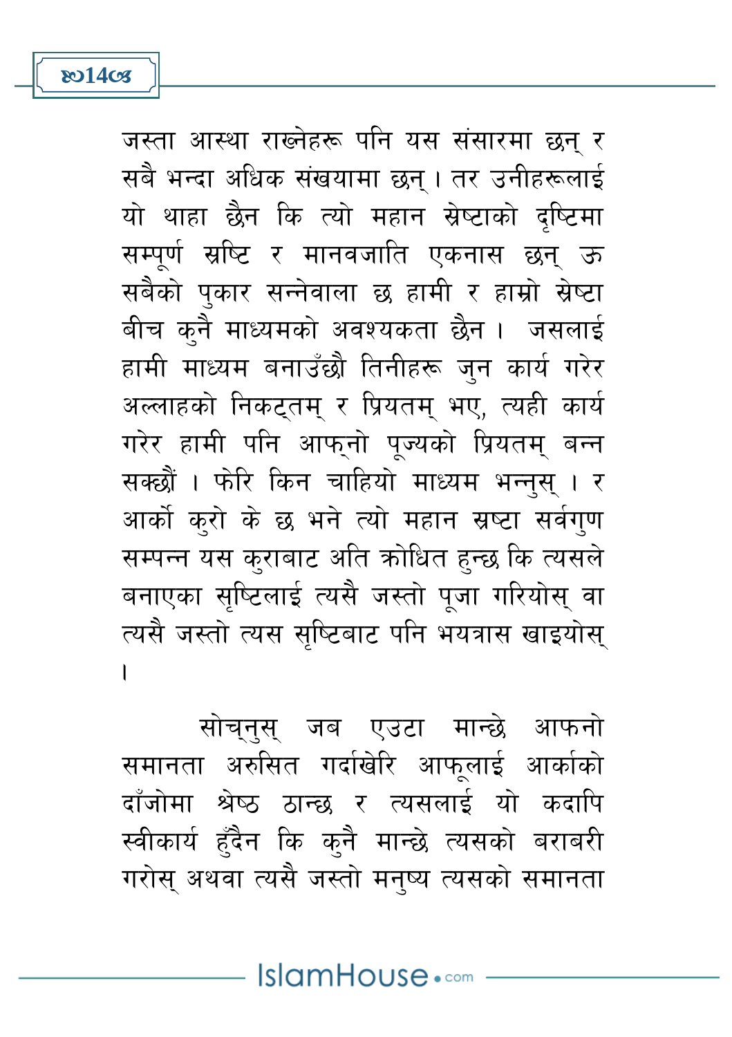जस्ता आस्था राख्नेहरू पनि यस संसारमा छन् र सबै भन्दा अधिक संखयामा छन् । तर उनीहरूलाई यो थाहा छैन कि त्यो महान स्रेष्टाको दृष्टिमा सम्पूर्ण स्रष्टि र मानवजाति एकनास छन् ऊ सबैको पुकार सन्नेवाला छ हामी र हाम्रो स्रेष्टा बीच कुनै माध्यमको अवश्यकता छैन । जसलाई हामी माध्यम बनाउँछौ तिनीहरू जुन कार्य गरेर अल्लाहको निकट्तम् र प्रियतम् भए, त्यही कार्य गरेर हामी पनि आफ्नो पूज्यको प्रियतम् बन्न सक्छौं । फेरि किन चाहियो माध्यम भन्नुस् । र आर्को कुरो के छ भने त्यो महान स्रष्टा सर्वगुण सम्पन्न यस कुराबाट अति क्रोधित हुन्छ कि त्यसले बनाएका सृष्टिलाई त्यसै जस्तो पूजा गरियोस् वा त्यसै जस्तो त्यस सृष्टिबाट पनि भयत्रास खाइयोस् ।

सोच्नुस् जब एउटा मान्छे आफनो समानता अरुसित गर्दाखेरि आफूलाई आर्काको दाँजोमा श्रेष्ठ ठान्छ र त्यसलाई यो कदापि स्वीकार्य हुँदैन कि कुनै मान्छे त्यसको बराबरी गरोस् अथवा त्यसै जस्तो मनुष्य त्यसको समानता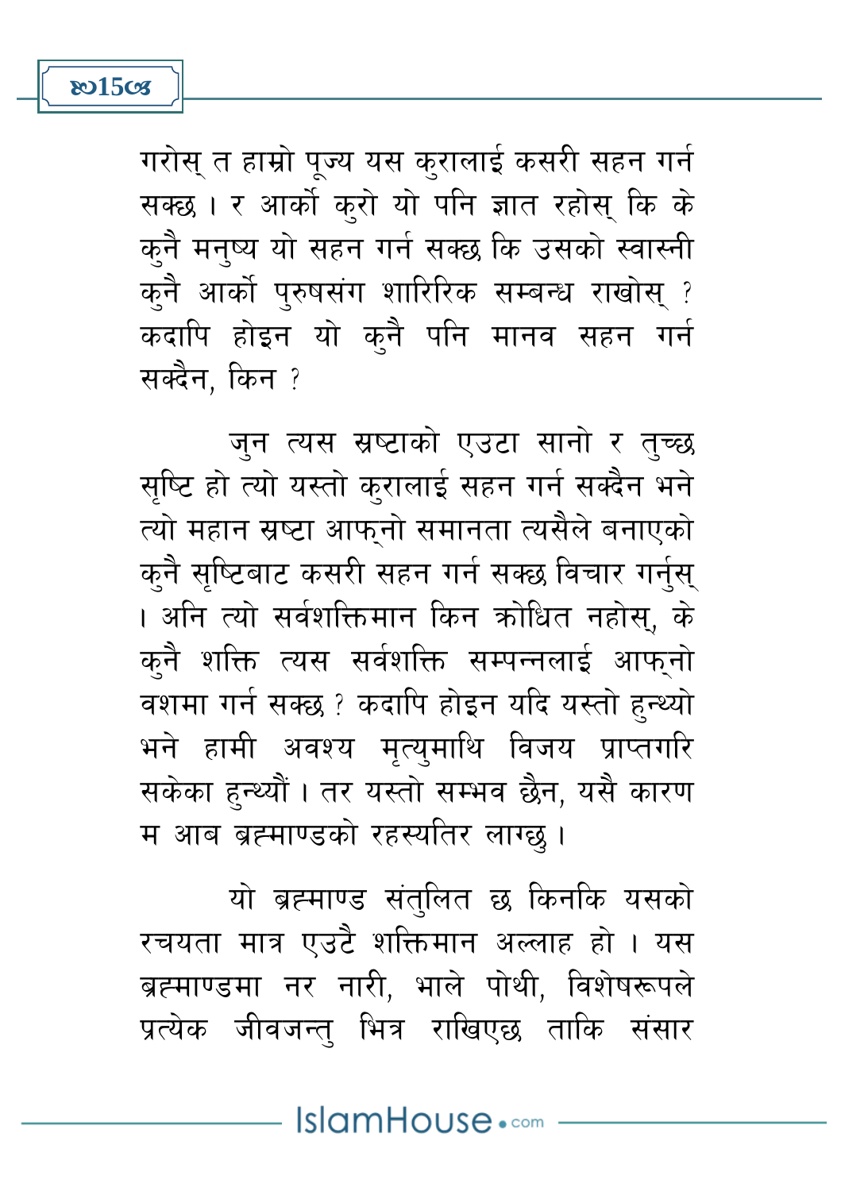गरोस् त हाम्रो पूज्य यस कुरालाई कसरी सहन गर्न सक्छ । र आर्को कुरो यो पनि ज्ञात रहोस् कि के कुनै मनुष्य यो सहन गर्न सक्छ कि उसको स्वास्नी कुनै आर्को पुरुषसंग शारिरिक सम्बन्ध राखोस् ? कदापि होइन यो कुनै पनि मानव सहन गर्न सक्दैन, किन ?

जुन त्यस स्रष्टाको एउटा सानो र तुच्छ सृष्टि हो त्यो यस्तो कुरालाई सहन गर्न सक्दैन भने त्यो महान स्रष्टा आफ्नो समानता त्यसैले बनाएको कुनै सृष्टिबाट कसरी सहन गर्न सक्छ विचार गर्नुस् । अनि त्यो सर्वशक्तिमान किन क्रोधित नहोस्, के कुनै शक्ति त्यस सर्वशक्ति सम्पन्नलाई आफ्नो वशमा गर्न सक्छ ? कदापि होइन यदि यस्तो हुन्थ्यो भने हामी अवश्य मृत्युमाथि विजय प्राप्तगरि सकेका हुन्थ्यौं । तर यस्तो सम्भव छैन, यसै कारण म आब ब्रह्माण्डको रहस्यतिर लाग्छु ।

यो ब्रह्माण्ड संतुलित छ किनकि यसको रचयता मात्र एउटै शक्तिमान अल्लाह हो । यस ब्रह्माण्डमा नर नारी, भाले पोथी, विशेषरूपले प्रत्येक जीवजन्तु भित्र राखिएछ ताकि संसार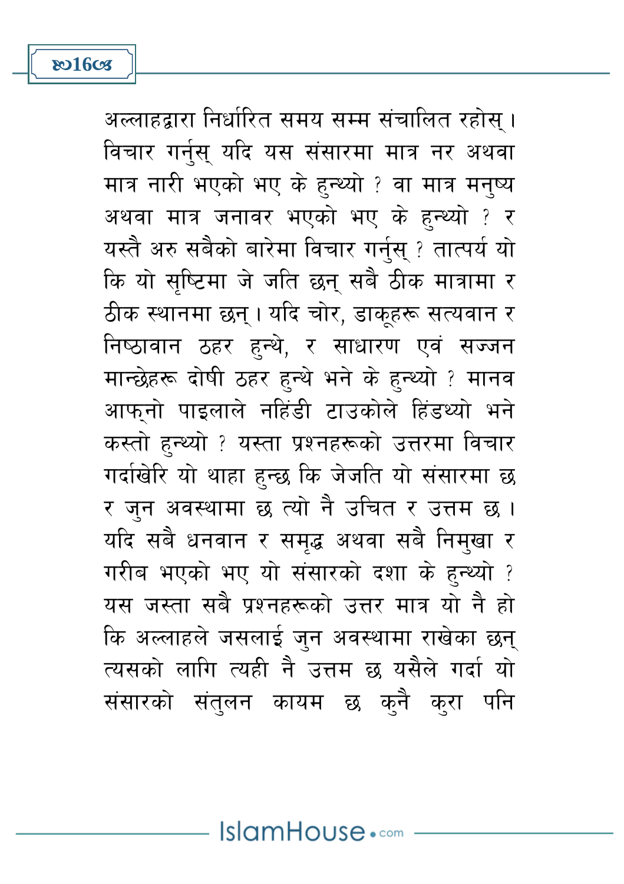अल्लाहद्वारा निर्धारित समय सम्म संचालित रहोस्।
विचार गर्नुस् यदि यस संसारमा मात्र नर अथवा मात्र नारी भएको भए के हुन्थ्यो ? वा मात्र मनुष्य अथवा मात्र जनावर भएको भए के हुन्थ्यो ? र यस्तै अरु सबैको बारेमा विचार गर्नुस् ? तात्पर्य यो कि यो सृष्टिमा जे जति छन् सबै ठीक मात्रामा र ठीक स्थानमा छन्। यदि चोर, डाकूहरू सत्यवान र निष्ठावान ठहर हुन्थे, र साधारण एवं सज्जन मान्छेहरू दोषी ठहर हुन्थे भने के हुन्थ्यो ? मानव आफ्नो पाइलाले नहिंडी टाउकोले हिंडथ्यो भने कस्तो हुन्थ्यो ? यस्ता प्रश्नहरूको उत्तरमा विचार गर्दाखेरि यो थाहा हुन्छ कि जेजति यो संसारमा छ र जुन अवस्थामा छ त्यो नै उचित र उत्तम छ। यदि सबै धनवान र समृद्ध अथवा सबै निमुखा र गरीब भएको भए यो संसारको दशा के हुन्थ्यो ? यस जस्ता सबै प्रश्नहरूको उत्तर मात्र यो नै हो कि अल्लाहले जसलाई जुन अवस्थामा राखेका छन् त्यसको लागि त्यही नै उत्तम छ यसैले गर्दा यो संसारको संतुलन कायम छ कुनै कुरा पनि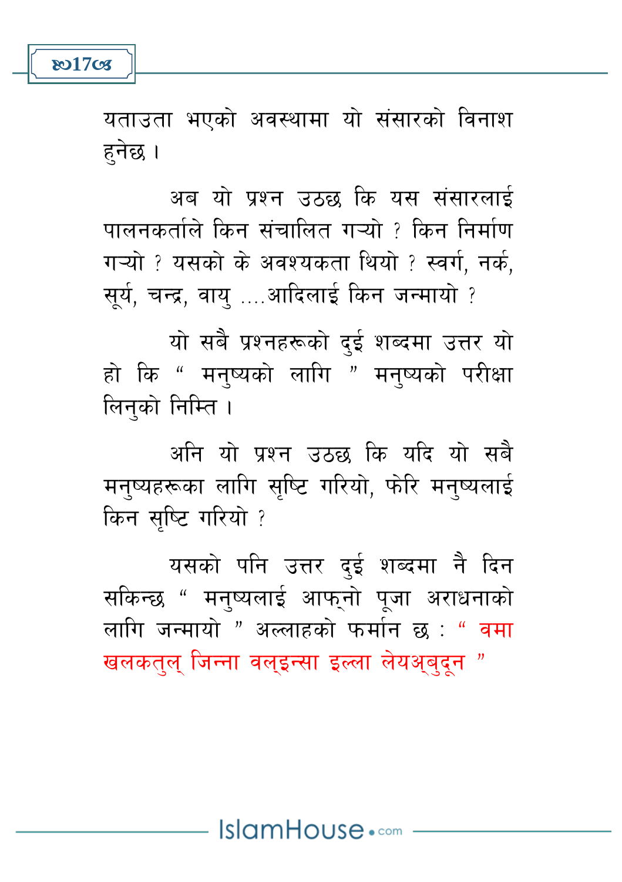यताउता भएको अवस्थामा यो संसारको विनाश हुनेछ ।

अब यो प्रश्न उठछ कि यस संसारलाई पालनकर्ताले किन संचालित गर्‍यो ? किन निर्माण गर्‍यो ? यसको के अवश्यकता थियो ? स्वर्ग, नर्क, सूर्य, चन्द्र, वायु ....आदिलाई किन जन्मायो ?

यो सबै प्रश्नहरूको दुई शब्दमा उत्तर यो हो कि " मनुष्यको लागि " मनुष्यको परीक्षा लिनुको निम्ति ।

अनि यो प्रश्न उठछ कि यदि यो सबै मनुष्यहरूका लागि सृष्टि गरियो, फेरि मनुष्यलाई किन सृष्टि गरियो ?

यसको पनि उत्तर दुई शब्दमा नै दिन सकिन्छ " मनुष्यलाई आफ्नो पूजा अराधनाको लागि जन्मायो " अल्लाहको फर्मान छ : " वमा खलकतुल् जिन्ना वल्इन्सा इल्ला लेयअ्बुदून "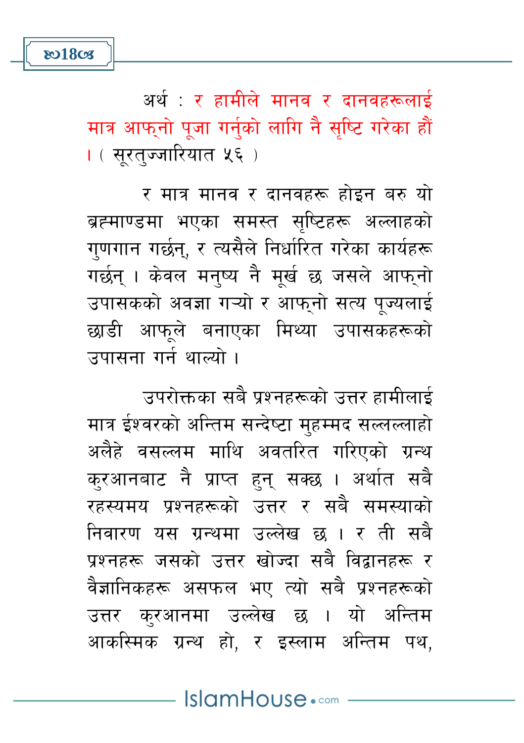अर्थ : र हामीले मानव र दानवहरूलाई मात्र आफ्नो पूजा गर्नुको लागि नै सृष्टि गरेका हौं । ( सूरतुज्जारियात ५६ )

र मात्र मानव र दानवहरू होइन बरु यो ब्रह्माण्डमा भएका समस्त सृष्टिहरू अल्लाहको गुणगान गर्छन्, र त्यसैले निर्धारित गरेका कार्यहरू गर्छन् । केवल मनुष्य नै मूर्ख छ जसले आफ्नो उपासकको अवज्ञा गऱ्यो र आफ्नो सत्य पूज्यलाई छाडी आफूले बनाएका मिथ्या उपासकहरूको उपासना गर्न थाल्यो ।

उपरोक्तका सबै प्रश्नहरूको उत्तर हामीलाई मात्र ईश्वरको अन्तिम सन्देष्टा मुहम्मद सल्लल्लाहो अलैहे वसल्लम माथि अवतरित गरिएको ग्रन्थ कुरआनबाट नै प्राप्त हुन् सक्छ । अर्थात सबै रहस्यमय प्रश्नहरूको उत्तर र सबै समस्याको निवारण यस ग्रन्थमा उल्लेख छ । र ती सबै प्रश्नहरू जसको उत्तर खोज्दा सबै विद्वानहरू र वैज्ञानिकहरू असफल भए त्यो सबै प्रश्नहरूको उत्तर कुरआनमा उल्लेख छ । यो अन्तिम आकस्मिक ग्रन्थ हो, र इस्लाम अन्तिम पथ,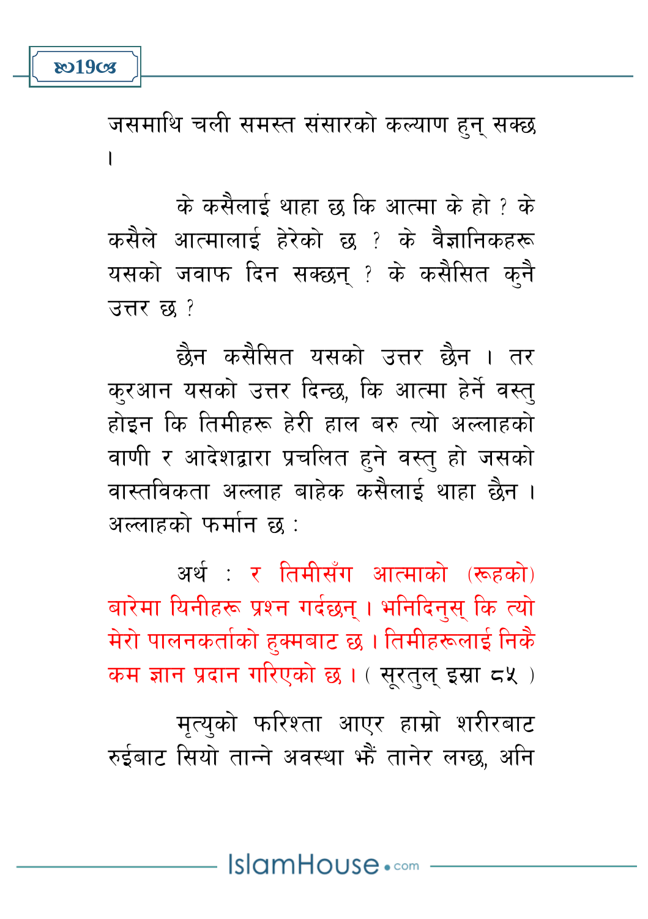जसमाथि चली समस्त संसारको कल्याण हुन् सक्छ ।

के कसैलाई थाहा छ कि आत्मा के हो ? के कसैले आत्मालाई हेरेको छ ? के वैज्ञानिकहरू यसको जवाफ दिन सक्छन् ? के कसैसित कुनै उत्तर छ ?

छैन कसैसित यसको उत्तर छैन । तर कुरआन यसको उत्तर दिन्छ, कि आत्मा हेर्ने वस्तु होइन कि तिमीहरू हेरी हाल बरु त्यो अल्लाहको वाणी र आदेशद्वारा प्रचलित हुने वस्तु हो जसको वास्तविकता अल्लाह बाहेक कसैलाई थाहा छैन । अल्लाहको फर्मान छ :

अर्थ : र तिमीसँग आत्माको (रूहको) बारेमा यिनीहरू प्रश्न गर्दछन् । भनिदिनुस् कि त्यो मेरो पालनकर्ताको हुक्मबाट छ । तिमीहरूलाई निकै कम ज्ञान प्रदान गरिएको छ । ( सूरतुल् इस्रा ८५ )

मृत्युको फरिश्ता आएर हाम्रो शरीरबाट रुईबाट सियो तान्ने अवस्था झैं तानेर लग्छ, अनि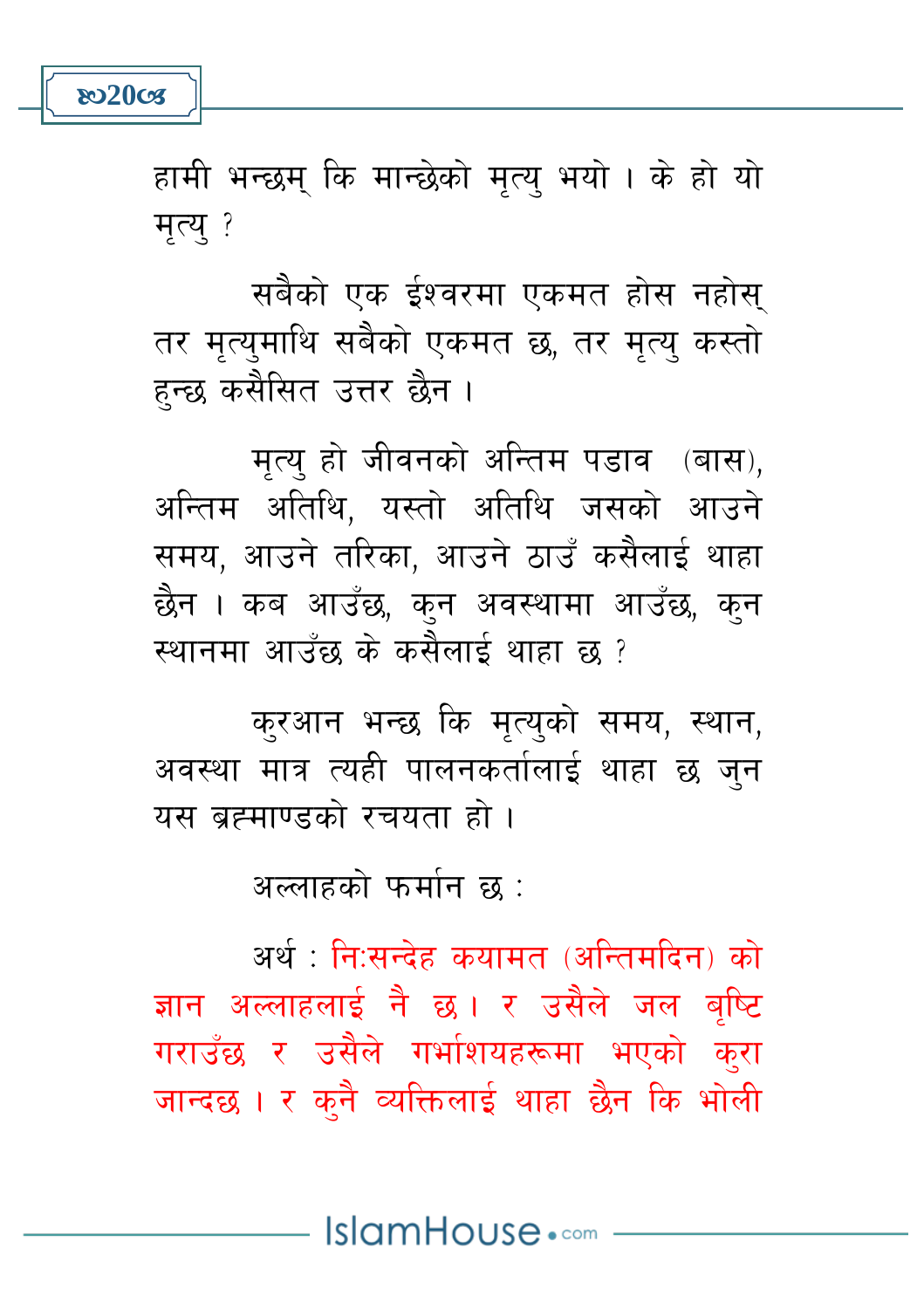हामी भन्छम् कि मान्छेको मृत्यु भयो । के हो यो मृत्यु ?

सबैको एक ईश्वरमा एकमत होस नहोस् तर मृत्युमाथि सबैको एकमत छ, तर मृत्यु कस्तो हुन्छ कसैसित उत्तर छैन ।

मृत्यु हो जीवनको अन्तिम पडाव (बास), अन्तिम अतिथि, यस्तो अतिथि जसको आउने समय, आउने तरिका, आउने ठाउँ कसैलाई थाहा छैन । कब आउँछ, कुन अवस्थामा आउँछ, कुन स्थानमा आउँछ के कसैलाई थाहा छ ?

कुरआन भन्छ कि मृत्युको समय, स्थान, अवस्था मात्र त्यही पालनकर्तालाई थाहा छ जुन यस ब्रह्माण्डको रचयता हो ।

अल्लाहको फर्मान छ :

अर्थ : निःसन्देह कयामत (अन्तिमदिन) को ज्ञान अल्लाहलाई नै छ। र उसैले जल बृष्टि गराउँछ र उसैले गर्भाशयहरूमा भएको कुरा जान्दछ । र कुनै व्यक्तिलाई थाहा छैन कि भोली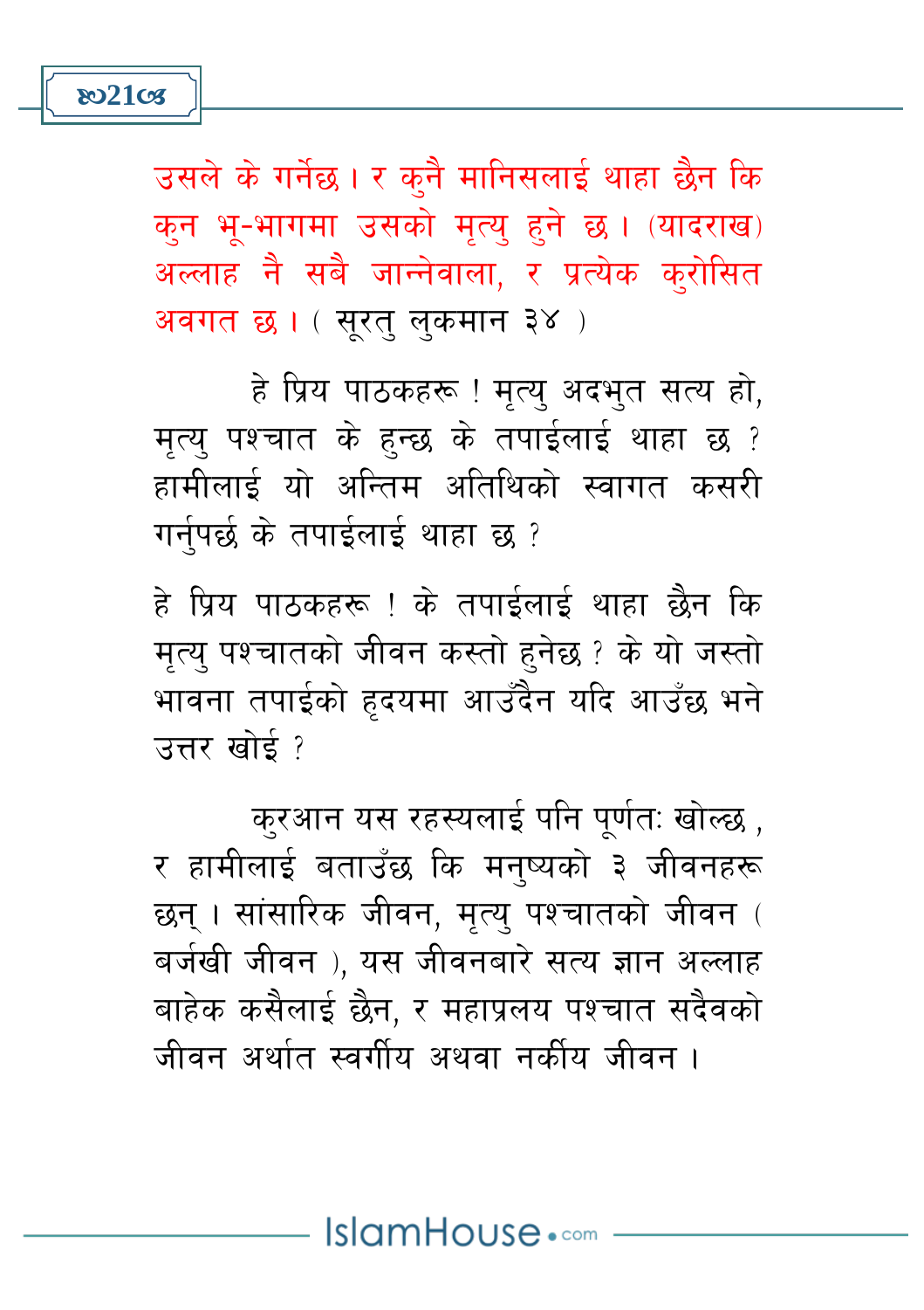उसले के गर्नेछ। र कुनै मानिसलाई थाहा छैन कि कुन भू-भागमा उसको मृत्यु हुने छ। (यादराख) अल्लाह नै सबै जान्नेवाला, र प्रत्येक कुरोसित अवगत छ। ( सूरतु लुकमान ३४ )

हे प्रिय पाठकहरू ! मृत्यु अदभुत सत्य हो, मृत्यु पश्चात के हुन्छ के तपाईलाई थाहा छ ? हामीलाई यो अन्तिम अतिथिको स्वागत कसरी गर्नुपर्छ के तपाईलाई थाहा छ ?

हे प्रिय पाठकहरू ! के तपाईलाई थाहा छैन कि मृत्यु पश्चातको जीवन कस्तो हुनेछ ? के यो जस्तो भावना तपाईको हृदयमा आउँदैन यदि आउँछ भने उत्तर खोई ?

कुरआन यस रहस्यलाई पनि पूर्णतः खोल्छ , र हामीलाई बताउँछ कि मनुष्यको ३ जीवनहरू छन् । सांसारिक जीवन, मृत्यु पश्चातको जीवन ( बर्जखी जीवन ), यस जीवनबारे सत्य ज्ञान अल्लाह बाहेक कसैलाई छैन, र महाप्रलय पश्चात सदैवको जीवन अर्थात स्वर्गीय अथवा नर्कीय जीवन ।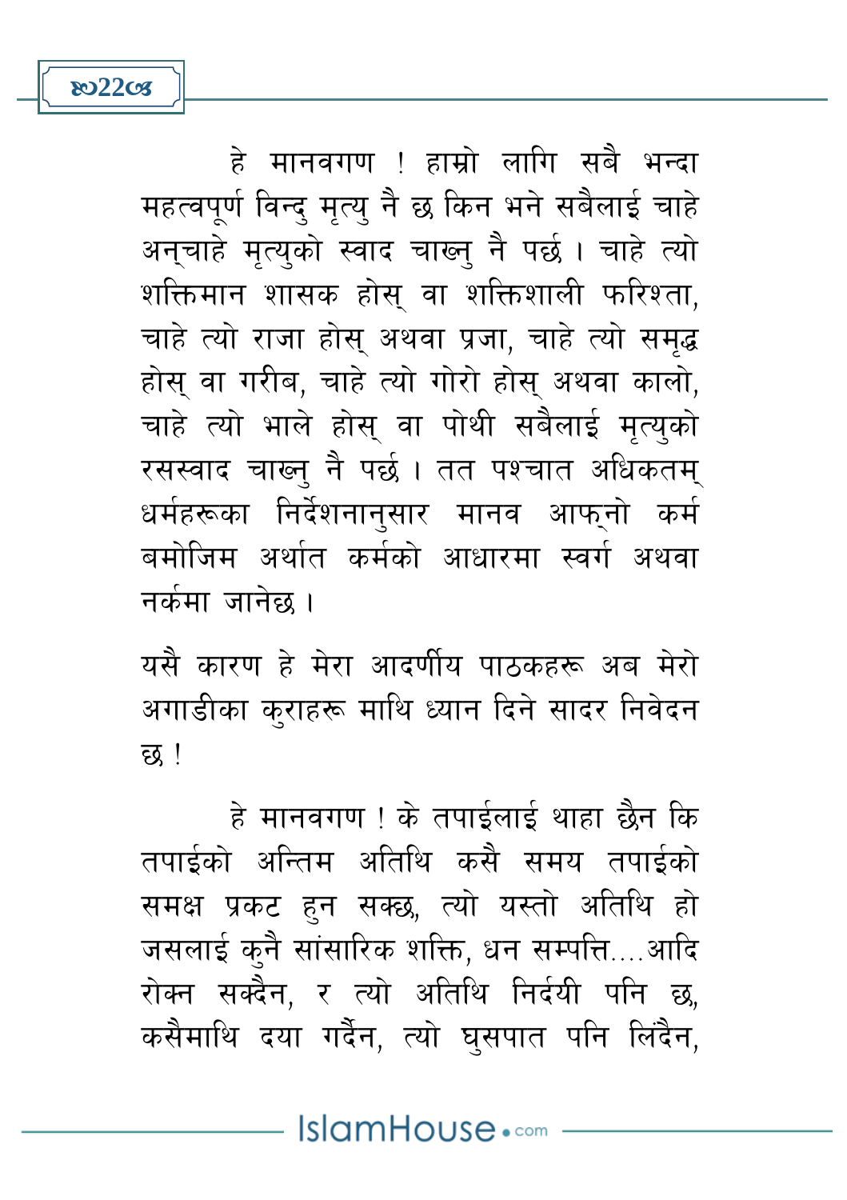हे मानवगण ! हाम्रो लागि सबै भन्दा महत्वपूर्ण विन्दु मृत्यु नै छ किन भने सबैलाई चाहे अन्चाहे मृत्युको स्वाद चाख्नु नै पर्छ । चाहे त्यो शक्तिमान शासक होस् वा शक्तिशाली फरिश्ता, चाहे त्यो राजा होस् अथवा प्रजा, चाहे त्यो समृद्ध होस् वा गरीब, चाहे त्यो गोरो होस् अथवा कालो, चाहे त्यो भाले होस् वा पोथी सबैलाई मृत्युको रसस्वाद चाख्नु नै पर्छ । तत पश्चात अधिकतम् धर्महरूका निर्देशनानुसार मानव आफ्नो कर्म बमोजिम अर्थात कर्मको आधारमा स्वर्ग अथवा नर्कमा जानेछ ।

यसै कारण हे मेरा आदर्णीय पाठकहरू अब मेरो अगाडीका कुराहरू माथि ध्यान दिने सादर निवेदन छ !

हे मानवगण ! के तपाईलाई थाहा छैन कि तपाईको अन्तिम अतिथि कसै समय तपाईको समक्ष प्रकट हुन सक्छ, त्यो यस्तो अतिथि हो जसलाई कुनै सांसारिक शक्ति, धन सम्पत्ति....आदि रोक्न सक्दैन, र त्यो अतिथि निर्दयी पनि छ, कसैमाथि दया गर्दैन, त्यो घुसपात पनि लिंदैन,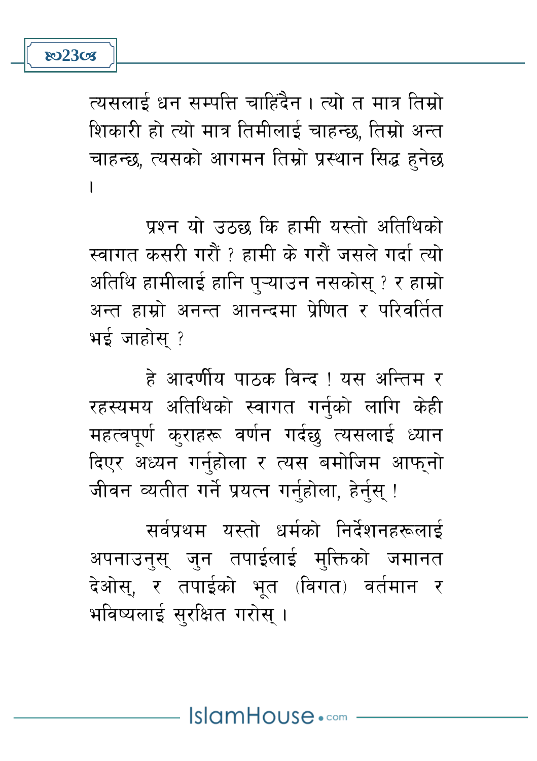त्यसलाई धन सम्पत्ति चाहिँदैन। त्यो त मात्र तिम्रो शिकारी हो त्यो मात्र तिमीलाई चाहन्छ, तिम्रो अन्त चाहन्छ, त्यसको आगमन तिम्रो प्रस्थान सिद्ध हुनेछ।

प्रश्न यो उठछ कि हामी यस्तो अतिथिको स्वागत कसरी गरौं ? हामी के गरौं जसले गर्दा त्यो अतिथि हामीलाई हानि पुऱ्याउन नसकोस् ? र हाम्रो अन्त हाम्रो अनन्त आनन्दमा प्रेणित र परिवर्तित भई जाहोस् ?

हे आदर्णीय पाठक विन्द ! यस अन्तिम र रहस्यमय अतिथिको स्वागत गर्नुको लागि केही महत्वपूर्ण कुराहरू वर्णन गर्दछु त्यसलाई ध्यान दिएर अध्यन गर्नुहोला र त्यस बमोजिम आफ्नो जीवन व्यतीत गर्ने प्रयत्न गर्नुहोला, हेर्नुस् !

सर्वप्रथम यस्तो धर्मको निर्देशनहरूलाई अपनाउनुस् जुन तपाईलाई मुक्तिको जमानत देओस्, र तपाईको भूत (विगत) वर्तमान र भविष्यलाई सुरक्षित गरोस्।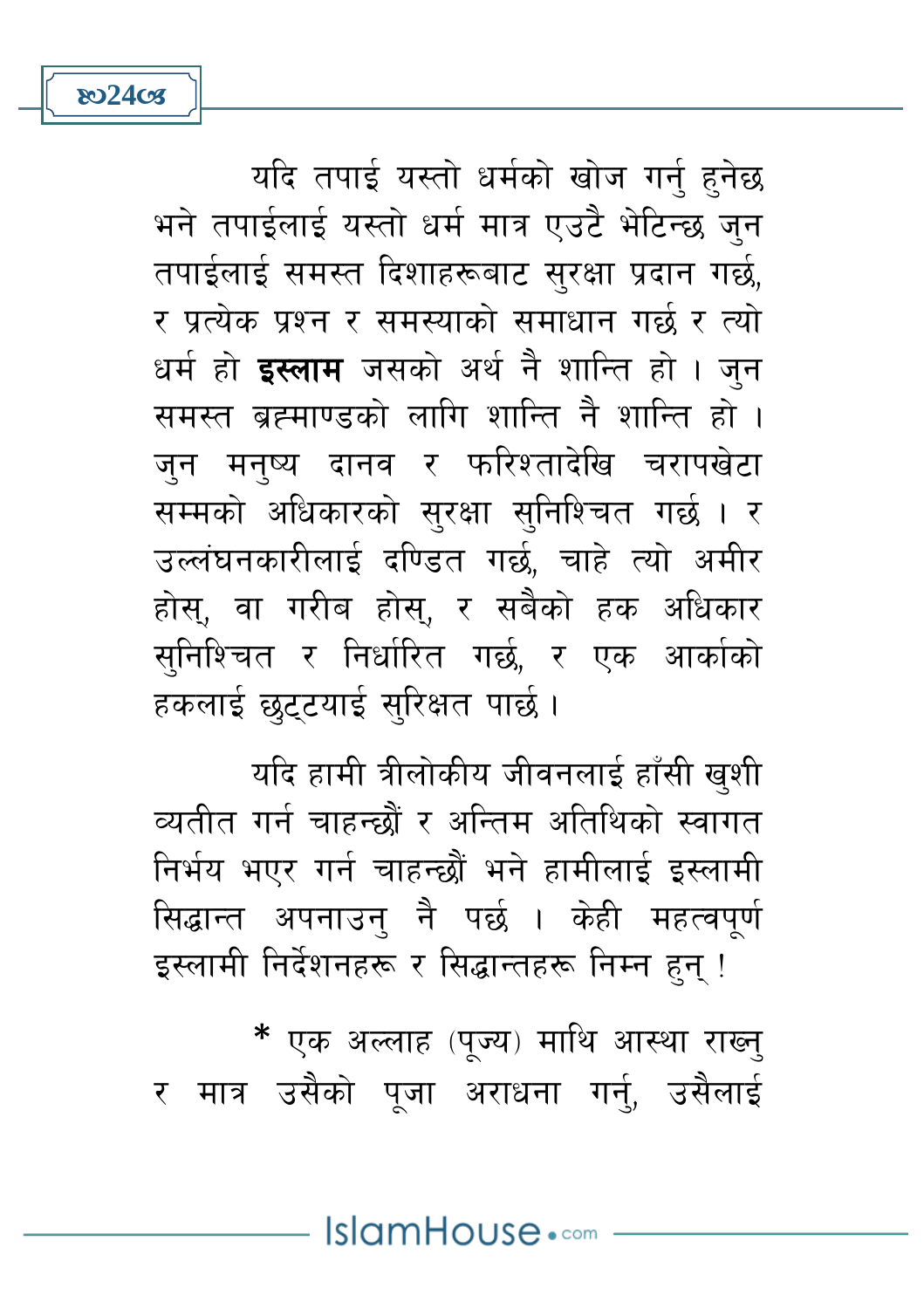यदि तपाई यस्तो धर्मको खोज गर्नु हुनेछ भने तपाईलाई यस्तो धर्म मात्र एउटै भेटिन्छ जुन तपाईलाई समस्त दिशाहरूबाट सुरक्षा प्रदान गर्छ, र प्रत्येक प्रश्न र समस्याको समाधान गर्छ र त्यो धर्म हो **इस्लाम** जसको अर्थ नै शान्ति हो । जुन समस्त ब्रह्माण्डको लागि शान्ति नै शान्ति हो । जुन मनुष्य दानव र फरिश्तादेखि चरापखेटा सम्मको अधिकारको सुरक्षा सुनिश्चित गर्छ । र उल्लंघनकारीलाई दण्डित गर्छ, चाहे त्यो अमीर होस्, वा गरीब होस्, र सबैको हक अधिकार सुनिश्चित र निर्धारित गर्छ, र एक आर्काको हकलाई छुट्टयाई सुरिक्षत पार्छ ।

यदि हामी त्रीलोकीय जीवनलाई हाँसी खुशी व्यतीत गर्न चाहन्छौं र अन्तिम अतिथिको स्वागत निर्भय भएर गर्न चाहन्छौं भने हामीलाई इस्लामी सिद्धान्त अपनाउनु नै पर्छ । केही महत्वपूर्ण इस्लामी निर्देशनहरू र सिद्धान्तहरू निम्न हुन् !

* एक अल्लाह (पूज्य) माथि आस्था राख्नु र मात्र उसैको पूजा अराधना गर्नु, उसैलाई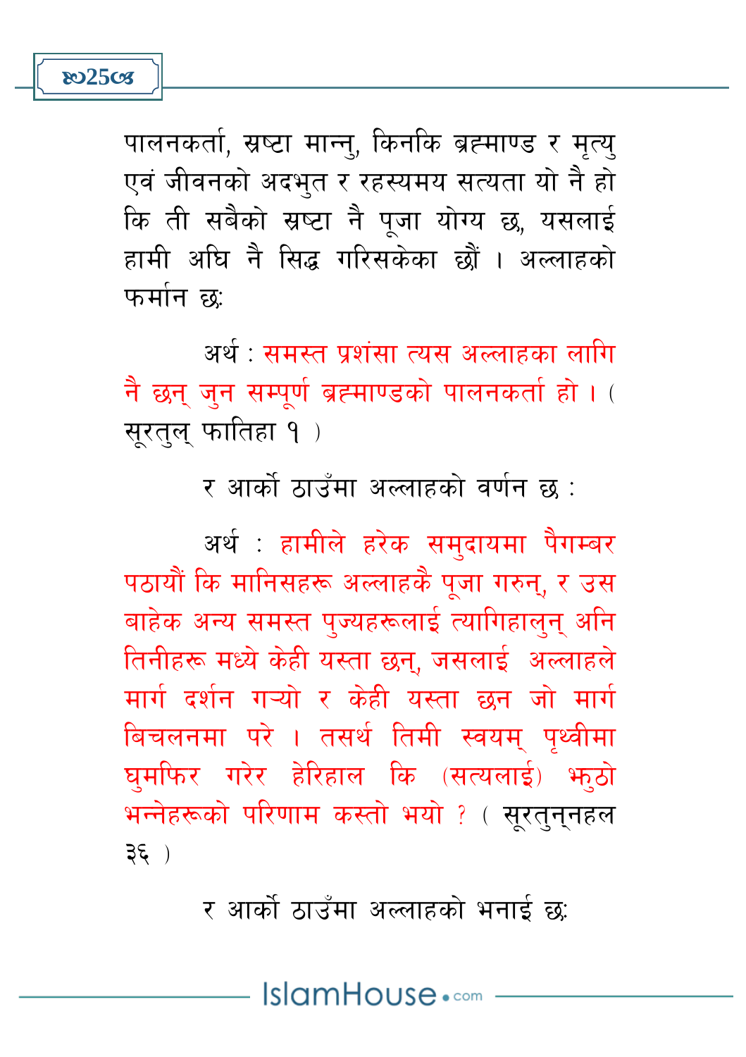पालनकर्ता, स्रष्टा मान्नु, किनकि ब्रह्माण्ड र मृत्यु एवं जीवनको अदभुत र रहस्यमय सत्यता यो नै हो कि ती सबैको स्रष्टा नै पूजा योग्य छ, यसलाई हामी अघि नै सिद्ध गरिसकेका छौं । अल्लाहको फर्मान छः

अर्थ : समस्त प्रशंसा त्यस अल्लाहका लागि नै छन् जुन सम्पूर्ण ब्रह्माण्डको पालनकर्ता हो । ( सूरतुल् फातिहा १ )

र आर्को ठाउँमा अल्लाहको वर्णन छ :

अर्थ : हामीले हरेक समुदायमा पैगम्बर पठायौं कि मानिसहरू अल्लाहकै पूजा गरुन्, र उस बाहेक अन्य समस्त पुज्यहरूलाई त्यागिहालुन् अनि तिनीहरू मध्ये केही यस्ता छन्, जसलाई अल्लाहले मार्ग दर्शन गर्‍यो र केही यस्ता छन जो मार्ग बिचलनमा परे । तसर्थ तिमी स्वयम् पृथ्वीमा घुमफिर गरेर हेरिहाल कि (सत्यलाई) झुठो भन्नेहरूको परिणाम कस्तो भयो ? ( सूरतुन्नहल ३६ )

र आर्को ठाउँमा अल्लाहको भनाई छः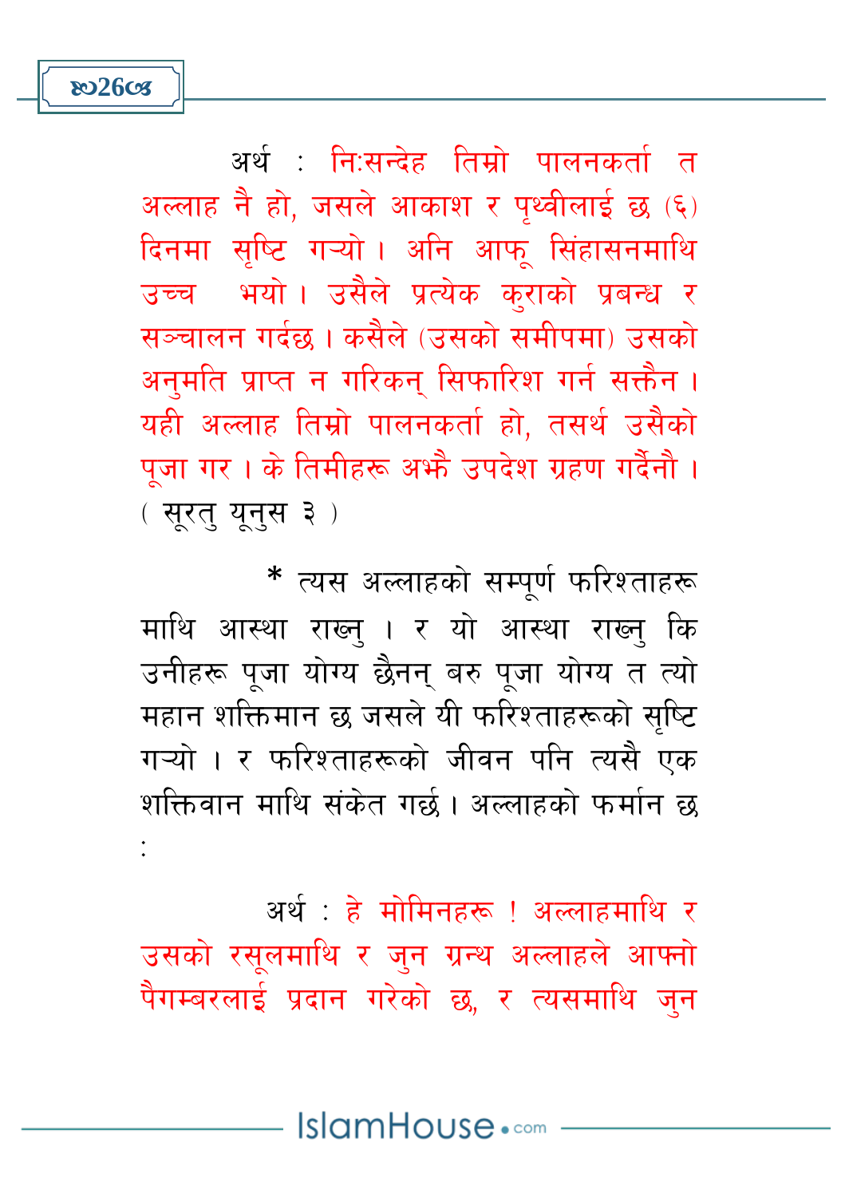अर्थ : निःसन्देह तिम्रो पालनकर्ता त अल्लाह नै हो, जसले आकाश र पृथ्वीलाई छ (६) दिनमा सृष्टि गऱ्यो । अनि आफू सिंहासनमाथि उच्च भयो । उसैले प्रत्येक कुराको प्रबन्ध र सञ्चालन गर्दछ । कसैले (उसको समीपमा) उसको अनुमति प्राप्त न गरिकन् सिफारिश गर्न सक्तैन । यही अल्लाह तिम्रो पालनकर्ता हो, तसर्थ उसैको पूजा गर । के तिमीहरू अझै उपदेश ग्रहण गर्दैनौ । ( सूरतु यूनुस ३ )

* त्यस अल्लाहको सम्पूर्ण फरिश्ताहरू माथि आस्था राख्नु । र यो आस्था राख्नु कि उनीहरू पूजा योग्य छैनन् बरु पूजा योग्य त त्यो महान शक्तिमान छ जसले यी फरिश्ताहरूको सृष्टि गऱ्यो । र फरिश्ताहरूको जीवन पनि त्यसै एक शक्तिवान माथि संकेत गर्छ । अल्लाहको फर्मान छ :

अर्थ : हे मोमिनहरू ! अल्लाहमाथि र उसको रसूलमाथि र जुन ग्रन्थ अल्लाहले आफ्नो पैगम्बरलाई प्रदान गरेको छ, र त्यसमाथि जुन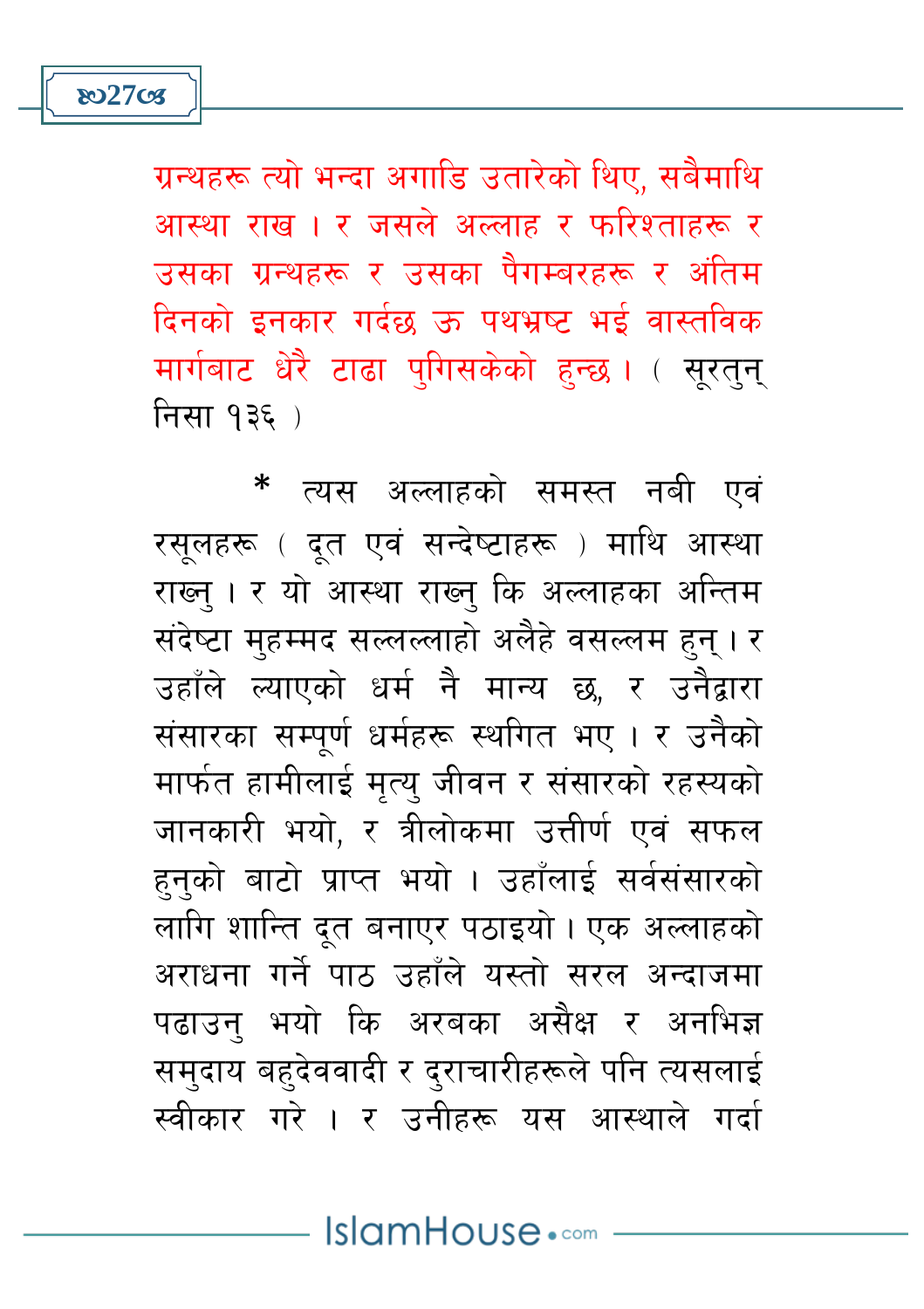ग्रन्थहरू त्यो भन्दा अगाडि उतारेको थिए, सबैमाथि आस्था राख । र जसले अल्लाह र फरिश्ताहरू र उसका ग्रन्थहरू र उसका पैगम्बरहरू र अंतिम दिनको इनकार गर्दछ ऊ पथभ्रष्ट भई वास्तविक मार्गबाट धेरै टाढा पुगिसकेको हुन्छ । ( सूरतुन् निसा १३६ )

\* त्यस अल्लाहको समस्त नबी एवं रसूलहरू ( दूत एवं सन्देष्टाहरू ) माथि आस्था राख्नु । र यो आस्था राख्नु कि अल्लाहका अन्तिम संदेष्टा मुहम्मद सल्लल्लाहो अलैहे वसल्लम हुन् । र उहाँले ल्याएको धर्म नै मान्य छ, र उनैद्वारा संसारका सम्पूर्ण धर्महरू स्थगित भए । र उनैको मार्फत हामीलाई मृत्यु जीवन र संसारको रहस्यको जानकारी भयो, र त्रीलोकमा उत्तीर्ण एवं सफल हुनुको बाटो प्राप्त भयो । उहाँलाई सर्वसंसारको लागि शान्ति दूत बनाएर पठाइयो । एक अल्लाहको अराधना गर्ने पाठ उहाँले यस्तो सरल अन्दाजमा पढाउनु भयो कि अरबका असैक्ष र अनभिज्ञ समुदाय बहुदेववादी र दुराचारीहरूले पनि त्यसलाई स्वीकार गरे । र उनीहरू यस आस्थाले गर्दा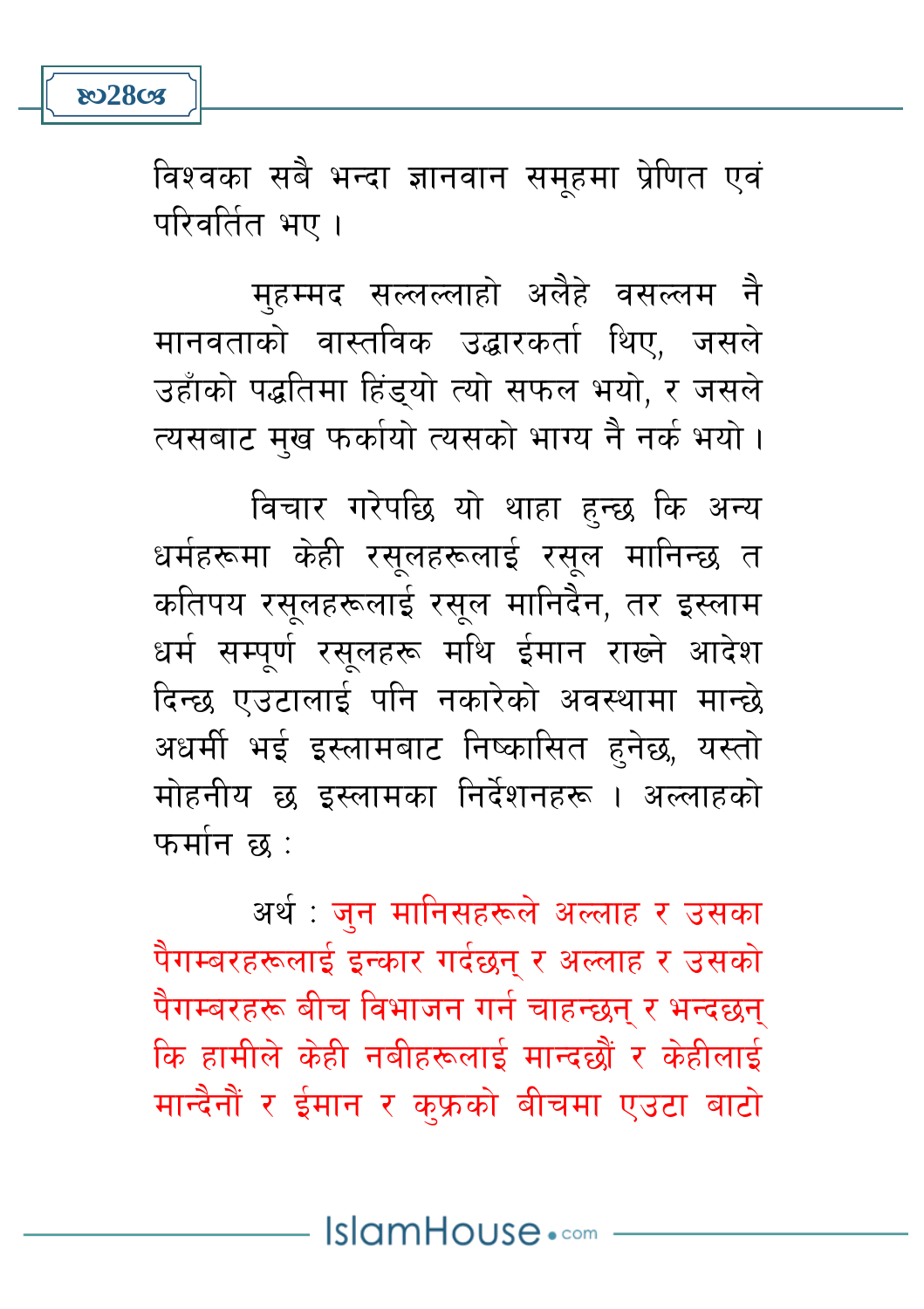विश्वका सबै भन्दा ज्ञानवान समूहमा प्रेणित एवं परिवर्तित भए ।

मुहम्मद सल्लल्लाहो अलैहे वसल्लम नै मानवताको वास्तविक उद्धारकर्ता थिए, जसले उहाँको पद्धतिमा हिंड्यो त्यो सफल भयो, र जसले त्यसबाट मुख फर्कायो त्यसको भाग्य नै नर्क भयो ।

विचार गरेपछि यो थाहा हुन्छ कि अन्य धर्महरूमा केही रसूलहरूलाई रसूल मानिन्छ त कतिपय रसूलहरूलाई रसूल मानिदैन, तर इस्लाम धर्म सम्पूर्ण रसूलहरू मथि ईमान राख्ने आदेश दिन्छ एउटालाई पनि नकारेको अवस्थामा मान्छे अधर्मी भई इस्लामबाट निष्कासित हुनेछ, यस्तो मोहनीय छ इस्लामका निर्देशनहरू । अल्लाहको फर्मान छ :

अर्थ : जुन मानिसहरूले अल्लाह र उसका पैगम्बरहरूलाई इन्कार गर्दछन् र अल्लाह र उसको पैगम्बरहरू बीच विभाजन गर्न चाहन्छन् र भन्दछन् कि हामीले केही नबीहरूलाई मान्दछौं र केहीलाई मान्दैनौं र ईमान र कुफ्रको बीचमा एउटा बाटो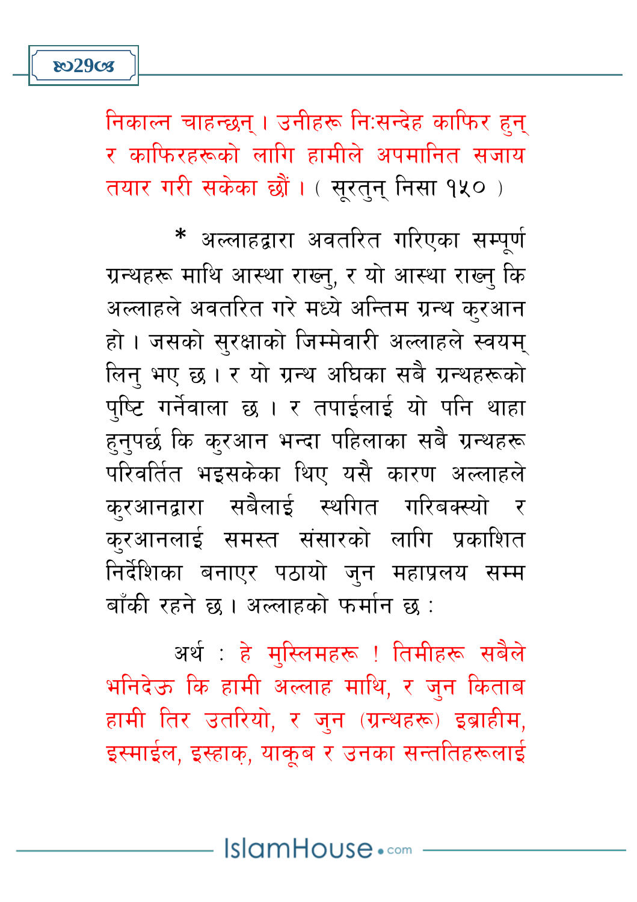निकाल्न चाहन्छन् । उनीहरू निःसन्देह काफिर हुन् र काफिरहरूको लागि हामीले अपमानित सजाय तयार गरी सकेका छौं । ( सूरतुन् निसा १५० )

\* अल्लाहद्वारा अवतरित गरिएका सम्पूर्ण ग्रन्थहरू माथि आस्था राख्नु, र यो आस्था राख्नु कि अल्लाहले अवतरित गरे मध्ये अन्तिम ग्रन्थ कुरआन हो । जसको सुरक्षाको जिम्मेवारी अल्लाहले स्वयम् लिनु भए छ । र यो ग्रन्थ अघिका सबै ग्रन्थहरूको पुष्टि गर्नेवाला छ । र तपाईलाई यो पनि थाहा हुनुपर्छ कि कुरआन भन्दा पहिलाका सबै ग्रन्थहरू परिवर्तित भइसकेका थिए यसै कारण अल्लाहले कुरआनद्वारा सबैलाई स्थगित गरिबक्स्यो र कुरआनलाई समस्त संसारको लागि प्रकाशित निर्देशिका बनाएर पठायो जुन महाप्रलय सम्म बाँकी रहने छ । अल्लाहको फर्मान छ :

अर्थ : हे मुस्लिमहरू ! तिमीहरू सबैले भनिदेऊ कि हामी अल्लाह माथि, र जुन किताब हामी तिर उतरियो, र जुन (ग्रन्थहरू) इब्राहीम, इस्माईल, इस्हाक़, याकूब र उनका सन्ततिहरूलाई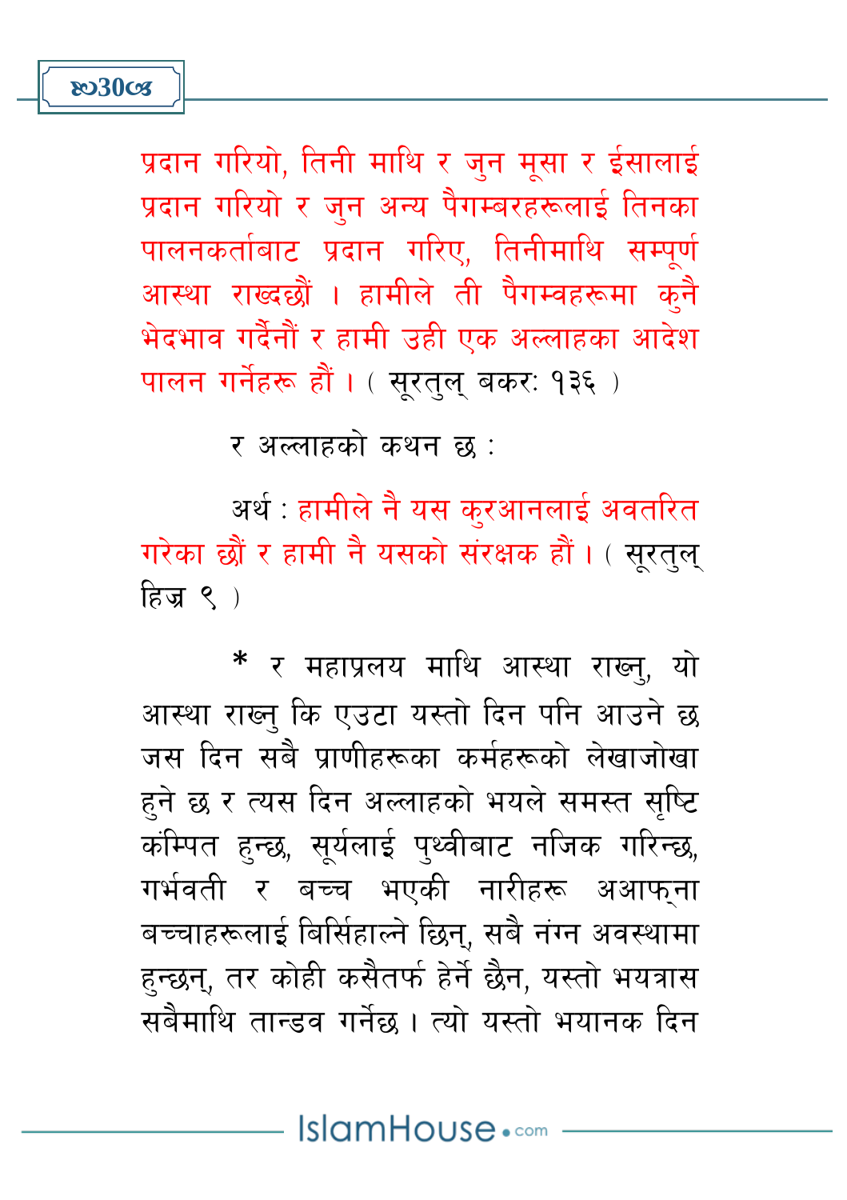प्रदान गरियो, तिनी माथि र जुन मूसा र ईसालाई प्रदान गरियो र जुन अन्य पैगम्बरहरूलाई तिनका पालनकर्ताबाट प्रदान गरिए, तिनीमाथि सम्पूर्ण आस्था राख्दछौं । हामीले ती पैगम्वहरूमा कुनै भेदभाव गर्दैनौं र हामी उही एक अल्लाहका आदेश पालन गर्नेहरू हौं । ( सूरतुल् बकर: १३६ )

र अल्लाहको कथन छ :

अर्थ : हामीले नै यस कुरआनलाई अवतरित गरेका छौं र हामी नै यसको संरक्षक हौं । ( सूरतुल् हिज्र ९ )

* र महाप्रलय माथि आस्था राख्नु, यो आस्था राख्नु कि एउटा यस्तो दिन पनि आउने छ जस दिन सबै प्राणीहरूका कर्महरूको लेखाजोखा हुने छ र त्यस दिन अल्लाहको भयले समस्त सृष्टि कंम्पित हुन्छ, सूर्यलाई पृथ्वीबाट नजिक गरिन्छ, गर्भवती र बच्च भएकी नारीहरू अआफ्ना बच्चाहरूलाई बिर्सिहाल्ने छिन्, सबै नंगन अवस्थामा हुन्छन्, तर कोही कसैतर्फ हेर्ने छैन, यस्तो भयत्रास सबैमाथि तान्डव गर्नेछ । त्यो यस्तो भयानक दिन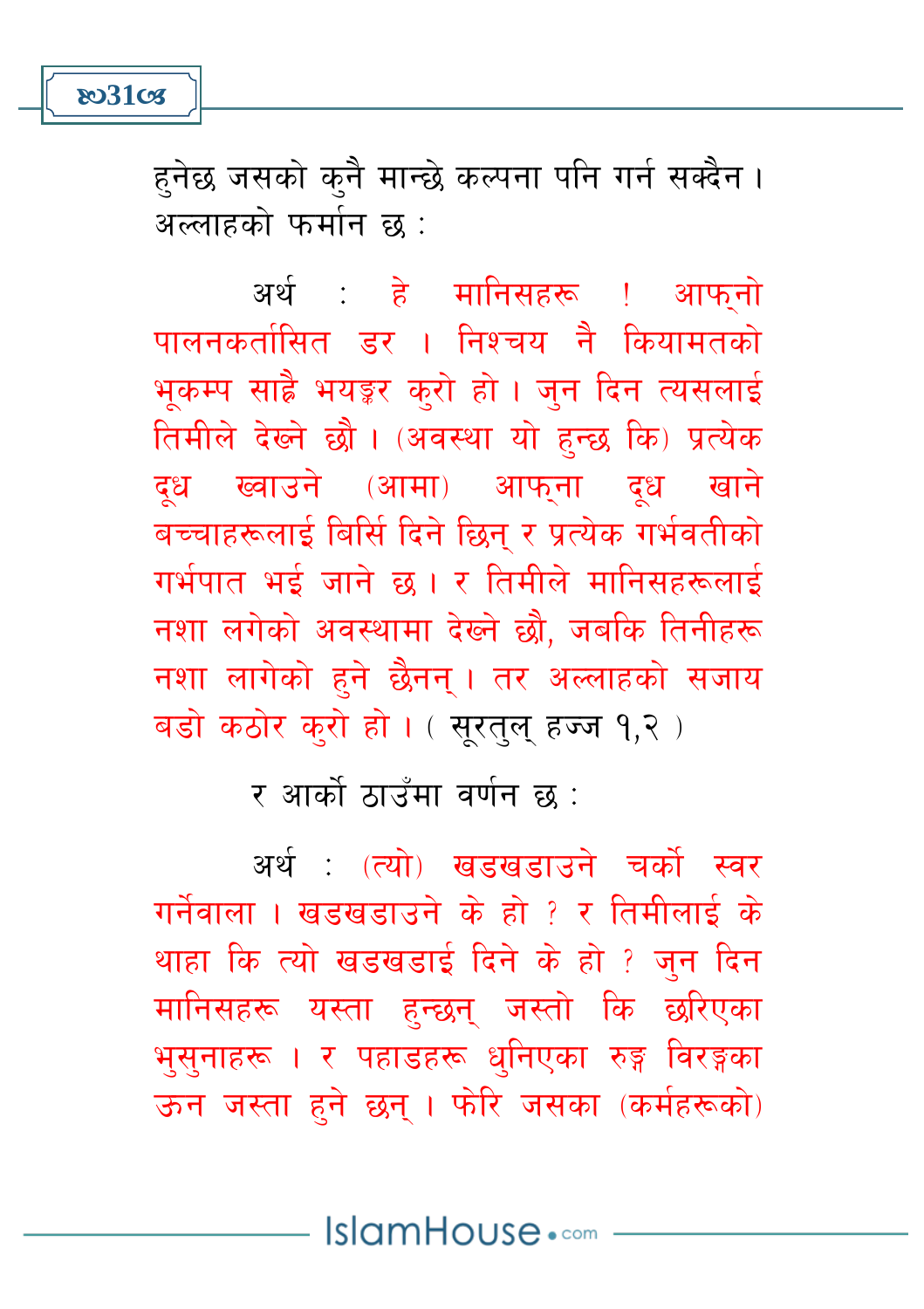हुनेछ जसको कुनै मान्छे कल्पना पनि गर्न सक्दैन। अल्लाहको फर्मान छ :

अर्थ : हे मानिसहरू ! आफ्नो पालनकर्तासित डर । निश्चय नै कियामतको भूकम्प साह्रै भयङ्कर कुरो हो। जुन दिन त्यसलाई तिमीले देख्ने छौ। (अवस्था यो हुन्छ कि) प्रत्येक दूध ख्वाउने (आमा) आफ्ना दूध खाने बच्चाहरूलाई बिर्सि दिने छिन् र प्रत्येक गर्भवतीको गर्भपात भई जाने छ। र तिमीले मानिसहरूलाई नशा लगेको अवस्थामा देख्ने छौ, जबकि तिनीहरू नशा लागेको हुने छैनन्। तर अल्लाहको सजाय बडो कठोर कुरो हो। ( सूरतुल् हज्ज १,२ )

र आर्को ठाउँमा वर्णन छ :

अर्थ : (त्यो) खडखडाउने चर्को स्वर गर्नेवाला। खडखडाउने के हो ? र तिमीलाई के थाहा कि त्यो खडखडाई दिने के हो ? जुन दिन मानिसहरू यस्ता हुन्छन् जस्तो कि छरिएका भुसुनाहरू। र पहाडहरू धुनिएका रङ्ग विरङ्गका ऊन जस्ता हुने छन्। फेरि जसका (कर्महरूको)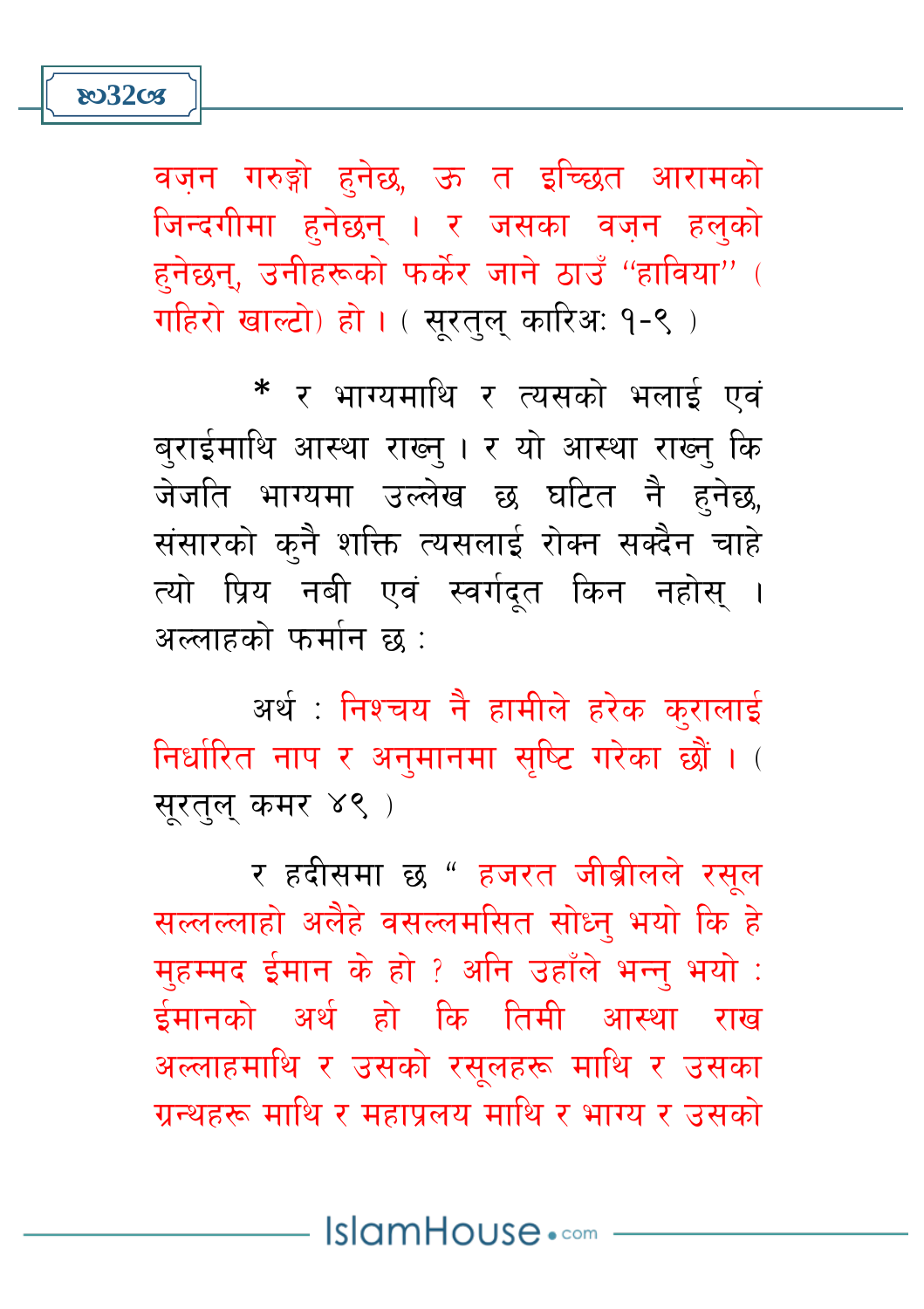वज़न गरुङ्गो हुनेछ, ऊ त इच्छित आरामको जिन्दगीमा हुनेछन् । र जसका वज़न हलुको हुनेछन्, उनीहरूको फर्केर जाने ठाउँ "हाविया" ( गहिरो खाल्टो) हो । ( सूरतुल् कारिअ: १-९ )

* र भाग्यमाथि र त्यसको भलाई एवं बुराईमाथि आस्था राख्नु । र यो आस्था राख्नु कि जेजति भाग्यमा उल्लेख छ घटित नै हुनेछ, संसारको कुनै शक्ति त्यसलाई रोक्न सक्दैन चाहे त्यो प्रिय नबी एवं स्वर्गदूत किन नहोस् । अल्लाहको फर्मान छ :

अर्थ : निश्चय नै हामीले हरेक कुरालाई निर्धारित नाप र अनुमानमा सृष्टि गरेका छौं । ( सूरतुल् कमर ४९ )

र हदीसमा छ " हजरत जीब्रीलले रसूल सल्लल्लाहो अलैहे वसल्लमसित सोध्नु भयो कि हे मुहम्मद ईमान के हो ? अनि उहाँले भन्नु भयो : ईमानको अर्थ हो कि तिमी आस्था राख अल्लाहमाथि र उसको रसूलहरू माथि र उसका ग्रन्थहरू माथि र महाप्रलय माथि र भाग्य र उसको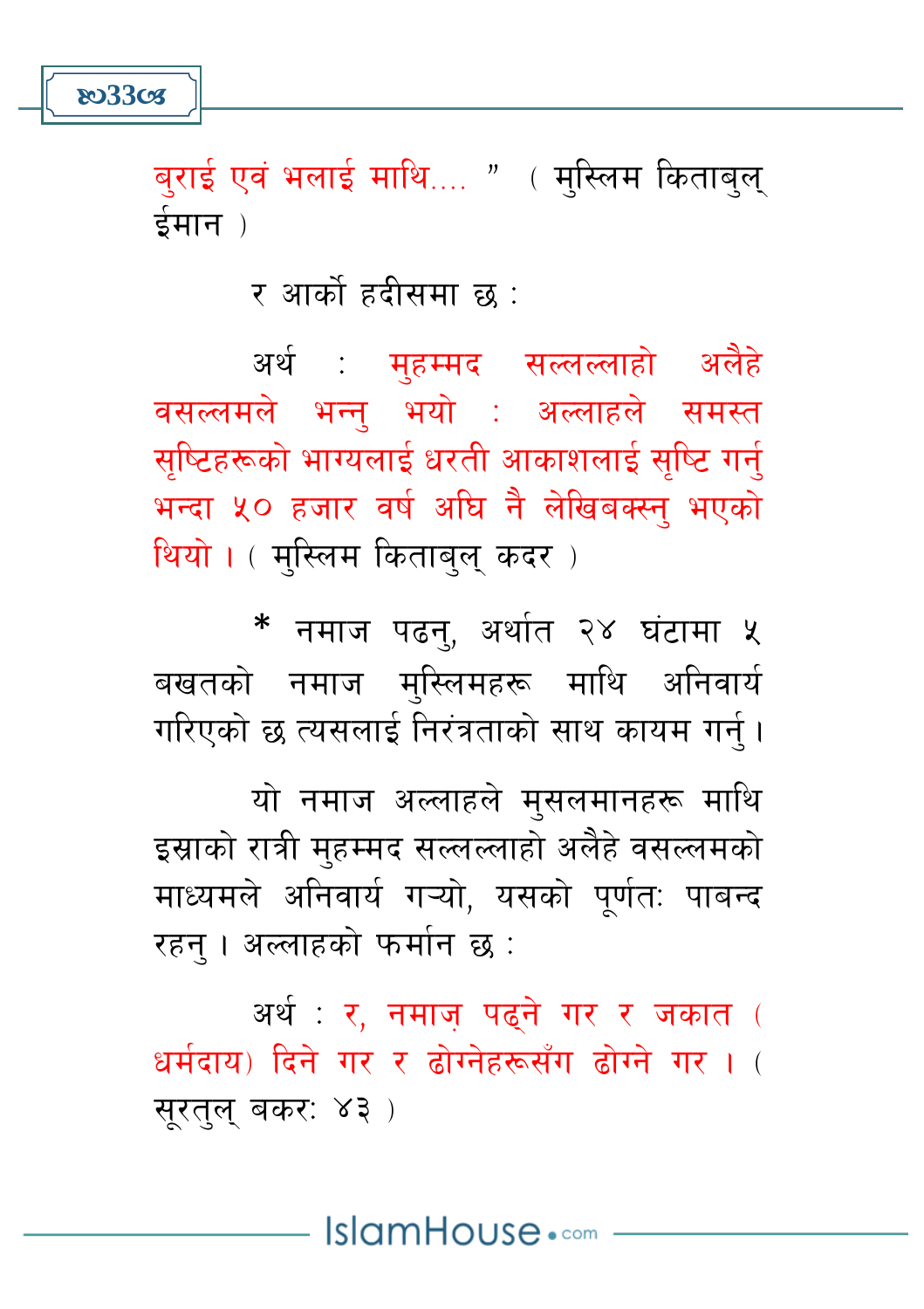बुराई एवं भलाई माथि.... " ( मुस्लिम किताबुल् ईमान )

र आर्को हदीसमा छ :

अर्थ : मुहम्मद सल्लल्लाहो अलैहे वसल्लमले भन्नु भयो : अल्लाहले समस्त सृष्टिहरूको भाग्यलाई धरती आकाशलाई सृष्टि गर्नु भन्दा ५० हजार वर्ष अघि नै लेखिबक्स्नु भएको थियो । ( मुस्लिम किताबुल् कदर )

* नमाज पढनु, अर्थात २४ घंटामा ५ बखतको नमाज मुस्लिमहरू माथि अनिवार्य गरिएको छ त्यसलाई निरंत्रताको साथ कायम गर्नु ।

यो नमाज अल्लाहले मुसलमानहरू माथि इस्राको रात्री मुहम्मद सल्लल्लाहो अलैहे वसल्लमको माध्यमले अनिवार्य गऱ्यो, यसको पूर्णतः पाबन्द रहनु । अल्लाहको फर्मान छ :

अर्थ : र, नमाज़ पढ्ने गर र जकात ( धर्मदाय) दिने गर र ढोग्नेहरूसँग ढोग्ने गर । ( सूरतुल् बकरः ४३ )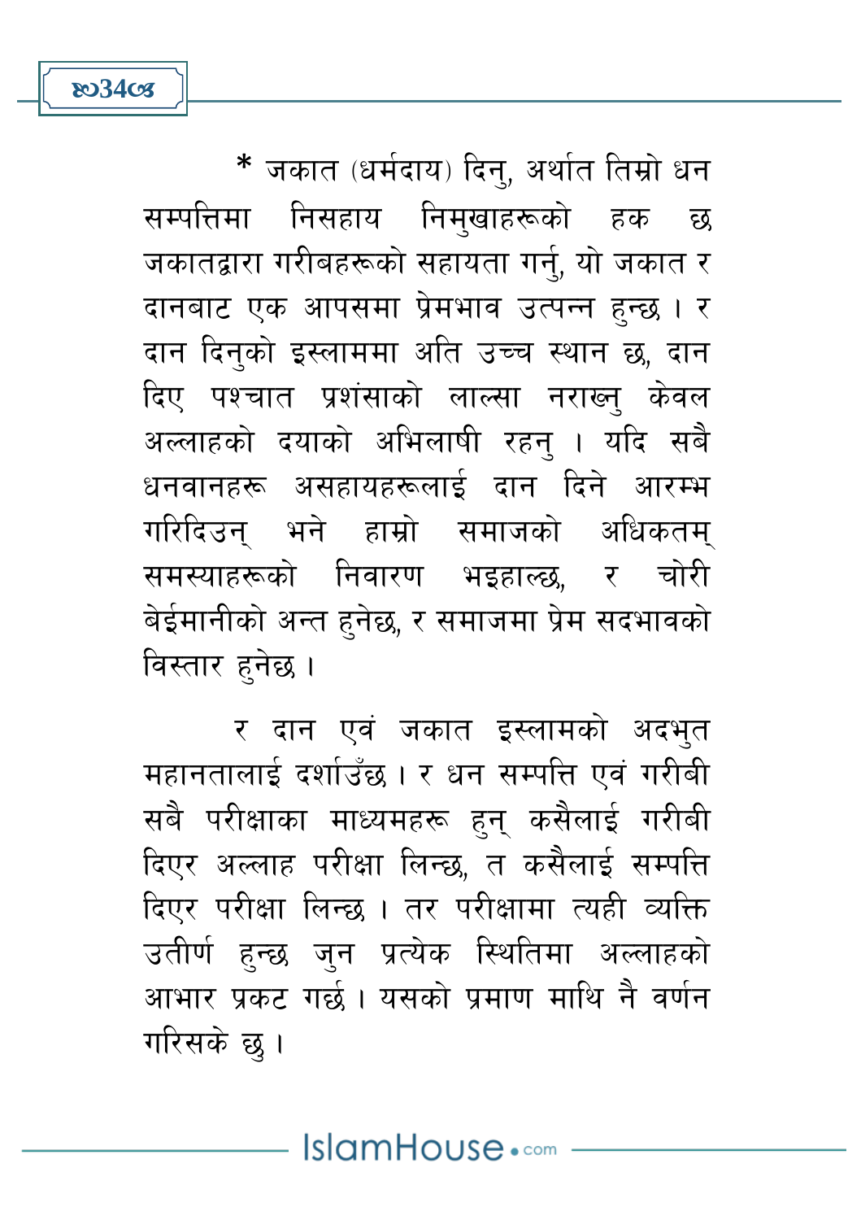* जकात (धर्मदाय) दिनु, अर्थात तिम्रो धन सम्पत्तिमा निसहाय निमुखाहरूको हक छ जकातद्वारा गरीबहरूको सहायता गर्नु, यो जकात र दानबाट एक आपसमा प्रेमभाव उत्पन्न हुन्छ । र दान दिनुको इस्लाममा अति उच्च स्थान छ, दान दिए पश्चात प्रशंसाको लाल्सा नराख्नु केवल अल्लाहको दयाको अभिलाषी रहनु । यदि सबै धनवानहरू असहायहरूलाई दान दिने आरम्भ गरिदिउन् भने हाम्रो समाजको अधिकतम् समस्याहरूको निवारण भइहाल्छ, र चोरी बेईमानीको अन्त हुनेछ, र समाजमा प्रेम सदभावको विस्तार हुनेछ ।

र दान एवं जकात इस्लामको अदभुत महानतालाई दर्शाउँछ । र धन सम्पत्ति एवं गरीबी सबै परीक्षाका माध्यमहरू हुन् कसैलाई गरीबी दिएर अल्लाह परीक्षा लिन्छ, त कसैलाई सम्पत्ति दिएर परीक्षा लिन्छ । तर परीक्षामा त्यही व्यक्ति उतीर्ण हुन्छ जुन प्रत्येक स्थितिमा अल्लाहको आभार प्रकट गर्छ । यसको प्रमाण माथि नै वर्णन गरिसके छु ।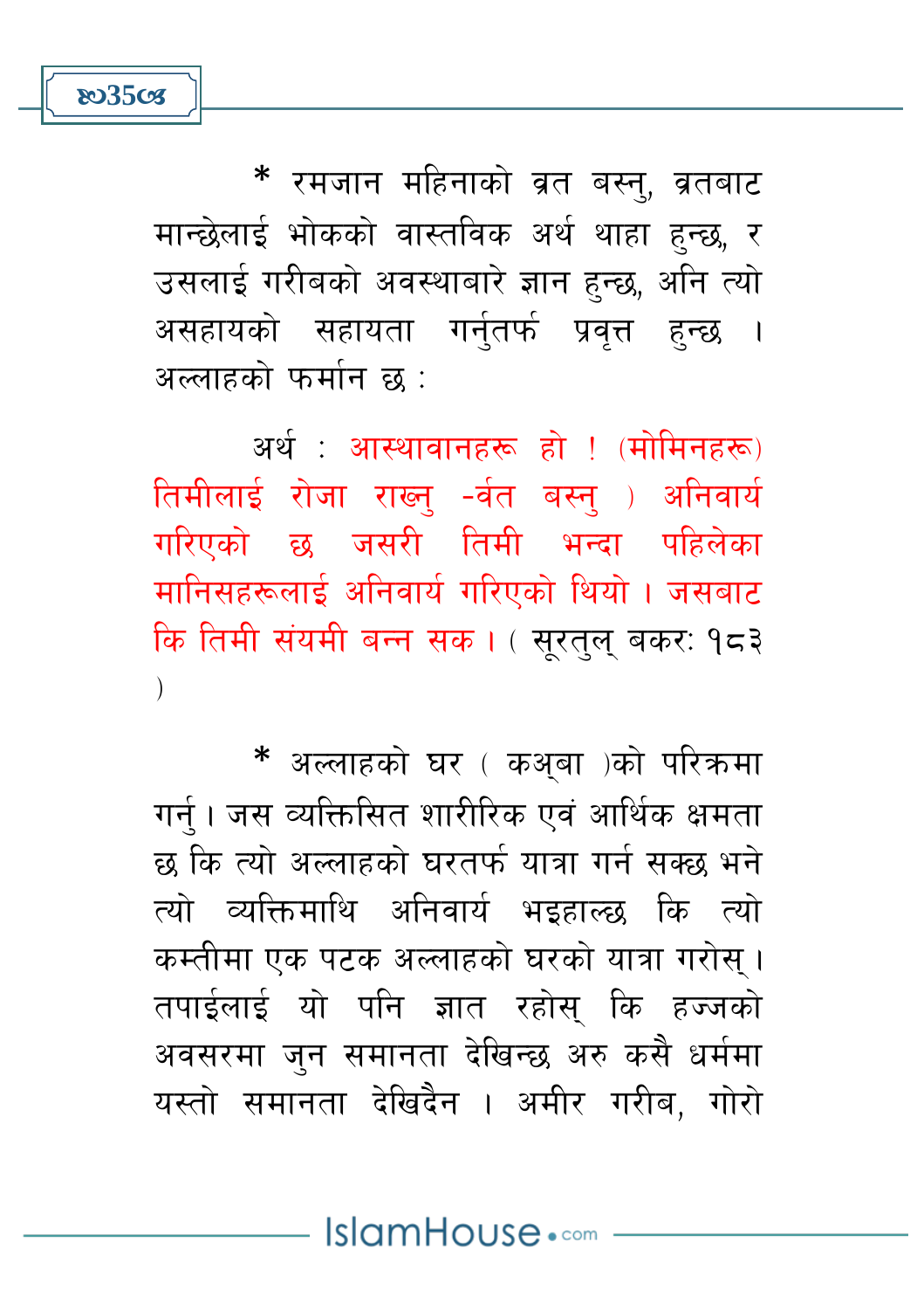* रमजान महिनाको व्रत बस्नु, व्रतबाट मान्छेलाई भोकको वास्तविक अर्थ थाहा हुन्छ, र उसलाई गरीबको अवस्थाबारे ज्ञान हुन्छ, अनि त्यो असहायको सहायता गर्नुतर्फ प्रवृत्त हुन्छ । अल्लाहको फर्मान छ :

अर्थ : आस्थावानहरू हो ! (मोमिनहरू) तिमीलाई रोजा राख्नु -र्वत बस्नु ) अनिवार्य गरिएको छ जसरी तिमी भन्दा पहिलेका मानिसहरूलाई अनिवार्य गरिएको थियो । जसबाट कि तिमी संयमी बन्न सक । ( सूरतुल् बकरः १८३ )

* अल्लाहको घर ( कअ्बा )को परिक्रमा गर्नु । जस व्यक्तिसित शारीरिक एवं आर्थिक क्षमता छ कि त्यो अल्लाहको घरतर्फ यात्रा गर्न सक्छ भने त्यो व्यक्तिमाथि अनिवार्य भइहाल्छ कि त्यो कम्तीमा एक पटक अल्लाहको घरको यात्रा गरोस् । तपाईलाई यो पनि ज्ञात रहोस् कि हज्जको अवसरमा जुन समानता देखिन्छ अरु कसै धर्ममा यस्तो समानता देखिदैन । अमीर गरीब, गोरो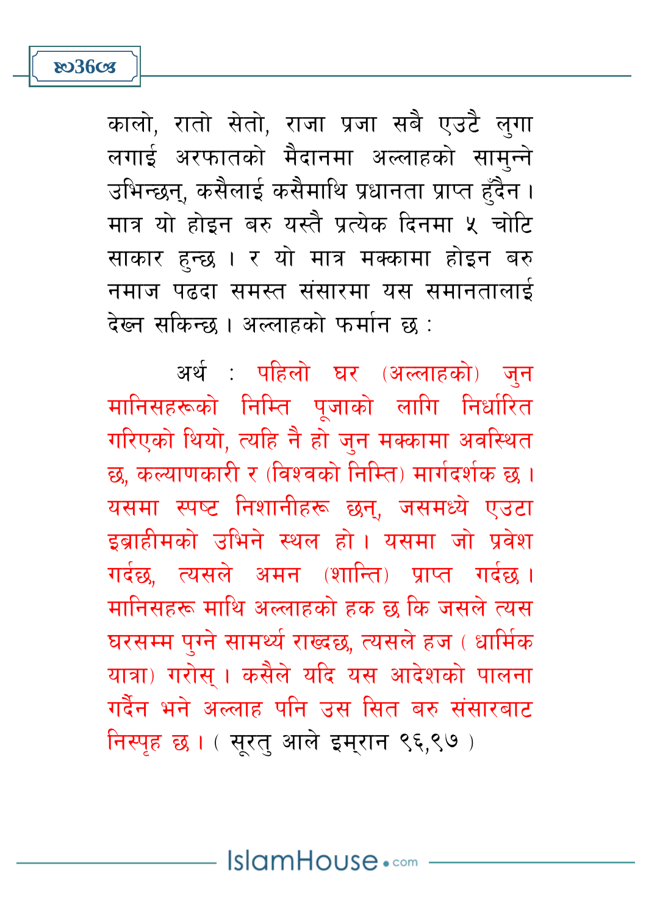कालो, रातो सेतो, राजा प्रजा सबै एउटै लुगा लगाई अरफातको मैदानमा अल्लाहको सामुन्ने उभिन्छन्, कसैलाई कसैमाथि प्रधानता प्राप्त हुँदैन। मात्र यो होइन बरु यस्तै प्रत्येक दिनमा ५ चोटि साकार हुन्छ । र यो मात्र मक्कामा होइन बरु नमाज पढदा समस्त संसारमा यस समानतालाई देख्न सकिन्छ। अल्लाहको फर्मान छ :

अर्थ : पहिलो घर (अल्लाहको) जुन मानिसहरूको निम्ति पूजाको लागि निर्धारित गरिएको थियो, त्यहि नै हो जुन मक्कामा अवस्थित छ, कल्याणकारी र (विश्वको निम्ति) मार्गदर्शक छ। यसमा स्पष्ट निशानीहरू छन्, जसमध्ये एउटा इब्राहीमको उभिने स्थल हो। यसमा जो प्रवेश गर्दछ, त्यसले अमन (शान्ति) प्राप्त गर्दछ। मानिसहरू माथि अल्लाहको हक छ कि जसले त्यस घरसम्म पुग्ने सामर्थ्य राख्दछ, त्यसले हज ( धार्मिक यात्रा) गरोस्। कसैले यदि यस आदेशको पालना गर्दैन भने अल्लाह पनि उस सित बरु संसारबाट निस्पृह छ। ( सूरतु आले इम्रान ९६,९७ )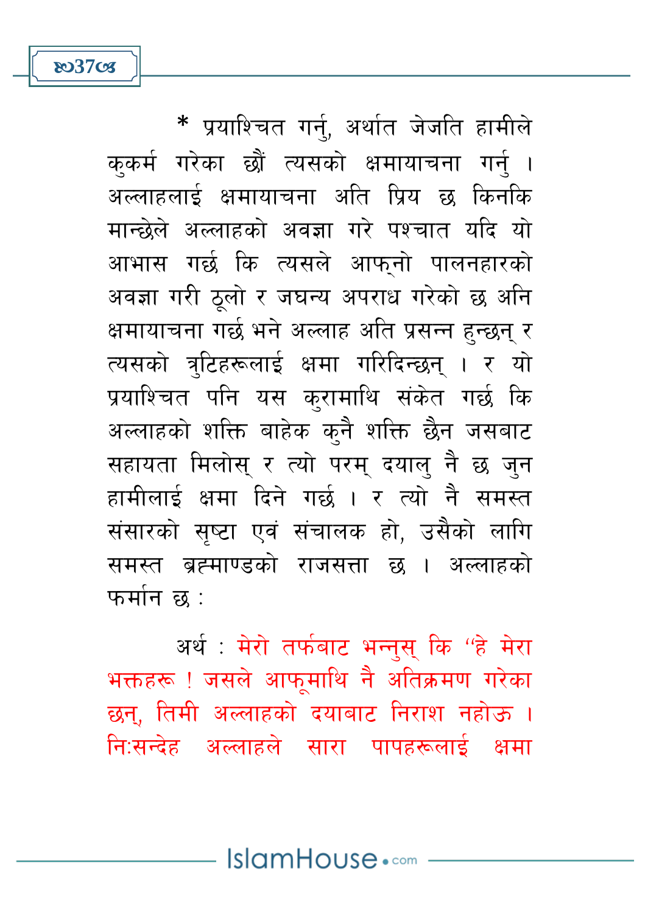* प्रयाश्चित गर्नु, अर्थात जेजति हामीले कुकर्म गरेका छौं त्यसको क्षमायाचना गर्नु । अल्लाहलाई क्षमायाचना अति प्रिय छ किनकि मान्छेले अल्लाहको अवज्ञा गरे पश्चात यदि यो आभास गर्छ कि त्यसले आफ्नो पालनहारको अवज्ञा गरी ठूलो र जघन्य अपराध गरेको छ अनि क्षमायाचना गर्छ भने अल्लाह अति प्रसन्न हुन्छन् र त्यसको त्रुटिहरूलाई क्षमा गरिदिन्छन् । र यो प्रयाश्चित पनि यस करामाथि संकेत गर्छ कि अल्लाहको शक्ति बाहेक कुनै शक्ति छैन जसबाट सहायता मिलोस् र त्यो परम् दयालु नै छ जुन हामीलाई क्षमा दिने गर्छ । र त्यो नै समस्त संसारको सृष्टा एवं संचालक हो, उसैको लागि समस्त ब्रह्माण्डको राजसत्ता छ । अल्लाहको फर्मान छ :

अर्थ : मेरो तर्फबाट भन्नुस् कि “हे मेरा भक्तहरू ! जसले आफूमाथि नै अतिक्रमण गरेका छन्, तिमी अल्लाहको दयाबाट निराश नहोऊ । नि:सन्देह अल्लाहले सारा पापहरूलाई क्षमा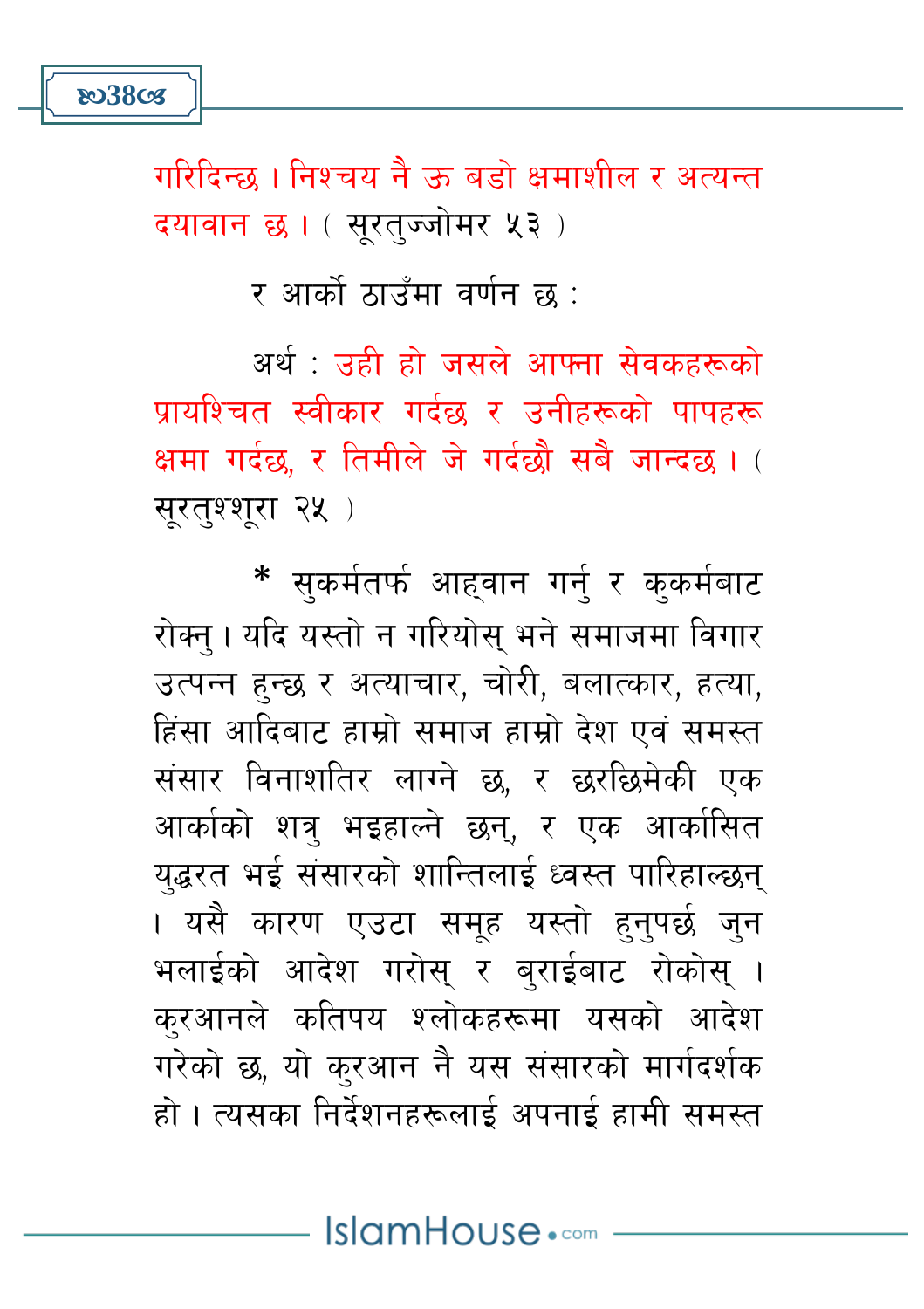गरिदिन्छ । निश्चय नै ऊ बडो क्षमाशील र अत्यन्त दयावान छ । ( सूरतुज्जोमर ५३ )

र आर्को ठाउँमा वर्णन छ :

अर्थ : उही हो जसले आफ्ना सेवकहरूको प्रायश्चित स्वीकार गर्दछ र उनीहरूको पापहरू क्षमा गर्दछ, र तिमीले जे गर्दछौ सबै जान्दछ । ( सूरतुश्शूरा २५ )

* सुकर्मतर्फ आह्वान गर्नु र कुकर्मबाट रोक्नु । यदि यस्तो न गरियोस् भने समाजमा विगार उत्पन्न हुन्छ र अत्याचार, चोरी, बलात्कार, हत्या, हिंसा आदिबाट हाम्रो समाज हाम्रो देश एवं समस्त संसार विनाशतिर लाग्ने छ, र छरछिमेकी एक आर्काको शत्रु भइहाल्ने छन्, र एक आर्कासित युद्धरत भई संसारको शान्तिलाई ध्वस्त पारिहाल्छन् । यसै कारण एउटा समूह यस्तो हुनुपर्छ जुन भलाईको आदेश गरोस् र बुराईबाट रोकोस् । कुरआनले कतिपय श्लोकहरूमा यसको आदेश गरेको छ, यो कुरआन नै यस संसारको मार्गदर्शक हो । त्यसका निर्देशनहरूलाई अपनाई हामी समस्त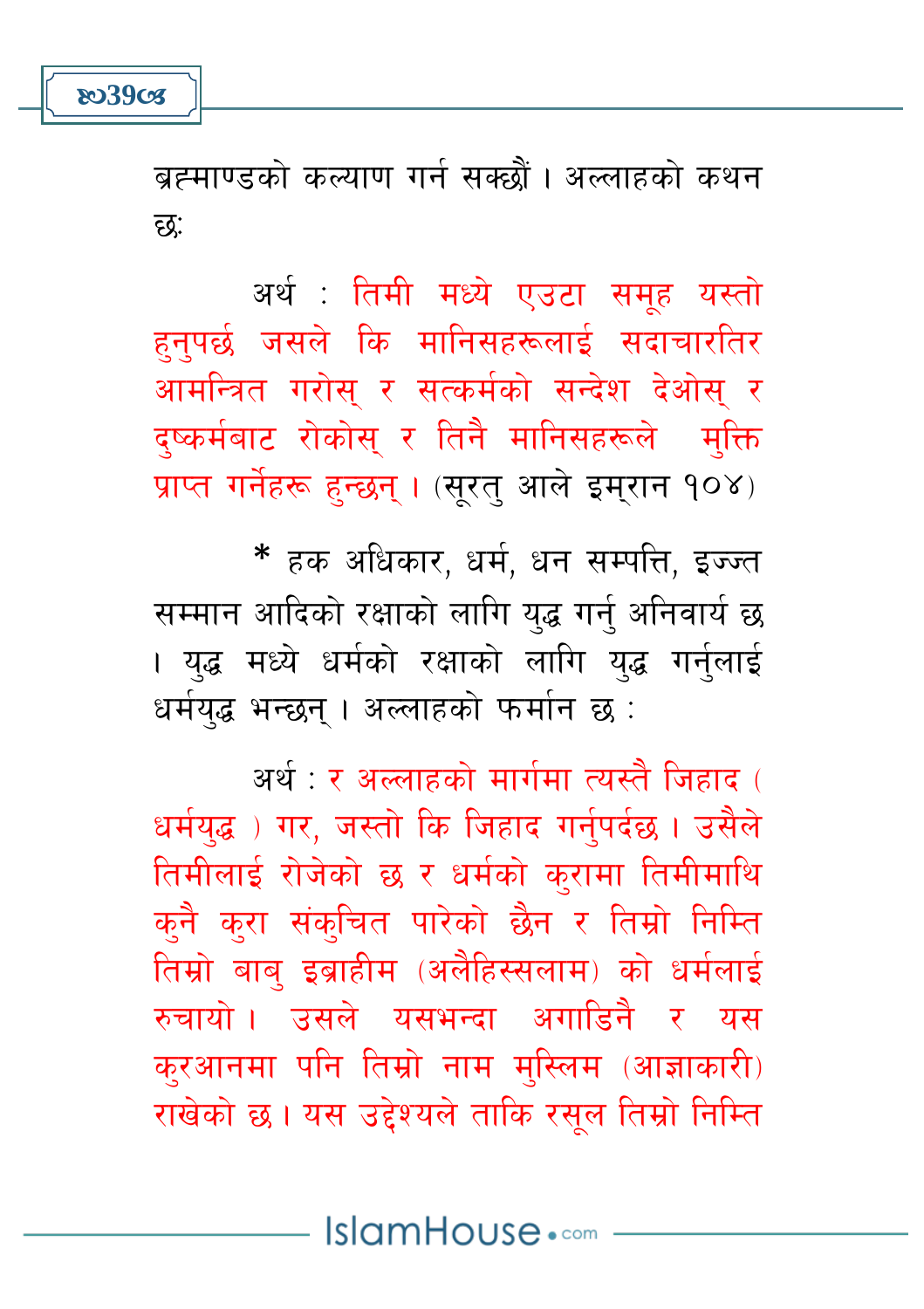ब्रह्माण्डको कल्याण गर्न सक्छौं । अल्लाहको कथन छः

अर्थ : तिमी मध्ये एउटा समूह यस्तो हुनुपर्छ जसले कि मानिसहरूलाई सदाचारतिर आमन्त्रित गरोस् र सत्कर्मको सन्देश देओस् र दुष्कर्मबाट रोकोस् र तिनै मानिसहरूले मुक्ति प्राप्त गर्नेहरू हुन्छन् । (सूरतु आले इम्रान १०४)

* हक अधिकार, धर्म, धन सम्पत्ति, इज्जत सम्मान आदिको रक्षाको लागि युद्ध गर्नु अनिवार्य छ । युद्ध मध्ये धर्मको रक्षाको लागि युद्ध गर्नुलाई धर्मयुद्ध भन्छन् । अल्लाहको फर्मान छ :

अर्थ : र अल्लाहको मार्गमा त्यस्तै जिहाद ( धर्मयुद्ध ) गर, जस्तो कि जिहाद गर्नुपर्दछ । उसैले तिमीलाई रोजेको छ र धर्मको कुरामा तिमीमाथि कुनै कुरा संकुचित पारेको छैन र तिम्रो निम्ति तिम्रो बाबु इब्राहीम (अलैहिस्सलाम) को धर्मलाई रुचायो । उसले यसभन्दा अगाडिनै र यस कुरआनमा पनि तिम्रो नाम मुस्लिम (आज्ञाकारी) राखेको छ । यस उद्देश्यले ताकि रसूल तिम्रो निम्ति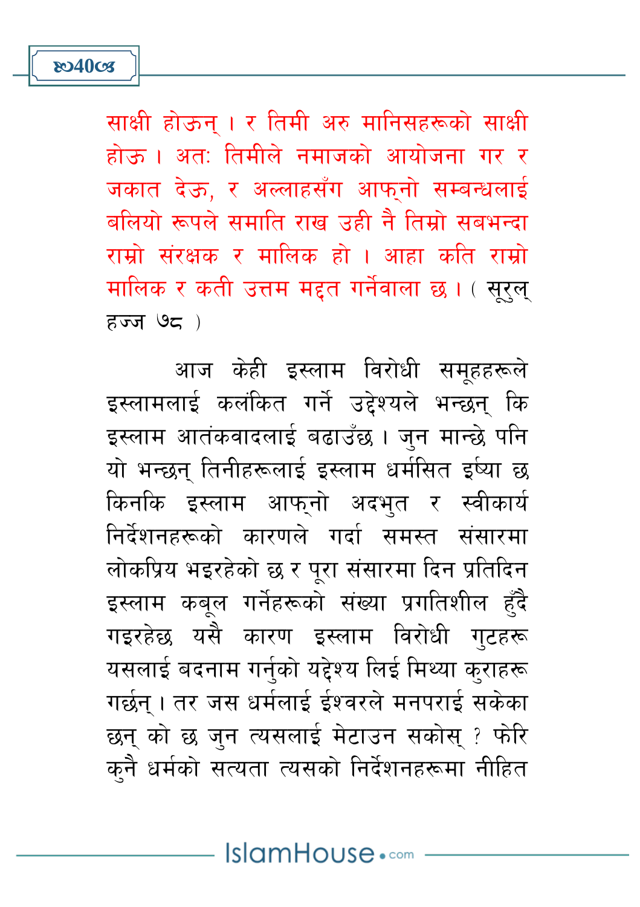साक्षी होऊन् । र तिमी अरु मानिसहरूको साक्षी होऊ । अतः तिमीले नमाजको आयोजना गर र जकात देऊ, र अल्लाहसँग आफ्नो सम्बन्धलाई बलियो रूपले समाति राख उही नै तिम्रो सबभन्दा राम्रो संरक्षक र मालिक हो । आहा कति राम्रो मालिक र कती उत्तम मद्दत गर्नेवाला छ । ( सूरुल् हज्ज ७८ )

आज केही इस्लाम विरोधी समूहहरूले इस्लामलाई कलंकित गर्ने उद्देश्यले भन्छन् कि इस्लाम आतंकवादलाई बढाउँछ । जुन मान्छे पनि यो भन्छन् तिनीहरूलाई इस्लाम धर्मसित ईर्ष्या छ किनकि इस्लाम आफ्नो अदभुत र स्वीकार्य निर्देशनहरूको कारणले गर्दा समस्त संसारमा लोकप्रिय भइरहेको छ र पूरा संसारमा दिन प्रतिदिन इस्लाम कबूल गर्नेहरूको संख्या प्रगतिशील हुँदै गइरहेछ यसै कारण इस्लाम विरोधी गुटहरू यसलाई बदनाम गर्नुको यद्देश्य लिई मिथ्या कुराहरू गर्छन् । तर जस धर्मलाई ईश्वरले मनपराई सकेका छन् को छ जुन त्यसलाई मेटाउन सकोस् ? फेरि कुनै धर्मको सत्यता त्यसको निर्देशनहरूमा नीहित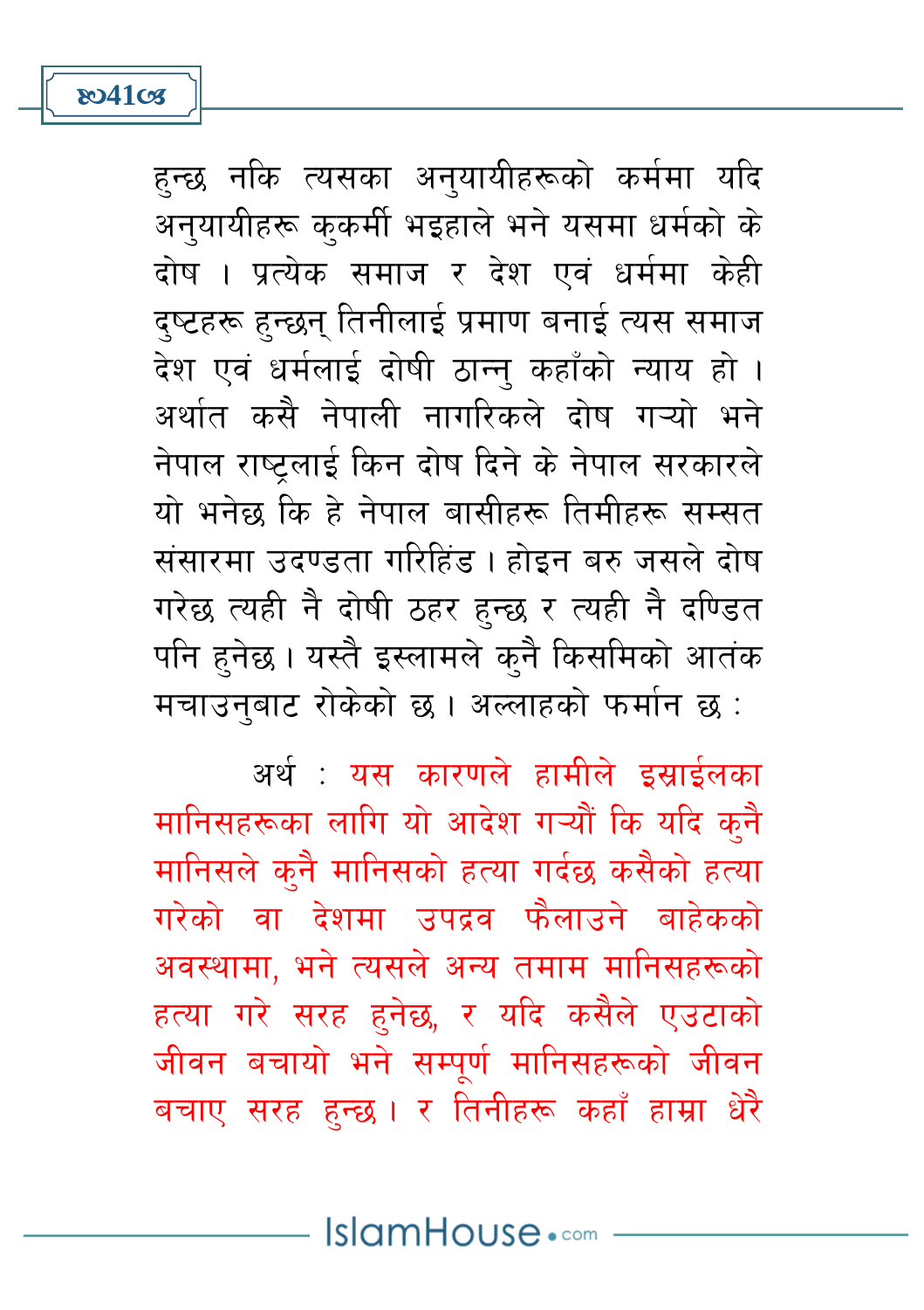हुन्छ नकि त्यसका अनुयायीहरूको कर्ममा यदि अनुयायीहरू कुकर्मी भइहाले भने यसमा धर्मको के दोष । प्रत्येक समाज र देश एवं धर्ममा केही दुष्टहरू हुन्छन् तिनीलाई प्रमाण बनाई त्यस समाज देश एवं धर्मलाई दोषी ठान्नु कहाँको न्याय हो । अर्थात कसै नेपाली नागरिकले दोष गऱ्यो भने नेपाल राष्ट्रलाई किन दोष दिने के नेपाल सरकारले यो भनेछ कि हे नेपाल बासीहरू तिमीहरू सम्सत संसारमा उदण्डता गरिहिंड । होइन बरु जसले दोष गरेछ त्यही नै दोषी ठहर हुन्छ र त्यही नै दण्डित पनि हुनेछ । यस्तै इस्लामले कुनै किसमिको आतंक मचाउनुबाट रोकेको छ । अल्लाहको फर्मान छ :

अर्थ : यस कारणले हामीले इस्राईलका मानिसहरूका लागि यो आदेश गऱ्यौं कि यदि कुनै मानिसले कुनै मानिसको हत्या गर्दछ कसैको हत्या गरेको वा देशमा उपद्रव फैलाउने बाहेकको अवस्थामा, भने त्यसले अन्य तमाम मानिसहरूको हत्या गरे सरह हुनेछ, र यदि कसैले एउटाको जीवन बचायो भने सम्पूर्ण मानिसहरूको जीवन बचाए सरह हुन्छ । र तिनीहरू कहाँ हाम्रा धेरै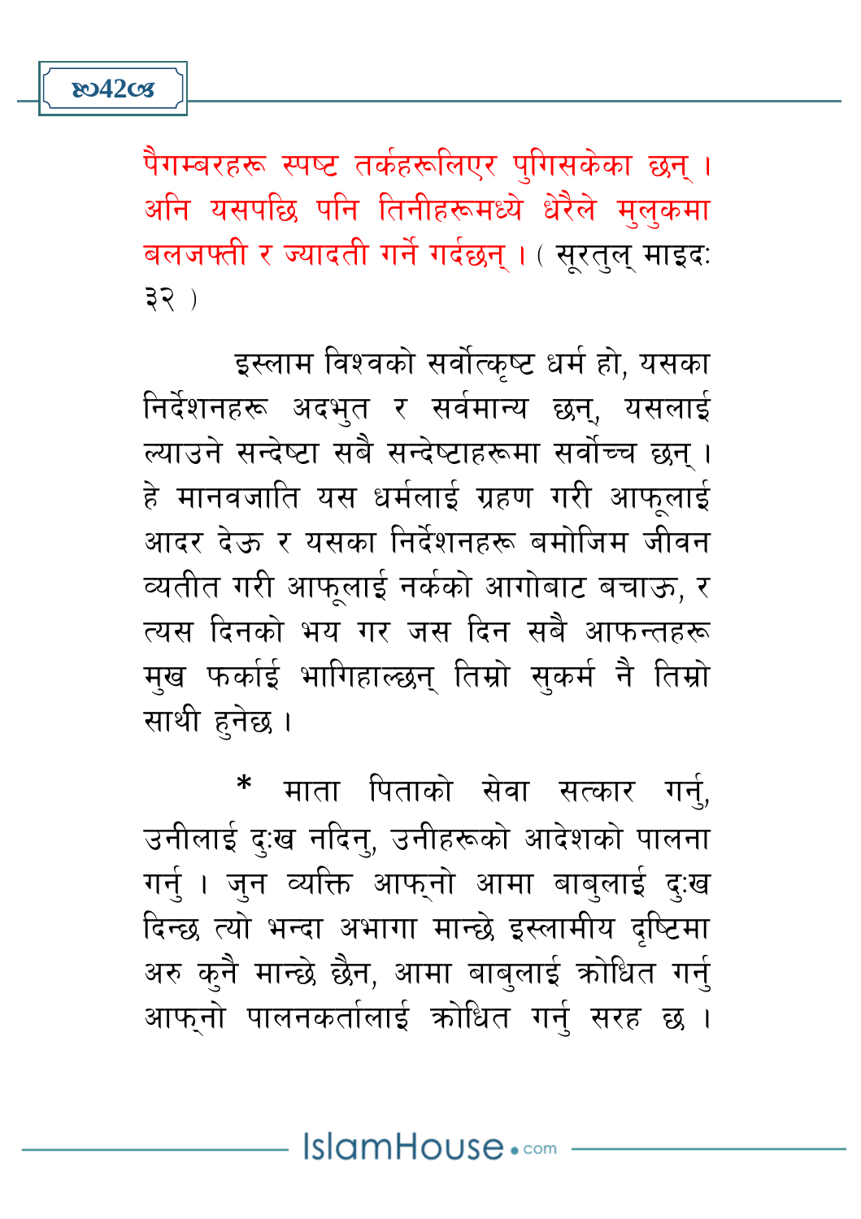पैगम्बरहरू स्पष्ट तर्कहरूलिएर पुगिसकेका छन् । अनि यसपछि पनि तिनीहरूमध्ये धेरैले मुलुकमा बलजफ्ती र ज्यादती गर्ने गर्दछन् । ( सूरतुल् माइदः ३२ )

इस्लाम विश्वको सर्वोत्कृष्ट धर्म हो, यसका निर्देशनहरू अदभुत र सर्वमान्य छन्, यसलाई ल्याउने सन्देष्टा सबै सन्देष्टाहरूमा सर्वोच्च छन् । हे मानवजाति यस धर्मलाई ग्रहण गरी आफूलाई आदर देऊ र यसका निर्देशनहरू बमोजिम जीवन व्यतीत गरी आफूलाई नर्कको आगोबाट बचाऊ, र त्यस दिनको भय गर जस दिन सबै आफन्तहरू मुख फर्काई भागिहाल्छन् तिम्रो सुकर्म नै तिम्रो साथी हुनेछ ।

* माता पिताको सेवा सत्कार गर्नु, उनीलाई दुःख नदिनु, उनीहरूको आदेशको पालना गर्नु । जुन व्यक्ति आफ्नो आमा बाबुलाई दुःख दिन्छ त्यो भन्दा अभागा मान्छे इस्लामीय दृष्टिमा अरु कुनै मान्छे छैन, आमा बाबुलाई क्रोधित गर्नु आफ्नो पालनकर्तालाई क्रोधित गर्नु सरह छ ।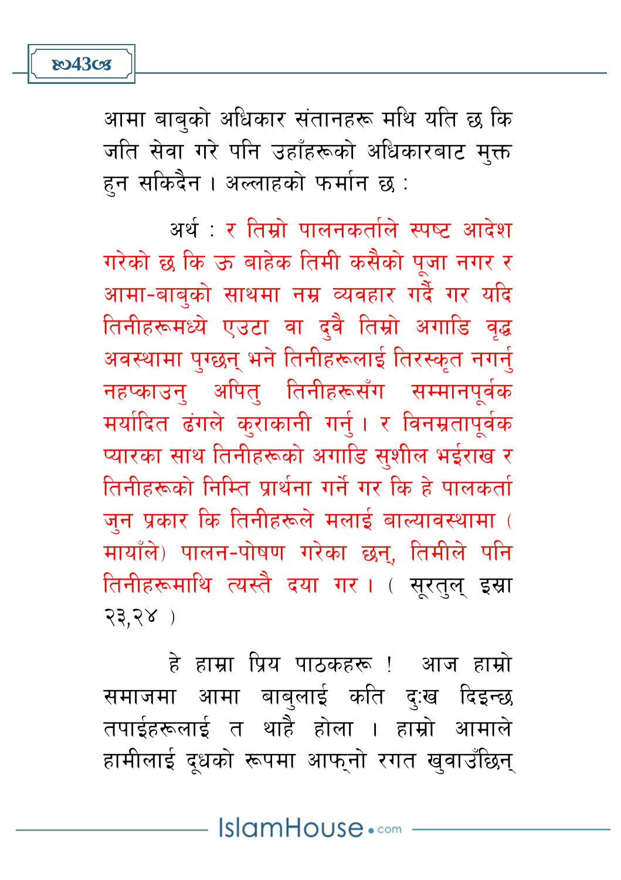आमा बाबुको अधिकार संतानहरू मथि यति छ कि जति सेवा गरे पनि उहाँहरूको अधिकारबाट मुक्त हुन सकिदैन । अल्लाहको फर्मान छ :

अर्थ : र तिम्रो पालनकर्ताले स्पष्ट आदेश गरेको छ कि ऊ बाहेक तिमी कसैको पूजा नगर र आमा-बाबुको साथमा नम्र व्यवहार गर्दै गर यदि तिनीहरूमध्ये एउटा वा दुवै तिम्रो अगाडि वृद्ध अवस्थामा पुग्छन् भने तिनीहरूलाई तिरस्कृत नगर्नु नहप्काउनु अपितु तिनीहरूसँग सम्मानपूर्वक मर्यादित ढंगले कुराकानी गर्नु । र विनम्रतापूर्वक प्यारका साथ तिनीहरूको अगाडि सुशील भईराख र तिनीहरूको निम्ति प्रार्थना गर्ने गर कि हे पालकर्ता जुन प्रकार कि तिनीहरूले मलाई बाल्यावस्थामा ( मायाँले) पालन-पोषण गरेका छन्, तिमीले पनि तिनीहरूमाथि त्यस्तै दया गर । ( सूरतुल् इस्रा २३,२४ )

हे हाम्रा प्रिय पाठकहरू ! आज हाम्रो समाजमा आमा बाबुलाई कति दुःख दिइन्छ तपाईहरूलाई त थाहै होला । हाम्रो आमाले हामीलाई दूधको रूपमा आफ्नो रगत खुवाउँछिन्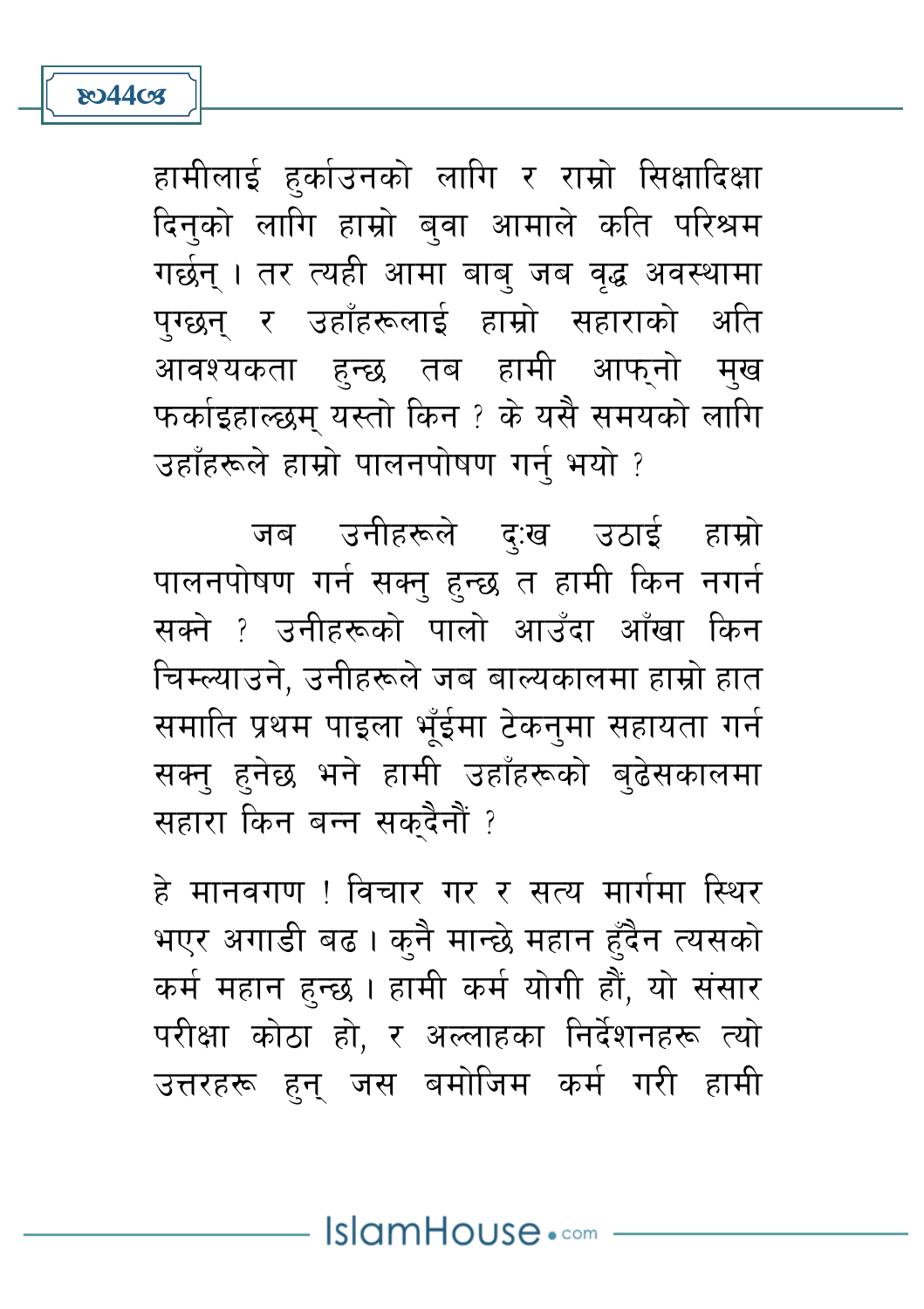हामीलाई हुर्काउनको लागि र राम्रो सिक्षादिक्षा दिनुको लागि हाम्रो बुवा आमाले कति परिश्रम गर्छन् । तर त्यही आमा बाबु जब वृद्ध अवस्थामा पुग्छन् र उहाँहरूलाई हाम्रो सहाराको अति आवश्यकता हुन्छ तब हामी आफ्नो मुख फर्काइहाल्छम् यस्तो किन ? के यसै समयको लागि उहाँहरूले हाम्रो पालनपोषण गर्नु भयो ?

जब उनीहरूले दुःख उठाई हाम्रो पालनपोषण गर्न सक्नु हुन्छ त हामी किन नगर्न सक्ने ? उनीहरूको पालो आउँदा आँखा किन चिम्ल्याउने, उनीहरूले जब बाल्यकालमा हाम्रो हात समाति प्रथम पाइला भूँईमा टेकनुमा सहायता गर्न सक्नु हुनेछ भने हामी उहाँहरूको बुढेसकालमा सहारा किन बन्न सक्दैनौं ?

हे मानवगण ! विचार गर र सत्य मार्गमा स्थिर भएर अगाडी बढ । कुनै मान्छे महान हुँदैन त्यसको कर्म महान हुन्छ । हामी कर्म योगी हौं, यो संसार परीक्षा कोठा हो, र अल्लाहका निर्देशनहरू त्यो उत्तरहरू हुन् जस बमोजिम कर्म गरी हामी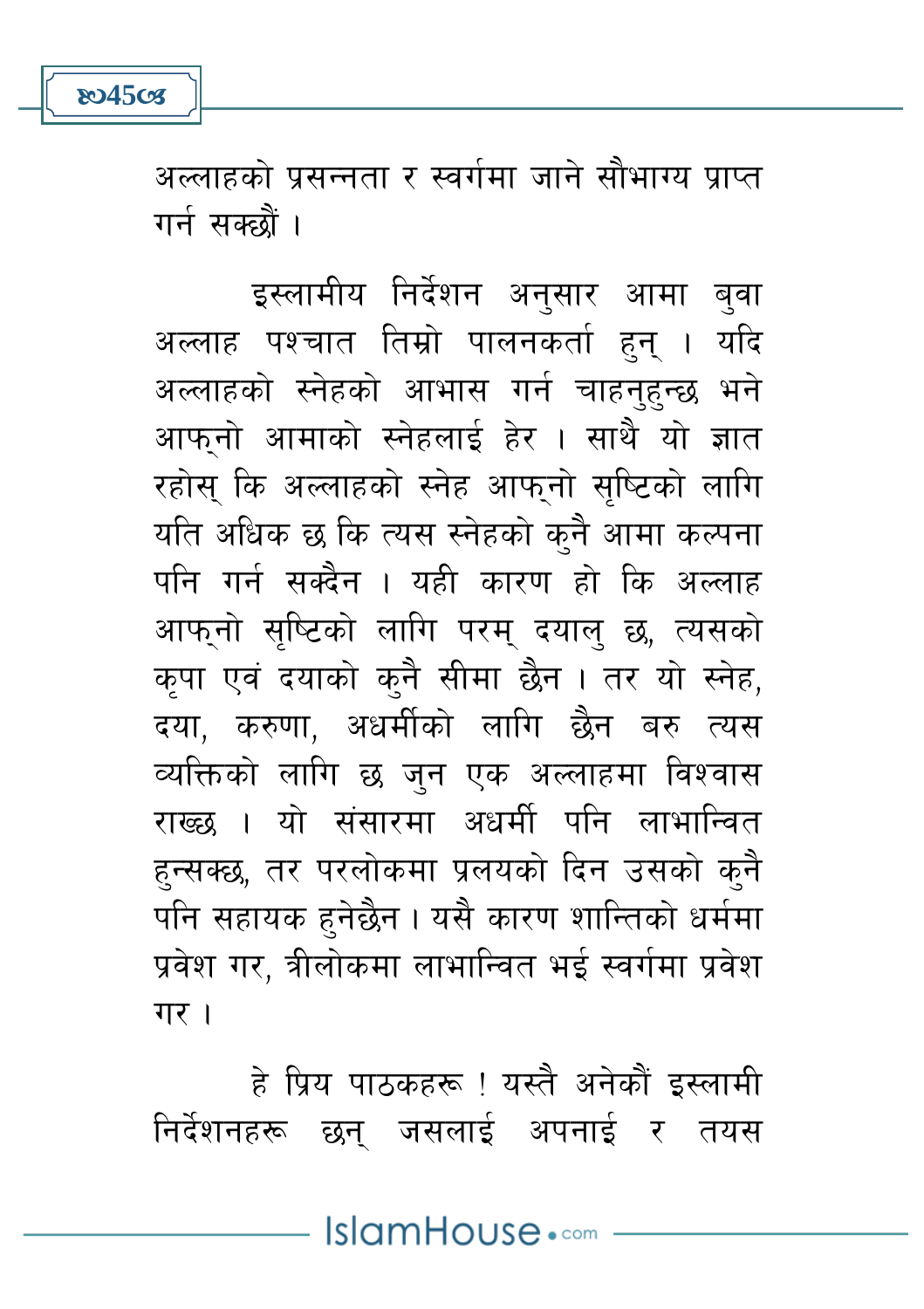अल्लाहको प्रसन्नता र स्वर्गमा जाने सौभाग्य प्राप्त गर्न सक्छौं ।

इस्लामीय निर्देशन अनुसार आमा बुवा अल्लाह पश्चात तिम्रो पालनकर्ता हुन् । यदि अल्लाहको स्नेहको आभास गर्न चाहनुहुन्छ भने आफ्नो आमाको स्नेहलाई हेर । साथै यो ज्ञात रहोस् कि अल्लाहको स्नेह आफ्नो सृष्टिको लागि यति अधिक छ कि त्यस स्नेहको कुनै आमा कल्पना पनि गर्न सक्दैन । यही कारण हो कि अल्लाह आफ्नो सृष्टिको लागि परम् दयालु छ, त्यसको कृपा एवं दयाको कुनै सीमा छैन । तर यो स्नेह, दया, करुणा, अधर्मीको लागि छैन बरु त्यस व्यक्तिको लागि छ जुन एक अल्लाहमा विश्वास राख्छ । यो संसारमा अधर्मी पनि लाभान्वित हुन्सक्छ, तर परलोकमा प्रलयको दिन उसको कुनै पनि सहायक हुनेछैन । यसै कारण शान्तिको धर्ममा प्रवेश गर, त्रीलोकमा लाभान्वित भई स्वर्गमा प्रवेश गर ।

हे प्रिय पाठकहरू ! यस्तै अनेकौं इस्लामी निर्देशनहरू छन् जसलाई अपनाई र तयस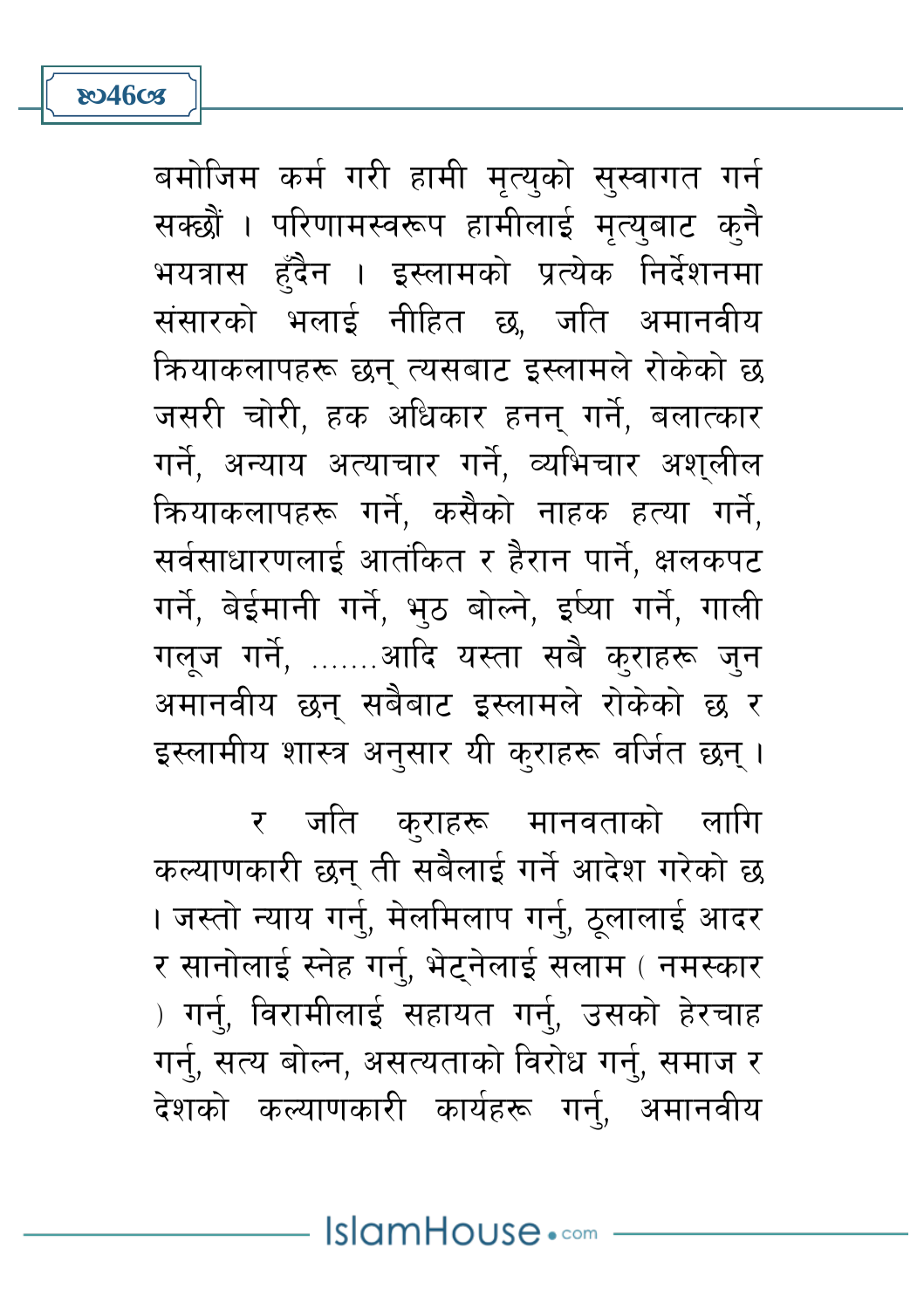बमोजिम कर्म गरी हामी मृत्युको सुस्वागत गर्न सक्छौं । परिणामस्वरूप हामीलाई मृत्युबाट कुनै भयत्रास हुँदैन । इस्लामको प्रत्येक निर्देशनमा संसारको भलाई नीहित छ, जति अमानवीय क्रियाकलापहरू छन् त्यसबाट इस्लामले रोकेको छ जसरी चोरी, हक अधिकार हनन् गर्ने, बलात्कार गर्ने, अन्याय अत्याचार गर्ने, व्यभिचार अश्लील क्रियाकलापहरू गर्ने, कसैको नाहक हत्या गर्ने, सर्वसाधारणलाई आतंकित र हैरान पार्ने, छलकपट गर्ने, बेईमानी गर्ने, झुठ बोल्ने, ईर्ष्या गर्ने, गाली गलूज गर्ने, .......आदि यस्ता सबै कुराहरू जुन अमानवीय छन् सबैबाट इस्लामले रोकेको छ र इस्लामीय शास्त्र अनुसार यी कुराहरू वर्जित छन् ।

र जति कुराहरू मानवताको लागि कल्याणकारी छन् ती सबैलाई गर्ने आदेश गरेको छ । जस्तो न्याय गर्नु, मेलमिलाप गर्नु, ठूलालाई आदर र सानोलाई स्नेह गर्नु, भेट्नेलाई सलाम ( नमस्कार ) गर्नु, बिरामीलाई सहायत गर्नु, उसको हेरचाह गर्नु, सत्य बोल्न, असत्यताको विरोध गर्नु, समाज र देशको कल्याणकारी कार्यहरू गर्नु, अमानवीय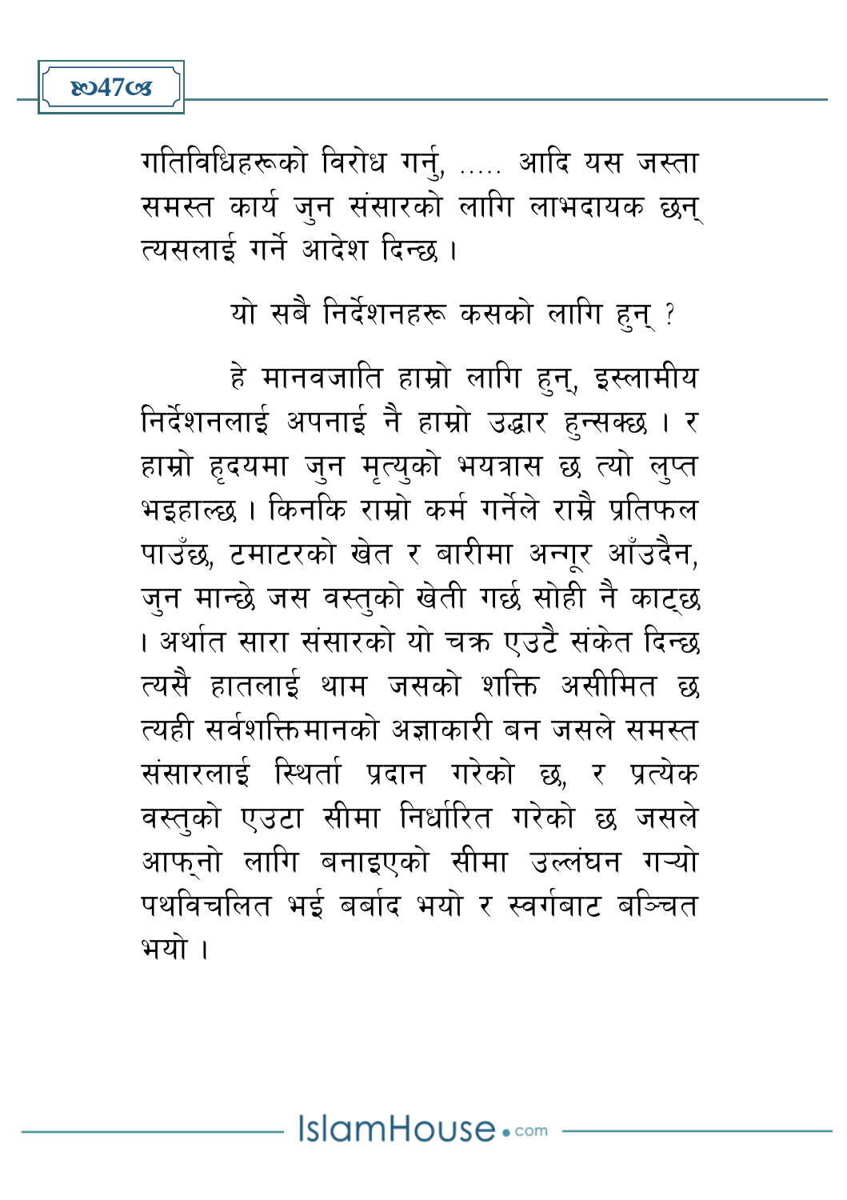गतिविधिहरूको विरोध गर्नु, ..... आदि यस जस्ता समस्त कार्य जुन संसारको लागि लाभदायक छन् त्यसलाई गर्ने आदेश दिन्छ ।

यो सबै निर्देशनहरू कसको लागि हुन् ?

हे मानवजाति हाम्रो लागि हुन्, इस्लामीय निर्देशनलाई अपनाई नै हाम्रो उद्धार हुन्सक्छ । र हाम्रो हृदयमा जुन मृत्युको भयत्रास छ त्यो लुप्त भइहाल्छ । किनकि राम्रो कर्म गर्नेले राम्रै प्रतिफल पाउँछ, टमाटरको खेत र बारीमा अन्गूर आँउदैन, जुन मान्छे जस वस्तुको खेती गर्छ सोही नै काट्छ । अर्थात सारा संसारको यो चक्र एउटै संकेत दिन्छ त्यसै हातलाई थाम जसको शक्ति असीमित छ त्यही सर्वशक्तिमानको अज्ञाकारी बन जसले समस्त संसारलाई स्थिर्ता प्रदान गरेको छ, र प्रत्येक वस्तुको एउटा सीमा निर्धारित गरेको छ जसले आफ्नो लागि बनाइएको सीमा उल्लंघन गऱ्यो पथविचलित भई बर्बाद भयो र स्वर्गबाट बञ्चित भयो ।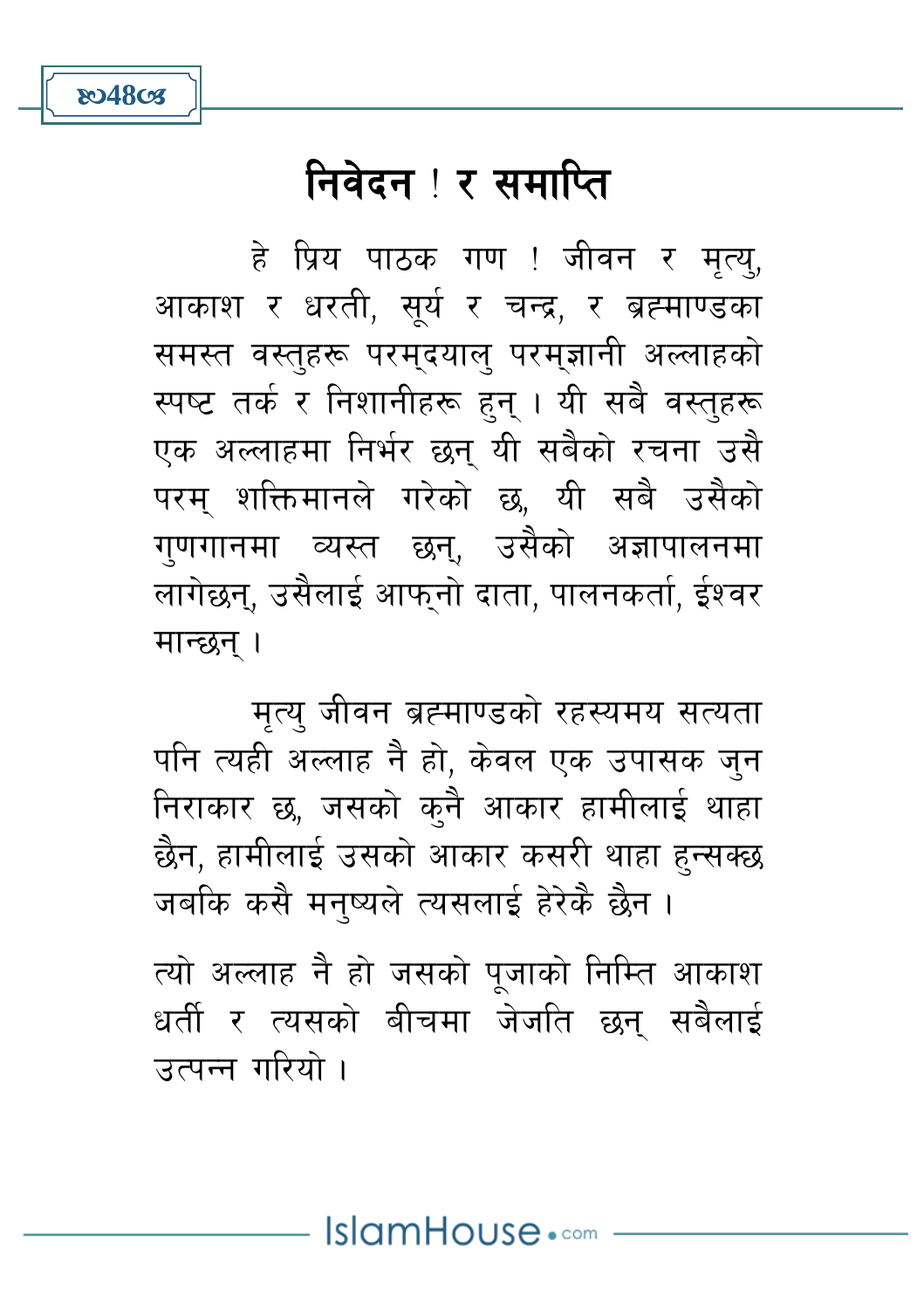# निवेदन ! र समाप्ति

हे प्रिय पाठक गण ! जीवन र मृत्यु, आकाश र धरती, सूर्य र चन्द्र, र ब्रह्माण्डका समस्त वस्तुहरू परम्दयालु परम्ज्ञानी अल्लाहको स्पष्ट तर्क र निशानीहरू हुन् । यी सबै वस्तुहरू एक अल्लाहमा निर्भर छन् यी सबैको रचना उसै परम् शक्तिमानले गरेको छ, यी सबै उसैको गुणगानमा व्यस्त छन्, उसैको अज्ञापालनमा लागेछन्, उसैलाई आफ्नो दाता, पालनकर्ता, ईश्वर मान्छन् ।

मृत्यु जीवन ब्रह्माण्डको रहस्यमय सत्यता पनि त्यही अल्लाह नै हो, केवल एक उपासक जुन निराकार छ, जसको कुनै आकार हामीलाई थाहा छैन, हामीलाई उसको आकार कसरी थाहा हुन्सक्छ जबकि कसै मनुष्यले त्यसलाई हेरेकै छैन ।

त्यो अल्लाह नै हो जसको पूजाको निम्ति आकाश धर्ती र त्यसको बीचमा जेजति छन् सबैलाई उत्पन्न गरियो ।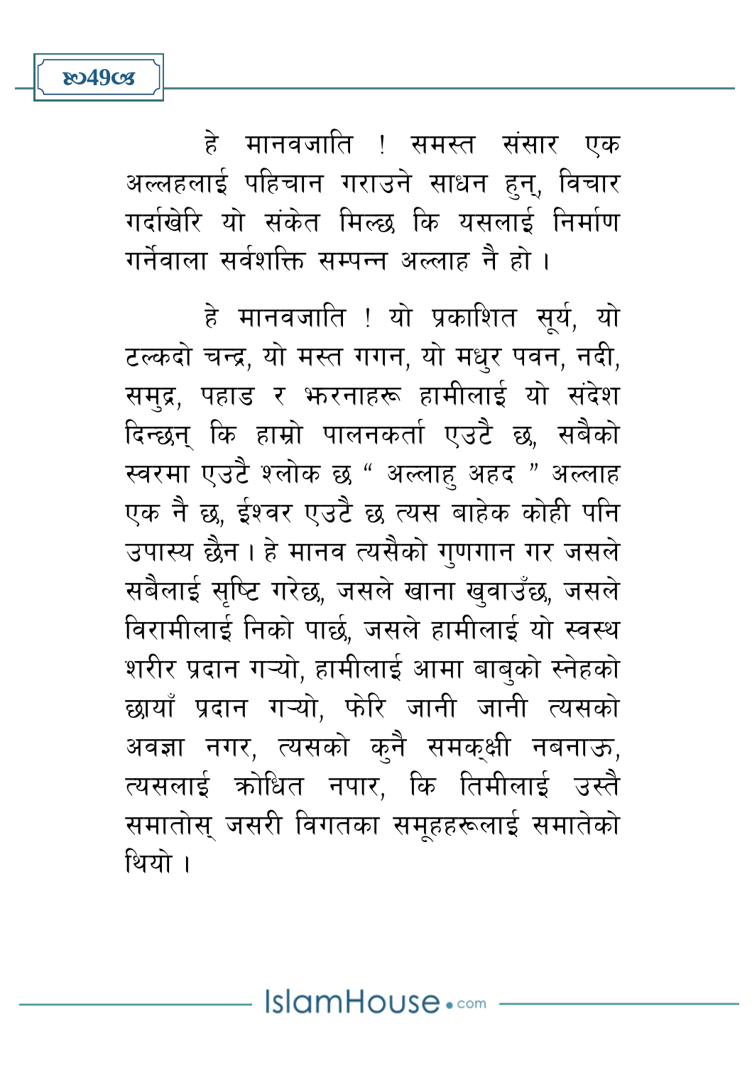हे मानवजाति ! समस्त संसार एक अल्लहलाई पहिचान गराउने साधन हुन्, विचार गर्दाखेरि यो संकेत मिल्छ कि यसलाई निर्माण गर्नेवाला सर्वशक्ति सम्पन्न अल्लाह नै हो ।

हे मानवजाति ! यो प्रकाशित सूर्य, यो टल्कदो चन्द्र, यो मस्त गगन, यो मधुर पवन, नदी, समुद्र, पहाड र झरनाहरू हामीलाई यो संदेश दिन्छन् कि हाम्रो पालनकर्ता एउटै छ, सबैको स्वरमा एउटै श्लोक छ " अल्लाहु अहद " अल्लाह एक नै छ, ईश्वर एउटै छ त्यस बाहेक कोही पनि उपास्य छैन । हे मानव त्यसैको गुणगान गर जसले सबैलाई सृष्टि गरेछ, जसले खाना खुवाउँछ, जसले विरामीलाई निको पार्छ, जसले हामीलाई यो स्वस्थ शरीर प्रदान गऱ्यो, हामीलाई आमा बाबुको स्नेहको छायाँ प्रदान गऱ्यो, फेरि जानी जानी त्यसको अवज्ञा नगर, त्यसको कुनै समकक्षी नबनाऊ, त्यसलाई क्रोधित नपार, कि तिमीलाई उस्तै समातोस् जसरी विगतका समूहहरूलाई समातेको थियो ।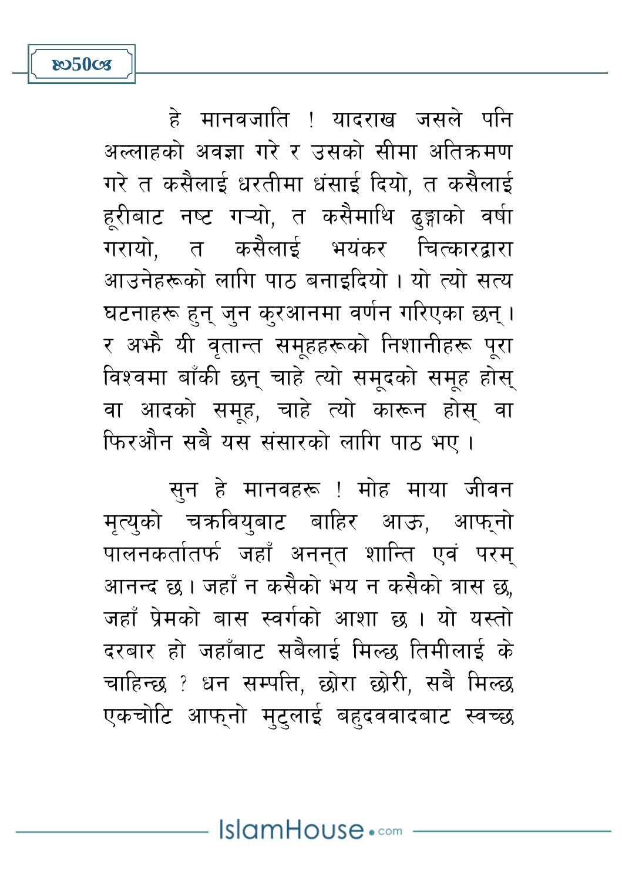हे मानवजाति ! यादराख जसले पनि अल्लाहको अवज्ञा गरे र उसको सीमा अतिक्रमण गरे त कसैलाई धरतीमा धंसाई दियो, त कसैलाई हूरीबाट नष्ट गऱ्यो, त कसैमाथि ढुङ्गाको वर्षा गरायो, त कसैलाई भयंकर चित्कारद्वारा आउनेहरूको लागि पाठ बनाइदियो । यो त्यो सत्य घटनाहरू हुन् जुन कुरआनमा वर्णन गरिएका छन् । र अझै यी वृतान्त समूहहरूको निशानीहरू पूरा विश्वमा बाँकी छन् चाहे त्यो समूदको समूह होस् वा आदको समूह, चाहे त्यो कारून होस् वा फिरऔन सबै यस संसारको लागि पाठ भए ।

सुन हे मानवहरू ! मोह माया जीवन मृत्युको चक्रवियुबाट बाहिर आऊ, आफ्नो पालनकर्तातर्फ जहाँ अनन्त शान्ति एवं परम् आनन्द छ । जहाँ न कसैको भय न कसैको त्रास छ, जहाँ प्रेमको बास स्वर्गको आशा छ । यो यस्तो दरबार हो जहाँबाट सबैलाई मिल्छ तिमीलाई के चाहिन्छ ? धन सम्पत्ति, छोरा छोरी, सबै मिल्छ एकचोटि आफ्नो मुटुलाई बहुदववादबाट स्वच्छ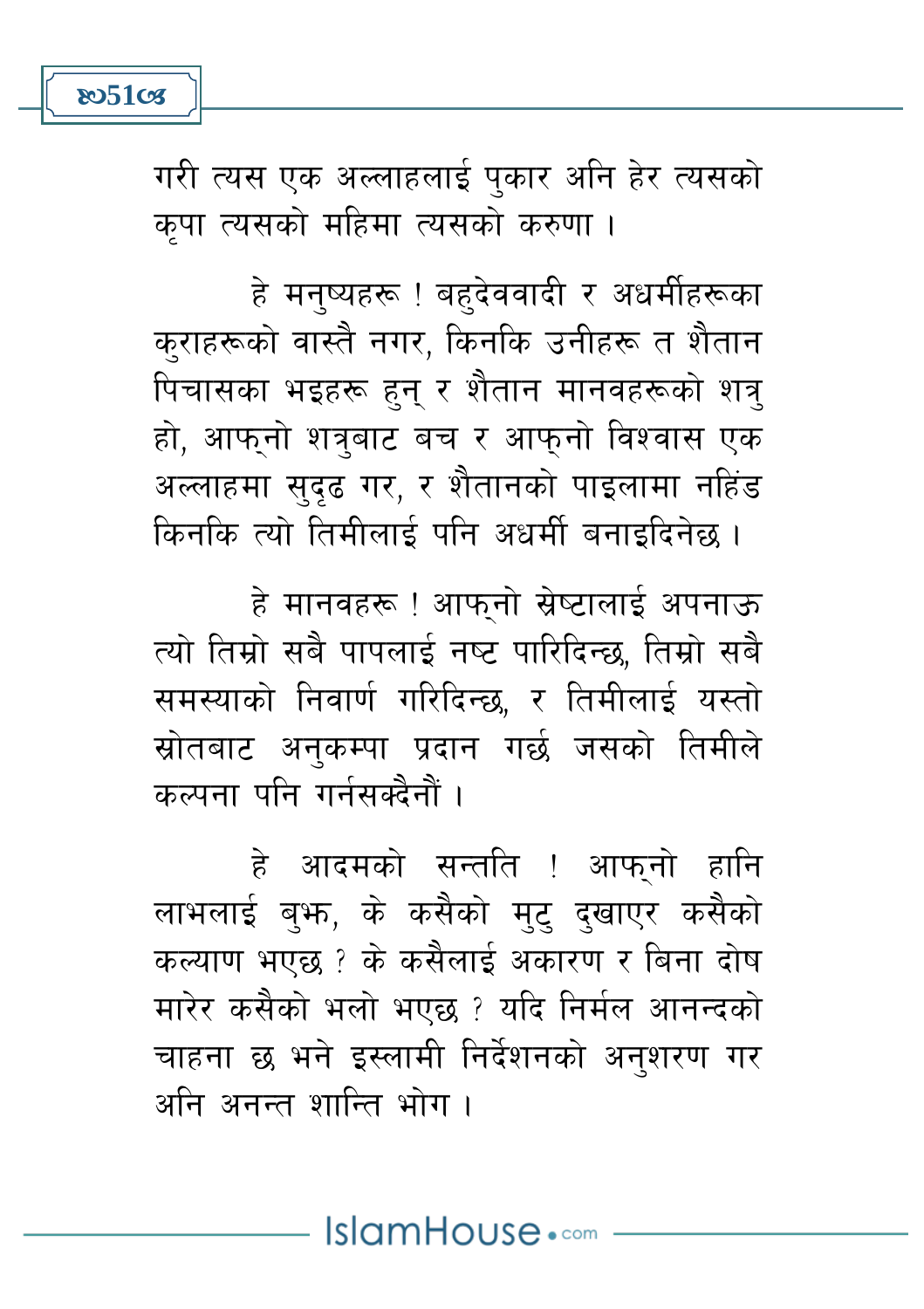गरी त्यस एक अल्लाहलाई पुकार अनि हेर त्यसको कृपा त्यसको महिमा त्यसको करुणा ।

हे मनुष्यहरू ! बहुदेववादी र अधर्मीहरूका कुराहरूको वास्तै नगर, किनकि उनीहरू त शैतान पिचासका भइहरू हुन् र शैतान मानवहरूको शत्रु हो, आफ्नो शत्रुबाट बच र आफ्नो विश्वास एक अल्लाहमा सुदृढ गर, र शैतानको पाइलामा नहिंड किनकि त्यो तिमीलाई पनि अधर्मी बनाइदिनेछ ।

हे मानवहरू ! आफ्नो स्रेष्टालाई अपनाऊ त्यो तिम्रो सबै पापलाई नष्ट पारिदिन्छ, तिम्रो सबै समस्याको निवार्ण गरिदिन्छ, र तिमीलाई यस्तो स्रोतबाट अनुकम्पा प्रदान गर्छ जसको तिमीले कल्पना पनि गर्नसक्दैनौं ।

हे आदमको सन्तति ! आफ्नो हानि लाभलाई बुझ, के कसैको मुटु दुखाएर कसैको कल्याण भएछ ? के कसैलाई अकारण र बिना दोष मारेर कसैको भलो भएछ ? यदि निर्मल आनन्दको चाहना छ भने इस्लामी निर्देशनको अनुशरण गर अनि अनन्त शान्ति भोग ।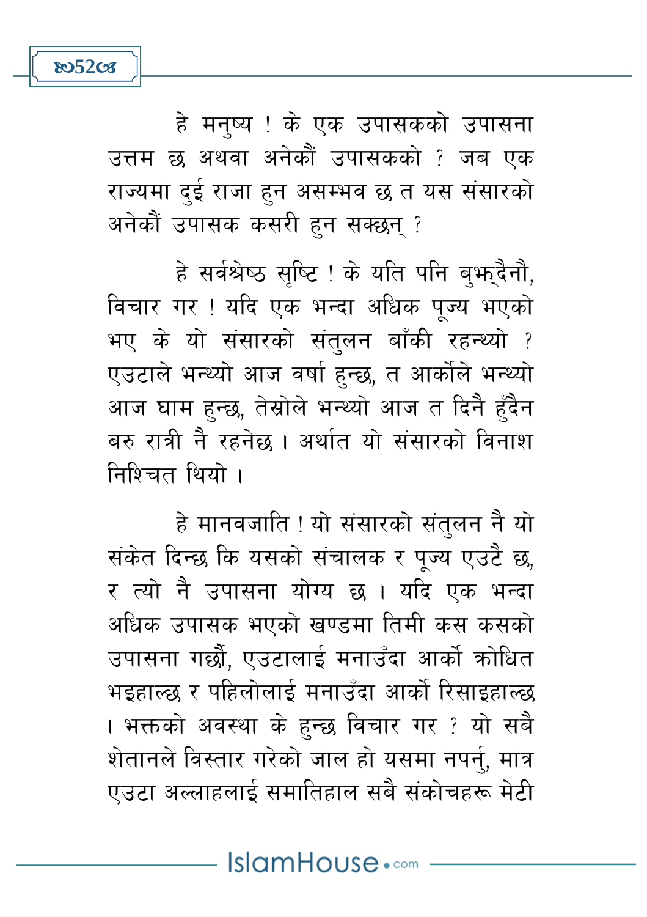हे मनुष्य ! के एक उपासकको उपासना उत्तम छ अथवा अनेकौं उपासकको ? जब एक राज्यमा दुई राजा हुन असम्भव छ त यस संसारको अनेकौं उपासक कसरी हुन सक्छन् ?

हे सर्वश्रेष्ठ सृष्टि ! के यति पनि बुझ्दैनौ, विचार गर ! यदि एक भन्दा अधिक पूज्य भएको भए के यो संसारको संतुलन बाँकी रहन्थ्यो ? एउटाले भन्थ्यो आज वर्षा हुन्छ, त आर्कोले भन्थ्यो आज घाम हुन्छ, तेस्रोले भन्थ्यो आज त दिनै हुँदैन बरु रात्री नै रहनेछ । अर्थात यो संसारको विनाश निश्चित थियो ।

हे मानवजाति ! यो संसारको संतुलन नै यो संकेत दिन्छ कि यसको संचालक र पूज्य एउटै छ, र त्यो नै उपासना योग्य छ । यदि एक भन्दा अधिक उपासक भएको खण्डमा तिमी कस कसको उपासना गर्छौ, एउटालाई मनाउँदा आर्को क्रोधित भइहाल्छ र पहिलोलाई मनाउँदा आर्को रिसाइहाल्छ । भक्तको अवस्था के हुन्छ विचार गर ? यो सबै शेतानले विस्तार गरेको जाल हो यसमा नपर्नु, मात्र एउटा अल्लाहलाई समातिहाल सबै संकोचहरू मेटी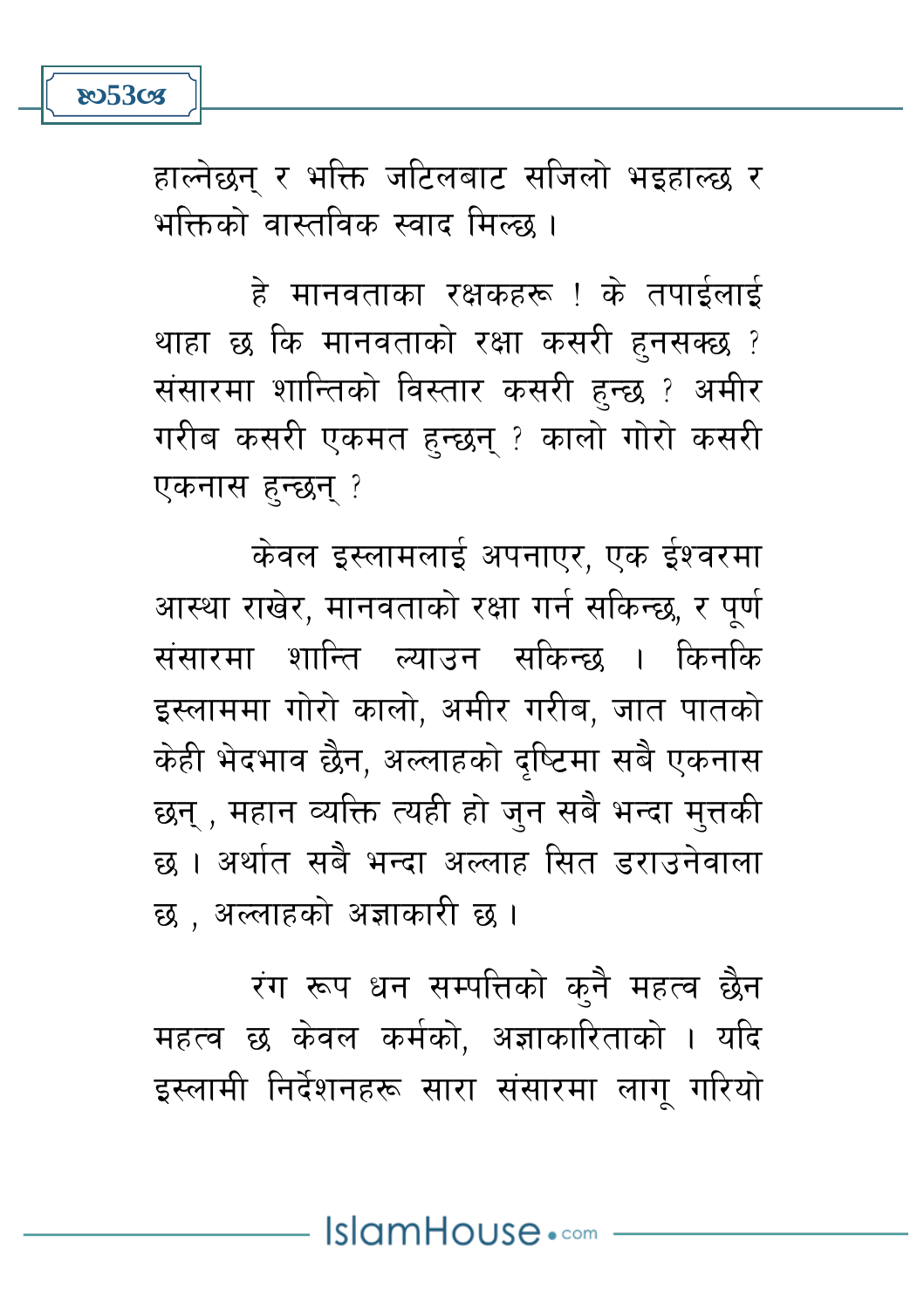हाल्नेछन् र भक्ति जटिलबाट सजिलो भइहाल्छ र भक्तिको वास्तविक स्वाद मिल्छ ।

हे मानवताका रक्षकहरू ! के तपाईलाई थाहा छ कि मानवताको रक्षा कसरी हुनसक्छ ? संसारमा शान्तिको विस्तार कसरी हुन्छ ? अमीर गरीब कसरी एकमत हुन्छन् ? कालो गोरो कसरी एकनास हुन्छन् ?

केवल इस्लामलाई अपनाएर, एक ईश्वरमा आस्था राखेर, मानवताको रक्षा गर्न सकिन्छ, र पूर्ण संसारमा शान्ति ल्याउन सकिन्छ । किनकि इस्लाममा गोरो कालो, अमीर गरीब, जात पातको केही भेदभाव छैन, अल्लाहको दृष्टिमा सबै एकनास छन् , महान व्यक्ति त्यही हो जुन सबै भन्दा मुत्तकी छ । अर्थात सबै भन्दा अल्लाह सित डराउनेवाला छ , अल्लाहको अज्ञाकारी छ ।

रंग रूप धन सम्पत्तिको कुनै महत्व छैन महत्व छ केवल कर्मको, अज्ञाकारिताको । यदि इस्लामी निर्देशनहरू सारा संसारमा लागू गरियो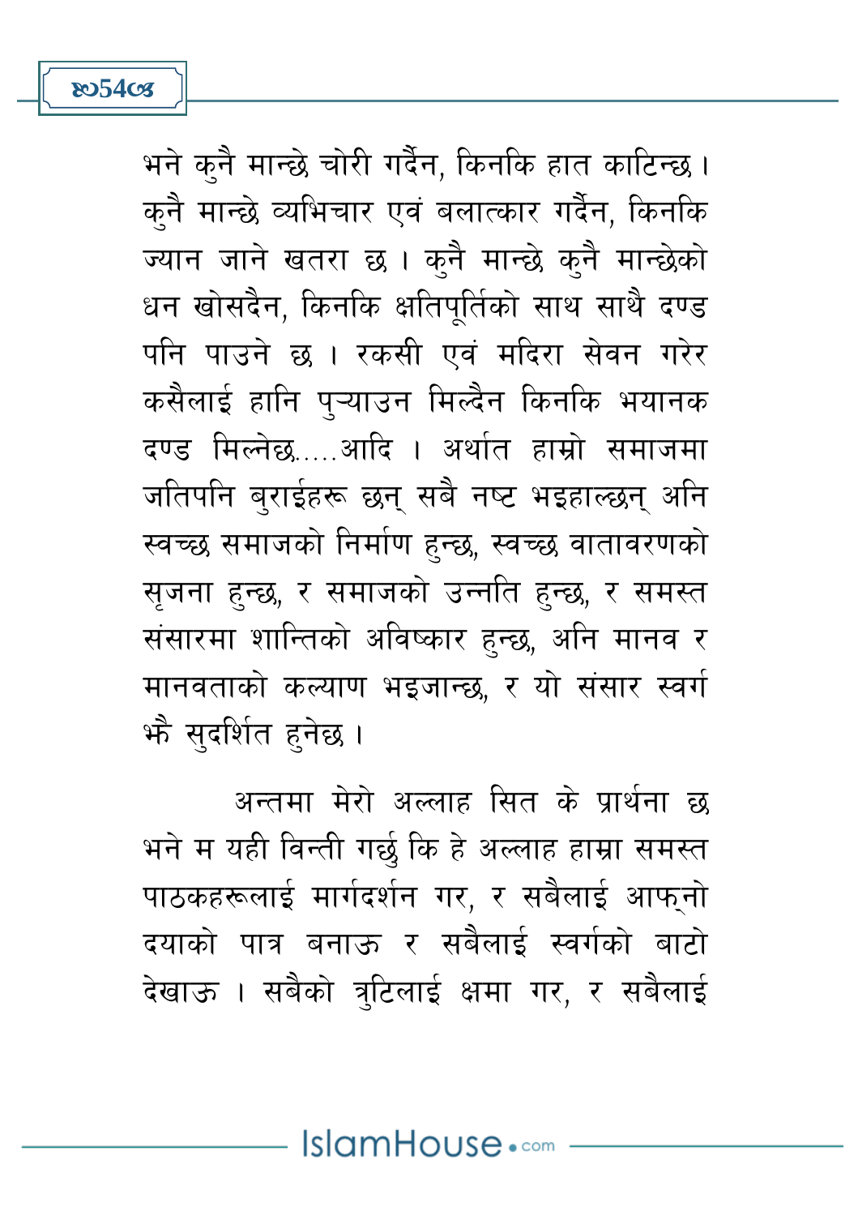भने कुनै मान्छे चोरी गर्दैन, किनकि हात काटिन्छ। कुनै मान्छे व्यभिचार एवं बलात्कार गर्दैन, किनकि ज्यान जाने खतरा छ । कुनै मान्छे कुनै मान्छेको धन खोसदैन, किनकि क्षतिपूर्तिको साथ साथै दण्ड पनि पाउने छ । रकसी एवं मदिरा सेवन गरेर कसैलाई हानि पुऱ्याउन मिल्दैन किनकि भयानक दण्ड मिल्नेछ.....आदि । अर्थात हाम्रो समाजमा जतिपनि बुराईहरू छन् सबै नष्ट भइहाल्छन् अनि स्वच्छ समाजको निर्माण हुन्छ, स्वच्छ वातावरणको सृजना हुन्छ, र समाजको उन्नति हुन्छ, र समस्त संसारमा शान्तिको अविष्कार हुन्छ, अनि मानव र मानवताको कल्याण भइजान्छ, र यो संसार स्वर्ग झै सुदर्शित हुनेछ ।

अन्तमा मेरो अल्लाह सित के प्रार्थना छ भने म यही विन्ती गर्छु कि हे अल्लाह हाम्रा समस्त पाठकहरूलाई मार्गदर्शन गर, र सबैलाई आफ्नो दयाको पात्र बनाऊ र सबैलाई स्वर्गको बाटो देखाऊ । सबैको त्रुटिलाई क्षमा गर, र सबैलाई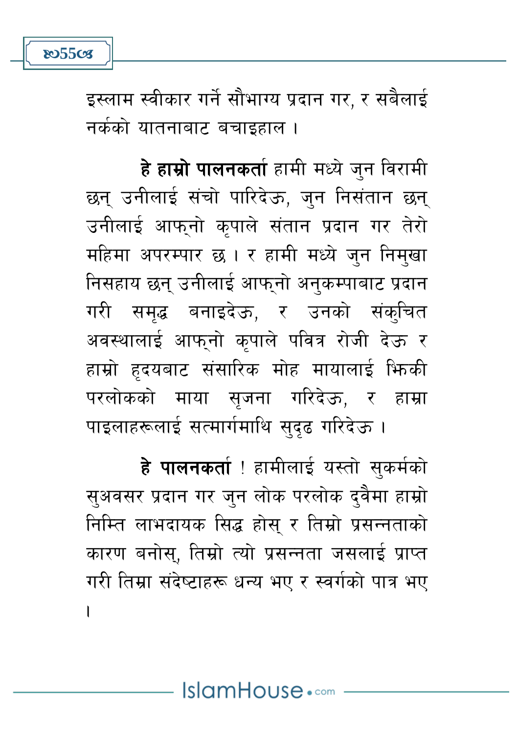इस्लाम स्वीकार गर्ने सौभाग्य प्रदान गर, र सबैलाई नर्कको यातनाबाट बचाइहाल ।

**हे हाम्रो पालनकर्ता** हामी मध्ये जुन विरामी छन् उनीलाई संचो पारिदेऊ, जुन निसंतान छन् उनीलाई आफ्नो कृपाले संतान प्रदान गर तेरो महिमा अपरम्पार छ । र हामी मध्ये जुन निमुखा निसहाय छन् उनीलाई आफ्नो अनुकम्पाबाट प्रदान गरी समृद्ध बनाइदेऊ, र उनको संकुचित अवस्थालाई आफ्नो कृपाले पवित्र रोजी देऊ र हाम्रो हृदयबाट संसारिक मोह मायालाई झिकी परलोकको माया सृजना गरिदेऊ, र हाम्रा पाइलाहरूलाई सत्मार्गमाथि सुदृढ गरिदेऊ ।

**हे पालनकर्ता** ! हामीलाई यस्तो सुकर्मको सुअवसर प्रदान गर जुन लोक परलोक दुवैमा हाम्रो निम्ति लाभदायक सिद्ध होस् र तिम्रो प्रसन्नताको कारण बनोस्, तिम्रो त्यो प्रसन्नता जसलाई प्राप्त गरी तिम्रा संदेष्टाहरू धन्य भए र स्वर्गको पात्र भए ।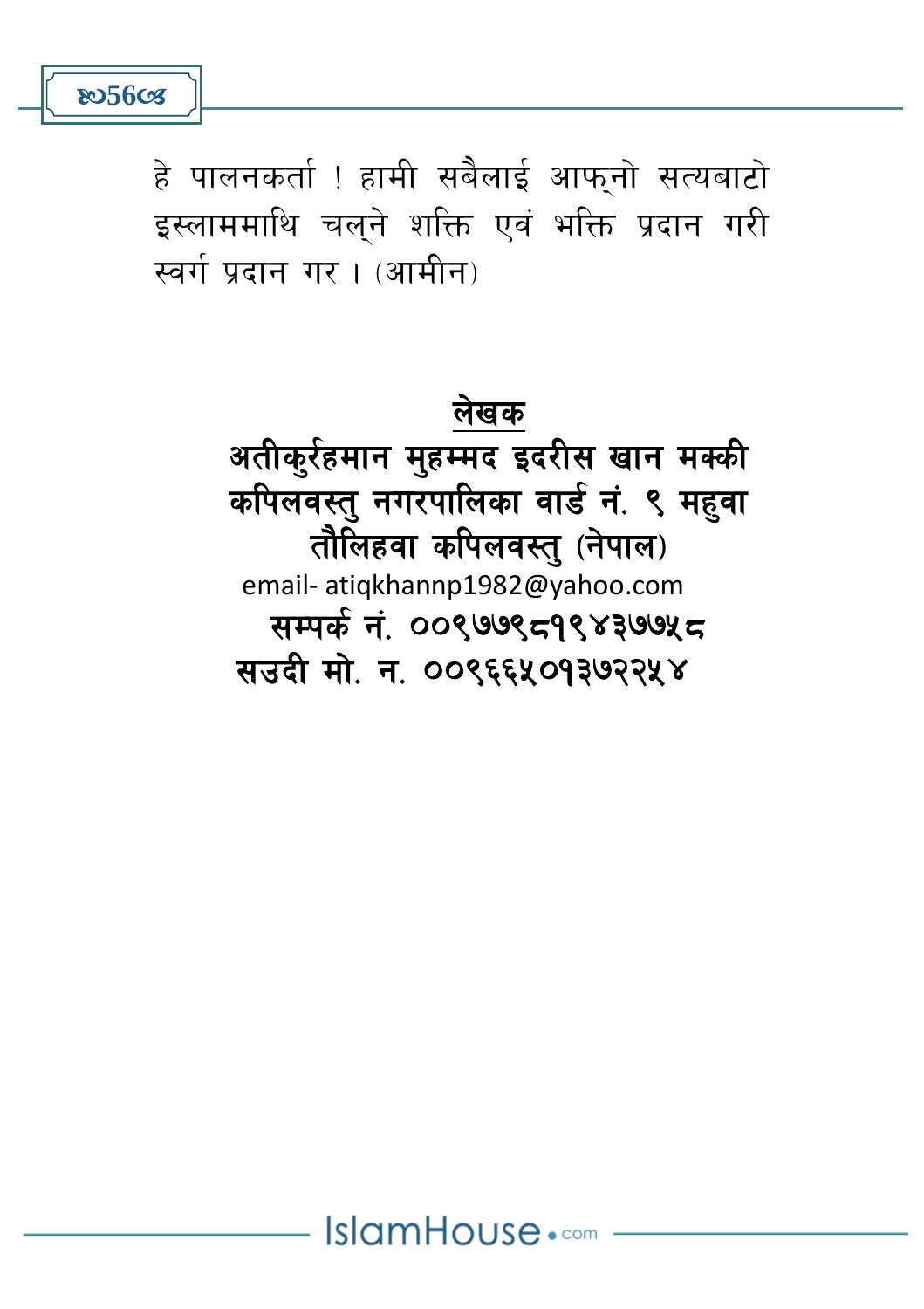हे पालनकर्ता ! हामी सबैलाई आफ्नो सत्यबाटो इस्लाममाथि चल्ने शक्ति एवं भक्ति प्रदान गरी स्वर्ग प्रदान गर । (आमीन)

**लेखक**

**अतीकुर्रहमान मुहम्मद इदरीस खान मक्की**
**कपिलवस्तु नगरपालिका वार्ड नं. ९ महुवा**
**तौलिहवा कपिलवस्तु (नेपाल)**

email- atiqkhannp1982@yahoo.com

**सम्पर्क नं. ००९७७९८१९४३७७५८**

**सउदी मो. न. ००९६६५०१३७२२५४**